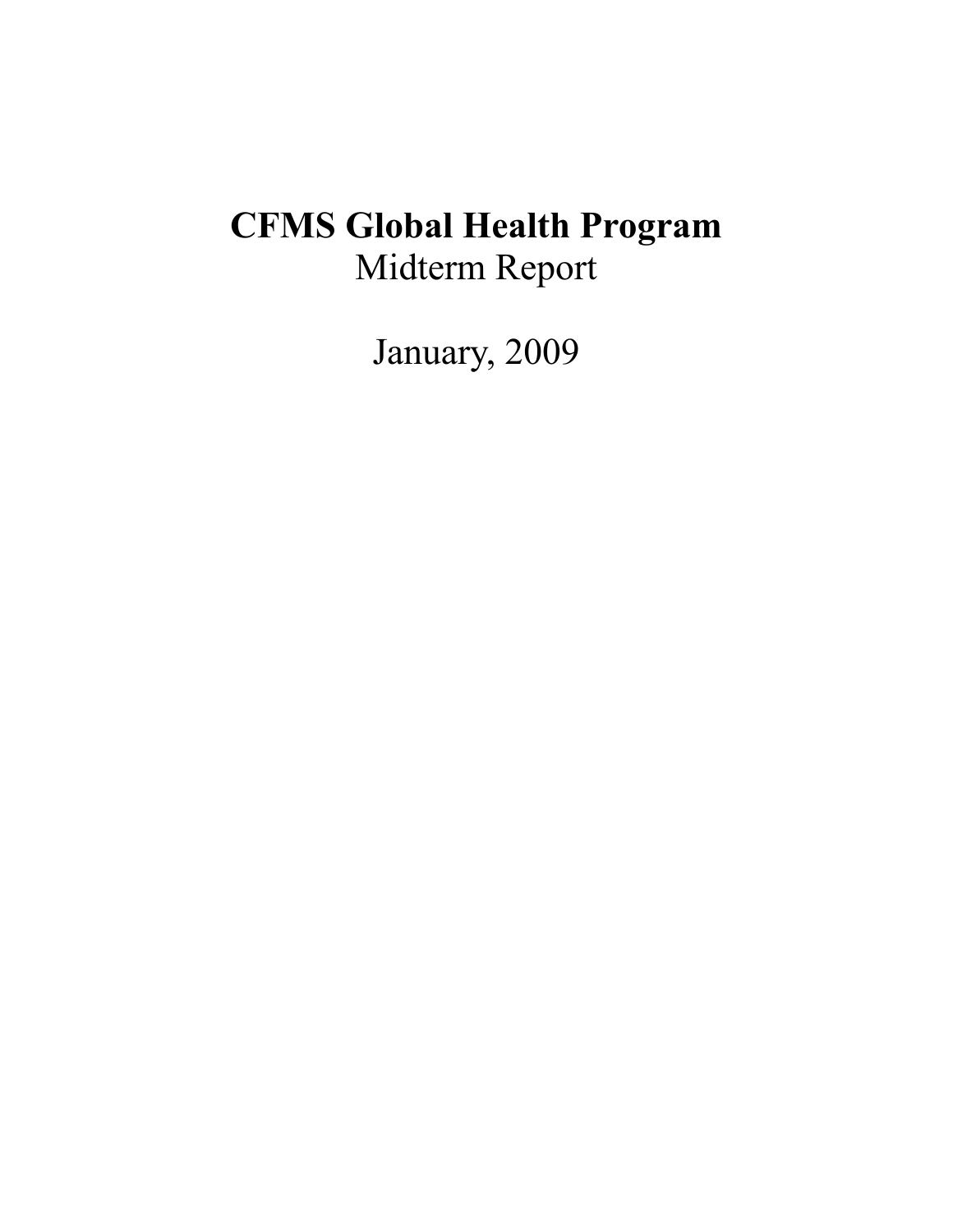# CFMS Global Health Program

Midterm Report

January, 2009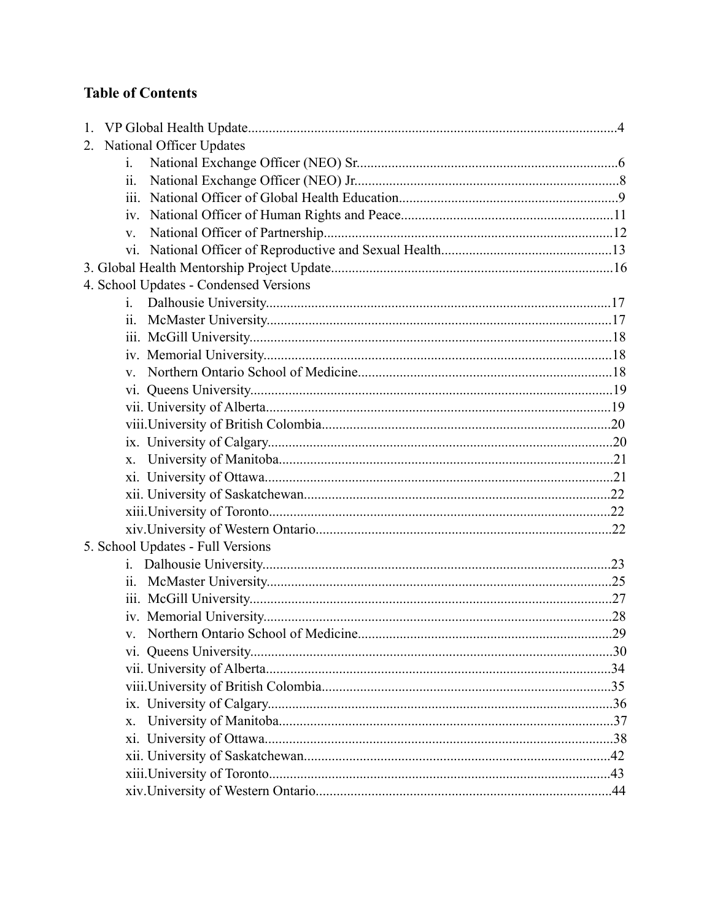## Table of Contents

1. VP Global Health Update....................................................................................................4
2. National Officer Updates
    - i. National Exchange Officer (NEO) Sr.....................................................................6
    - ii. National Exchange Officer (NEO) Jr......................................................................8
    - iii. National Officer of Global Health Education.........................................................9
    - iv. National Officer of Human Rights and Peace.......................................................11
    - v. National Officer of Partnership.............................................................................12
    - vi. National Officer of Reproductive and Sexual Health............................................13

3. Global Health Mentorship Project Update...........................................................................16

4. School Updates - Condensed Versions
    - i. Dalhousie University.............................................................................................17
    - ii. McMaster University.............................................................................................17
    - iii. McGill University..................................................................................................18
    - iv. Memorial University..............................................................................................18
    - v. Northern Ontario School of Medicine...................................................................18
    - vi. Queens University..................................................................................................19
    - vii. University of Alberta.............................................................................................19
    - viii. University of British Colombia..............................................................................20
    - ix. University of Calgary.............................................................................................20
    - x. University of Manitoba..........................................................................................21
    - xi. University of Ottawa..............................................................................................21
    - xii. University of Saskatchewan...................................................................................22
    - xiii. University of Toronto.............................................................................................22
    - xiv. University of Western Ontario...............................................................................22

5. School Updates - Full Versions
    - i. Dalhousie University..............................................................................................23
    - ii. McMaster University.............................................................................................25
    - iii. McGill University..................................................................................................27
    - iv. Memorial University..............................................................................................28
    - v. Northern Ontario School of Medicine...................................................................29
    - vi. Queens University..................................................................................................30
    - vii. University of Alberta.............................................................................................34
    - viii. University of British Colombia..............................................................................35
    - ix. University of Calgary.............................................................................................36
    - x. University of Manitoba..........................................................................................37
    - xi. University of Ottawa..............................................................................................38
    - xii. University of Saskatchewan...................................................................................42
    - xiii. University of Toronto.............................................................................................43
    - xiv. University of Western Ontario...............................................................................44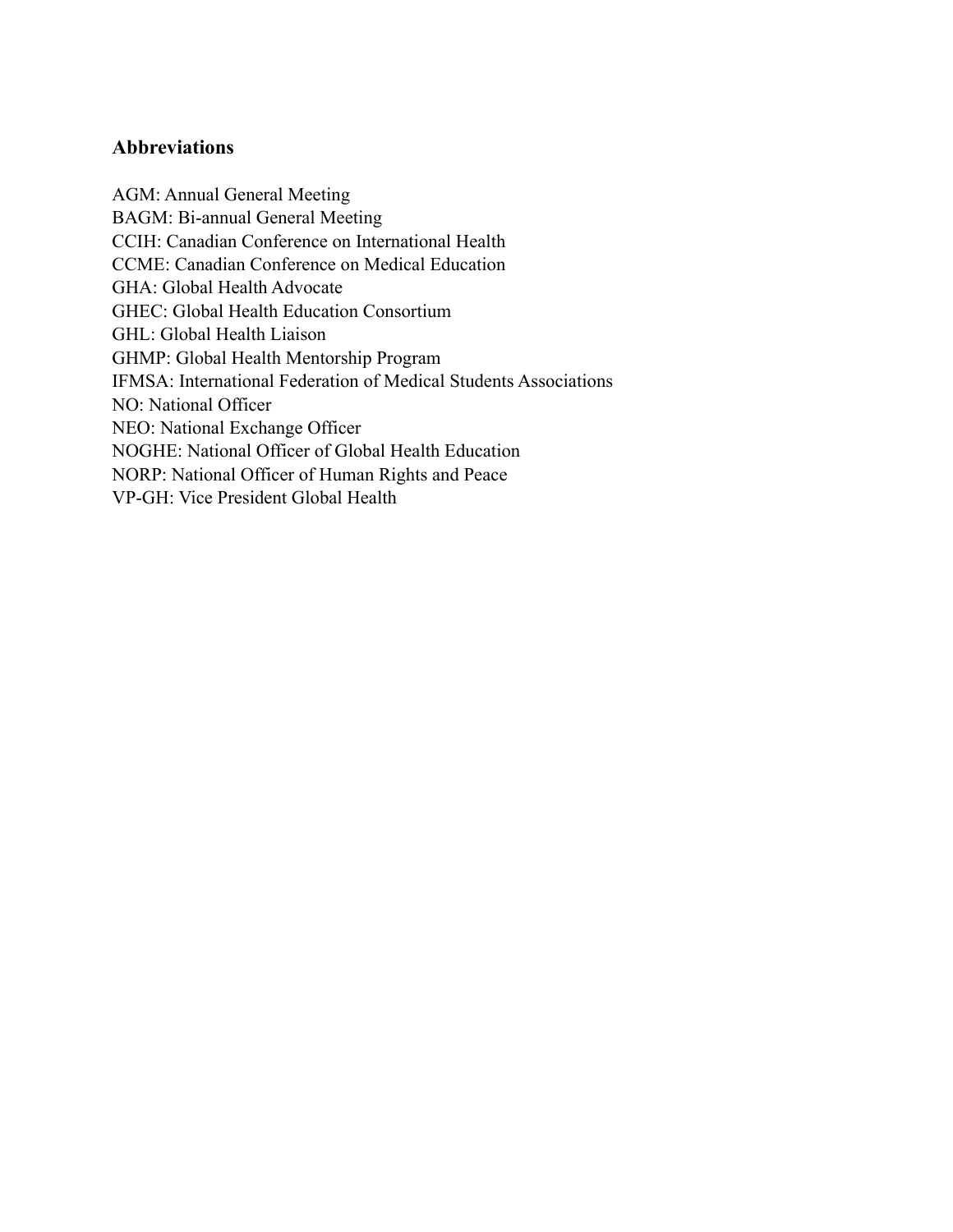### Abbreviations

AGM: Annual General Meeting
BAGM: Bi-annual General Meeting
CCIH: Canadian Conference on International Health
CCME: Canadian Conference on Medical Education
GHA: Global Health Advocate
GHEC: Global Health Education Consortium
GHL: Global Health Liaison
GHMP: Global Health Mentorship Program
IFMSA: International Federation of Medical Students Associations
NO: National Officer
NEO: National Exchange Officer
NOGHE: National Officer of Global Health Education
NORP: National Officer of Human Rights and Peace
VP-GH: Vice President Global Health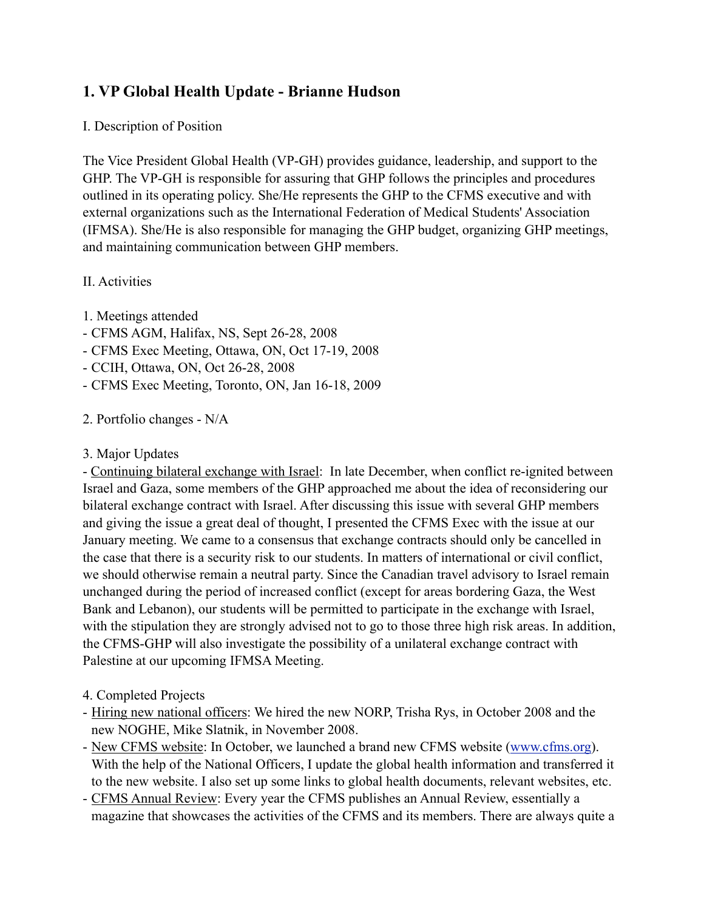## 1. VP Global Health Update - Brianne Hudson

I. Description of Position

The Vice President Global Health (VP-GH) provides guidance, leadership, and support to the GHP. The VP-GH is responsible for assuring that GHP follows the principles and procedures outlined in its operating policy. She/He represents the GHP to the CFMS executive and with external organizations such as the International Federation of Medical Students' Association (IFMSA). She/He is also responsible for managing the GHP budget, organizing GHP meetings, and maintaining communication between GHP members.

II. Activities

1. Meetings attended
- CFMS AGM, Halifax, NS, Sept 26-28, 2008
- CFMS Exec Meeting, Ottawa, ON, Oct 17-19, 2008
- CCIH, Ottawa, ON, Oct 26-28, 2008
- CFMS Exec Meeting, Toronto, ON, Jan 16-18, 2009

2. Portfolio changes - N/A

3. Major Updates
- <u>Continuing bilateral exchange with Israel</u>: In late December, when conflict re-ignited between Israel and Gaza, some members of the GHP approached me about the idea of reconsidering our bilateral exchange contract with Israel. After discussing this issue with several GHP members and giving the issue a great deal of thought, I presented the CFMS Exec with the issue at our January meeting. We came to a consensus that exchange contracts should only be cancelled in the case that there is a security risk to our students. In matters of international or civil conflict, we should otherwise remain a neutral party. Since the Canadian travel advisory to Israel remain unchanged during the period of increased conflict (except for areas bordering Gaza, the West Bank and Lebanon), our students will be permitted to participate in the exchange with Israel, with the stipulation they are strongly advised not to go to those three high risk areas. In addition, the CFMS-GHP will also investigate the possibility of a unilateral exchange contract with Palestine at our upcoming IFMSA Meeting.

4. Completed Projects
- <u>Hiring new national officers</u>: We hired the new NORP, Trisha Rys, in October 2008 and the new NOGHE, Mike Slatnik, in November 2008.
- <u>New CFMS website</u>: In October, we launched a brand new CFMS website ([www.cfms.org](http://www.cfms.org)). With the help of the National Officers, I update the global health information and transferred it to the new website. I also set up some links to global health documents, relevant websites, etc.
- <u>CFMS Annual Review</u>: Every year the CFMS publishes an Annual Review, essentially a magazine that showcases the activities of the CFMS and its members. There are always quite a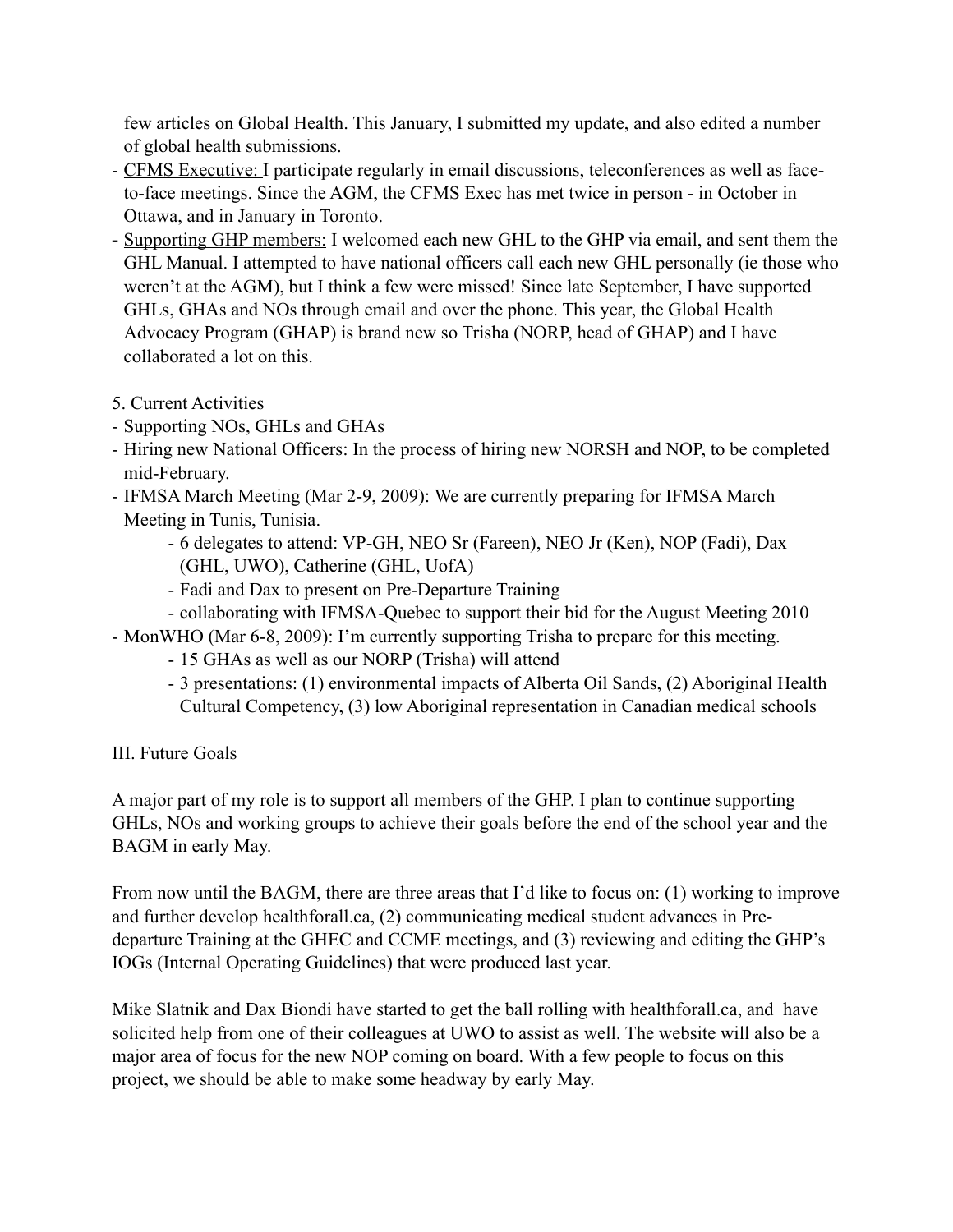few articles on Global Health. This January, I submitted my update, and also edited a number of global health submissions.

- <u>CFMS Executive:</u> I participate regularly in email discussions, teleconferences as well as face-to-face meetings. Since the AGM, the CFMS Exec has met twice in person - in October in Ottawa, and in January in Toronto.
- <u>Supporting GHP members:</u> I welcomed each new GHL to the GHP via email, and sent them the GHL Manual. I attempted to have national officers call each new GHL personally (ie those who weren't at the AGM), but I think a few were missed! Since late September, I have supported GHLs, GHAs and NOs through email and over the phone. This year, the Global Health Advocacy Program (GHAP) is brand new so Trisha (NORP, head of GHAP) and I have collaborated a lot on this.

5. Current Activities

- Supporting NOs, GHLs and GHAs
- Hiring new National Officers: In the process of hiring new NORSH and NOP, to be completed mid-February.
- IFMSA March Meeting (Mar 2-9, 2009): We are currently preparing for IFMSA March Meeting in Tunis, Tunisia.
    - 6 delegates to attend: VP-GH, NEO Sr (Fareen), NEO Jr (Ken), NOP (Fadi), Dax (GHL, UWO), Catherine (GHL, UofA)
    - Fadi and Dax to present on Pre-Departure Training
    - collaborating with IFMSA-Quebec to support their bid for the August Meeting 2010
- MonWHO (Mar 6-8, 2009): I'm currently supporting Trisha to prepare for this meeting.
    - 15 GHAs as well as our NORP (Trisha) will attend
    - 3 presentations: (1) environmental impacts of Alberta Oil Sands, (2) Aboriginal Health Cultural Competency, (3) low Aboriginal representation in Canadian medical schools

III. Future Goals

A major part of my role is to support all members of the GHP. I plan to continue supporting GHLs, NOs and working groups to achieve their goals before the end of the school year and the BAGM in early May.

From now until the BAGM, there are three areas that I'd like to focus on: (1) working to improve and further develop healthforall.ca, (2) communicating medical student advances in Pre-departure Training at the GHEC and CCME meetings, and (3) reviewing and editing the GHP's IOGs (Internal Operating Guidelines) that were produced last year.

Mike Slatnik and Dax Biondi have started to get the ball rolling with healthforall.ca, and have solicited help from one of their colleagues at UWO to assist as well. The website will also be a major area of focus for the new NOP coming on board. With a few people to focus on this project, we should be able to make some headway by early May.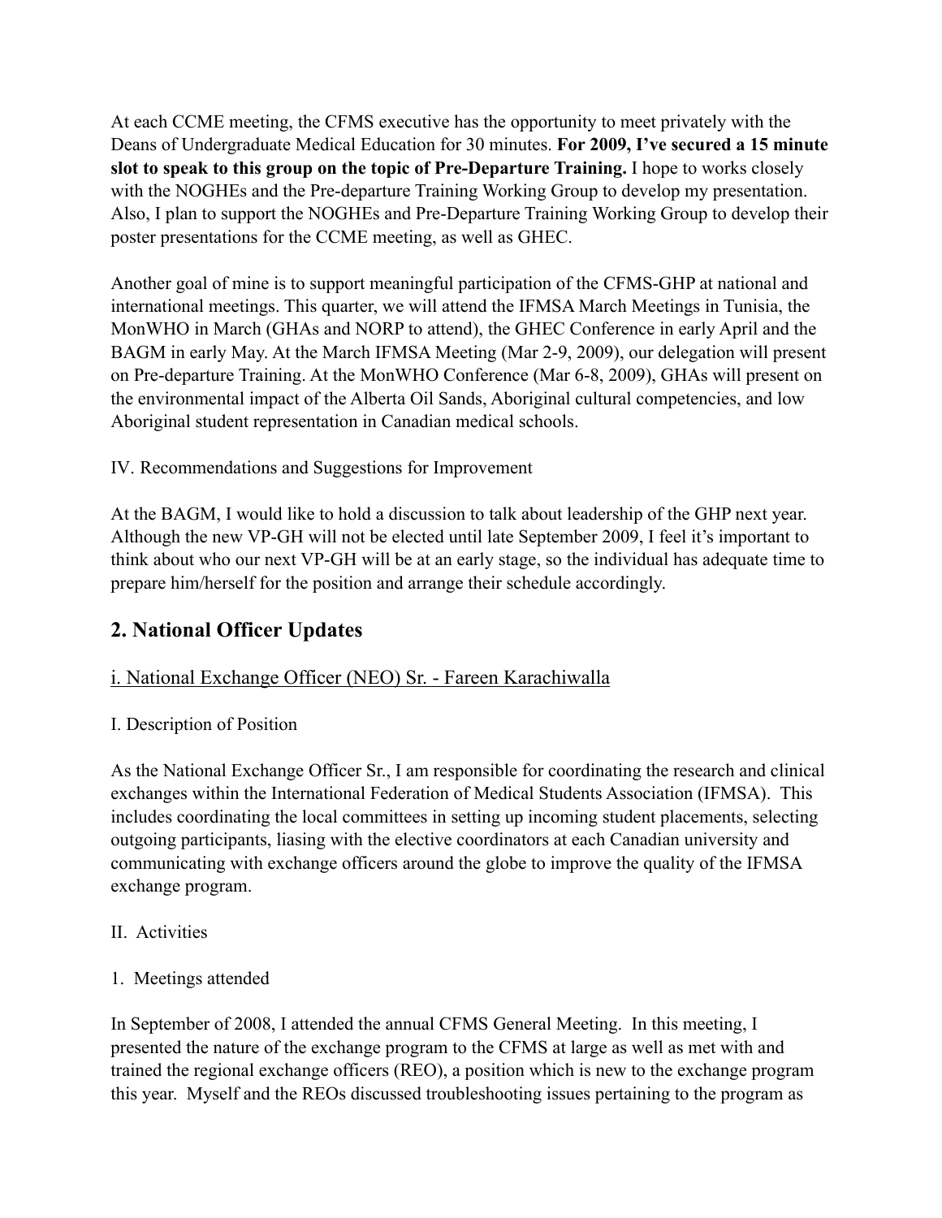At each CCME meeting, the CFMS executive has the opportunity to meet privately with the Deans of Undergraduate Medical Education for 30 minutes. **For 2009, I've secured a 15 minute slot to speak to this group on the topic of Pre-Departure Training.** I hope to works closely with the NOGHEs and the Pre-departure Training Working Group to develop my presentation. Also, I plan to support the NOGHEs and Pre-Departure Training Working Group to develop their poster presentations for the CCME meeting, as well as GHEC.

Another goal of mine is to support meaningful participation of the CFMS-GHP at national and international meetings. This quarter, we will attend the IFMSA March Meetings in Tunisia, the MonWHO in March (GHAs and NORP to attend), the GHEC Conference in early April and the BAGM in early May. At the March IFMSA Meeting (Mar 2-9, 2009), our delegation will present on Pre-departure Training. At the MonWHO Conference (Mar 6-8, 2009), GHAs will present on the environmental impact of the Alberta Oil Sands, Aboriginal cultural competencies, and low Aboriginal student representation in Canadian medical schools.

IV. Recommendations and Suggestions for Improvement

At the BAGM, I would like to hold a discussion to talk about leadership of the GHP next year. Although the new VP-GH will not be elected until late September 2009, I feel it's important to think about who our next VP-GH will be at an early stage, so the individual has adequate time to prepare him/herself for the position and arrange their schedule accordingly.

## 2. National Officer Updates

### i. National Exchange Officer (NEO) Sr. - Fareen Karachiwalla

I. Description of Position

As the National Exchange Officer Sr., I am responsible for coordinating the research and clinical exchanges within the International Federation of Medical Students Association (IFMSA). This includes coordinating the local committees in setting up incoming student placements, selecting outgoing participants, liasing with the elective coordinators at each Canadian university and communicating with exchange officers around the globe to improve the quality of the IFMSA exchange program.

II. Activities

1. Meetings attended

In September of 2008, I attended the annual CFMS General Meeting. In this meeting, I presented the nature of the exchange program to the CFMS at large as well as met with and trained the regional exchange officers (REO), a position which is new to the exchange program this year. Myself and the REOs discussed troubleshooting issues pertaining to the program as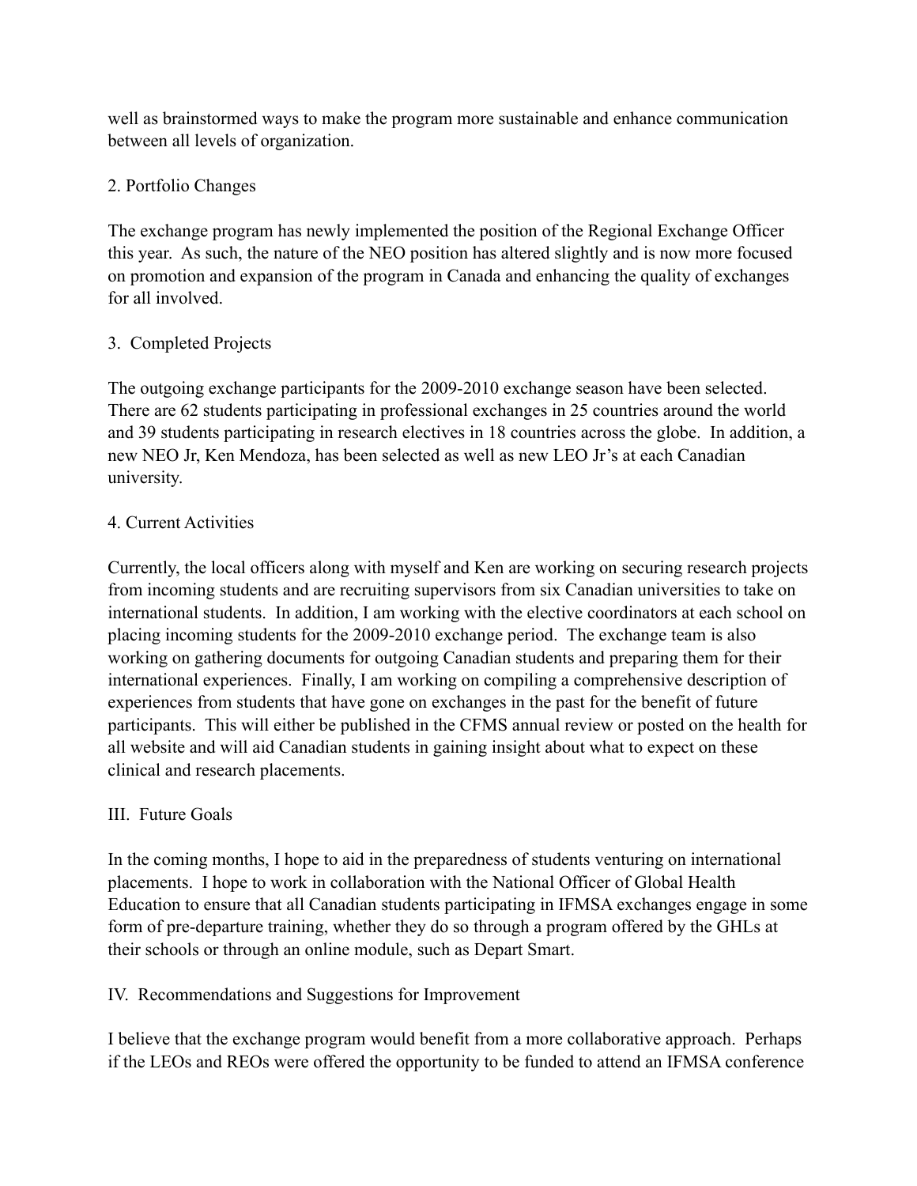well as brainstormed ways to make the program more sustainable and enhance communication between all levels of organization.

### 2. Portfolio Changes

The exchange program has newly implemented the position of the Regional Exchange Officer this year. As such, the nature of the NEO position has altered slightly and is now more focused on promotion and expansion of the program in Canada and enhancing the quality of exchanges for all involved.

### 3. Completed Projects

The outgoing exchange participants for the 2009-2010 exchange season have been selected. There are 62 students participating in professional exchanges in 25 countries around the world and 39 students participating in research electives in 18 countries across the globe. In addition, a new NEO Jr, Ken Mendoza, has been selected as well as new LEO Jr's at each Canadian university.

### 4. Current Activities

Currently, the local officers along with myself and Ken are working on securing research projects from incoming students and are recruiting supervisors from six Canadian universities to take on international students. In addition, I am working with the elective coordinators at each school on placing incoming students for the 2009-2010 exchange period. The exchange team is also working on gathering documents for outgoing Canadian students and preparing them for their international experiences. Finally, I am working on compiling a comprehensive description of experiences from students that have gone on exchanges in the past for the benefit of future participants. This will either be published in the CFMS annual review or posted on the health for all website and will aid Canadian students in gaining insight about what to expect on these clinical and research placements.

## III. Future Goals

In the coming months, I hope to aid in the preparedness of students venturing on international placements. I hope to work in collaboration with the National Officer of Global Health Education to ensure that all Canadian students participating in IFMSA exchanges engage in some form of pre-departure training, whether they do so through a program offered by the GHLs at their schools or through an online module, such as Depart Smart.

## IV. Recommendations and Suggestions for Improvement

I believe that the exchange program would benefit from a more collaborative approach. Perhaps if the LEOs and REOs were offered the opportunity to be funded to attend an IFMSA conference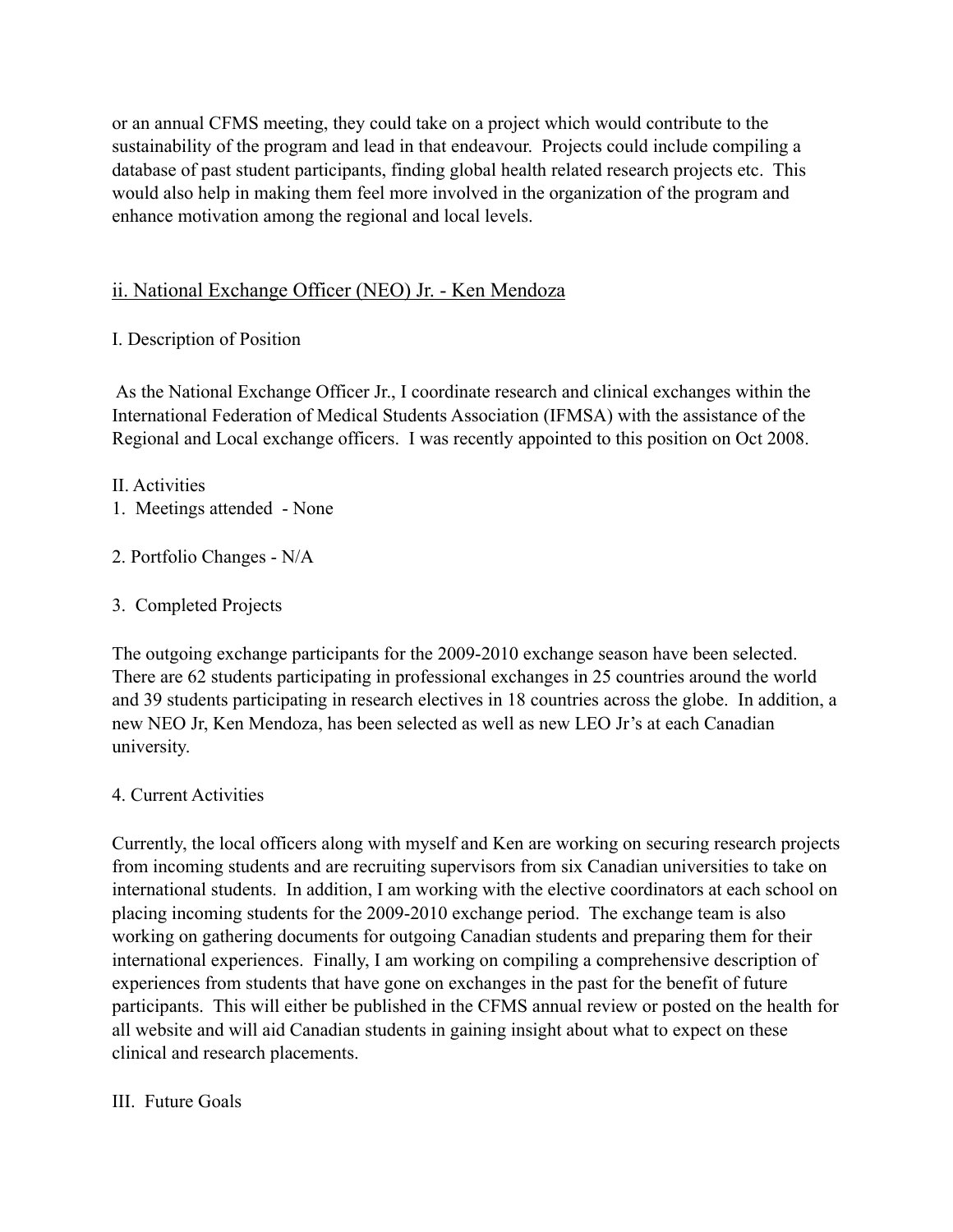or an annual CFMS meeting, they could take on a project which would contribute to the sustainability of the program and lead in that endeavour. Projects could include compiling a database of past student participants, finding global health related research projects etc. This would also help in making them feel more involved in the organization of the program and enhance motivation among the regional and local levels.

## ii. National Exchange Officer (NEO) Jr. - Ken Mendoza

I. Description of Position

As the National Exchange Officer Jr., I coordinate research and clinical exchanges within the International Federation of Medical Students Association (IFMSA) with the assistance of the Regional and Local exchange officers. I was recently appointed to this position on Oct 2008.

II. Activities

1. Meetings attended - None

2. Portfolio Changes - N/A

3. Completed Projects

The outgoing exchange participants for the 2009-2010 exchange season have been selected. There are 62 students participating in professional exchanges in 25 countries around the world and 39 students participating in research electives in 18 countries across the globe. In addition, a new NEO Jr, Ken Mendoza, has been selected as well as new LEO Jr's at each Canadian university.

4. Current Activities

Currently, the local officers along with myself and Ken are working on securing research projects from incoming students and are recruiting supervisors from six Canadian universities to take on international students. In addition, I am working with the elective coordinators at each school on placing incoming students for the 2009-2010 exchange period. The exchange team is also working on gathering documents for outgoing Canadian students and preparing them for their international experiences. Finally, I am working on compiling a comprehensive description of experiences from students that have gone on exchanges in the past for the benefit of future participants. This will either be published in the CFMS annual review or posted on the health for all website and will aid Canadian students in gaining insight about what to expect on these clinical and research placements.

III. Future Goals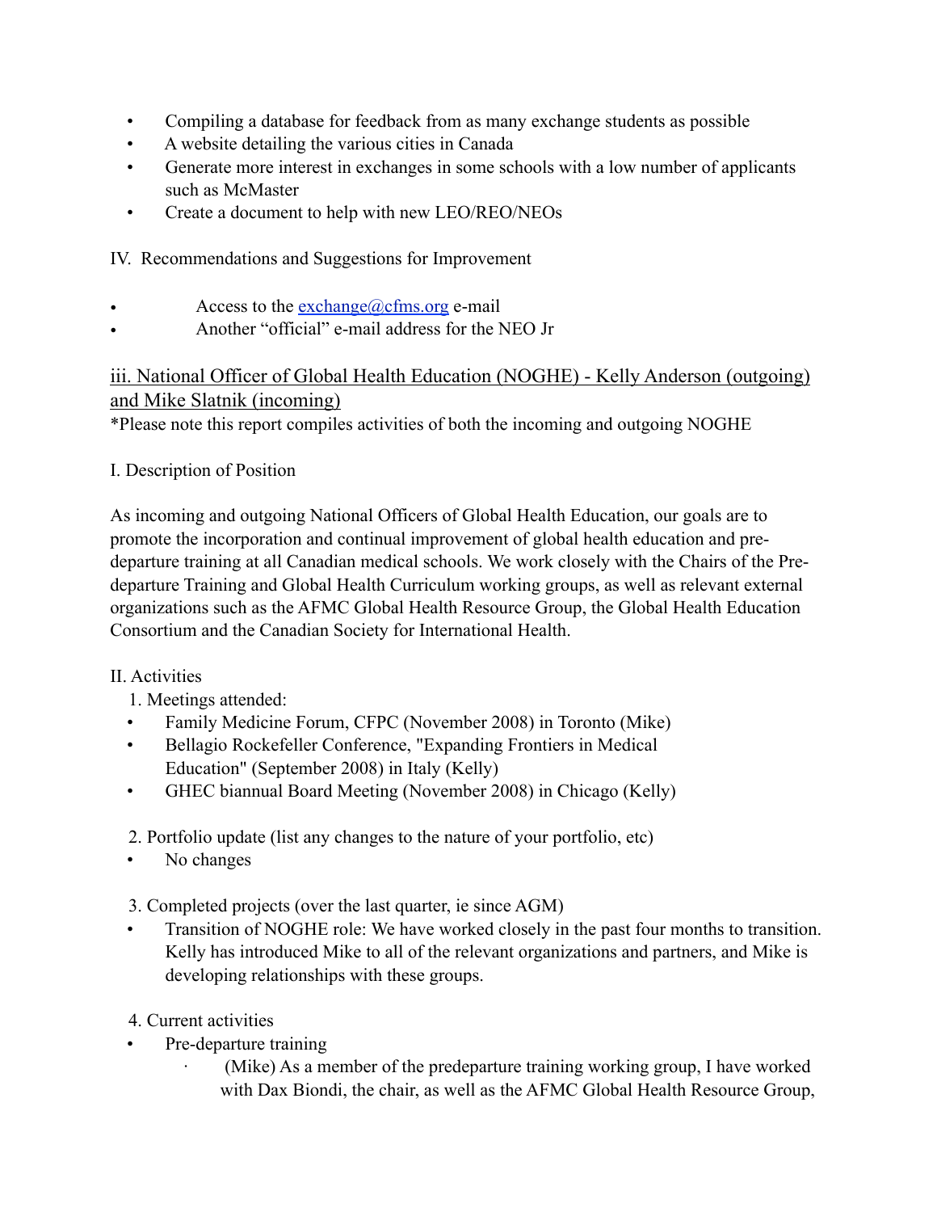- Compiling a database for feedback from as many exchange students as possible
- A website detailing the various cities in Canada
- Generate more interest in exchanges in some schools with a low number of applicants such as McMaster
- Create a document to help with new LEO/REO/NEOs

IV. Recommendations and Suggestions for Improvement

- Access to the [exchange@cfms.org](mailto:exchange@cfms.org) e-mail
- Another "official" e-mail address for the NEO Jr

### iii. National Officer of Global Health Education (NOGHE) - Kelly Anderson (outgoing) and Mike Slatnik (incoming)

*Please note this report compiles activities of both the incoming and outgoing NOGHE

I. Description of Position

As incoming and outgoing National Officers of Global Health Education, our goals are to promote the incorporation and continual improvement of global health education and pre-departure training at all Canadian medical schools. We work closely with the Chairs of the Pre-departure Training and Global Health Curriculum working groups, as well as relevant external organizations such as the AFMC Global Health Resource Group, the Global Health Education Consortium and the Canadian Society for International Health.

II. Activities

1. Meetings attended:
   - Family Medicine Forum, CFPC (November 2008) in Toronto (Mike)
   - Bellagio Rockefeller Conference, "Expanding Frontiers in Medical Education" (September 2008) in Italy (Kelly)
   - GHEC biannual Board Meeting (November 2008) in Chicago (Kelly)

2. Portfolio update (list any changes to the nature of your portfolio, etc)
   - No changes

3. Completed projects (over the last quarter, ie since AGM)
   - Transition of NOGHE role: We have worked closely in the past four months to transition. Kelly has introduced Mike to all of the relevant organizations and partners, and Mike is developing relationships with these groups.

4. Current activities
   - Pre-departure training
     - (Mike) As a member of the predeparture training working group, I have worked with Dax Biondi, the chair, as well as the AFMC Global Health Resource Group,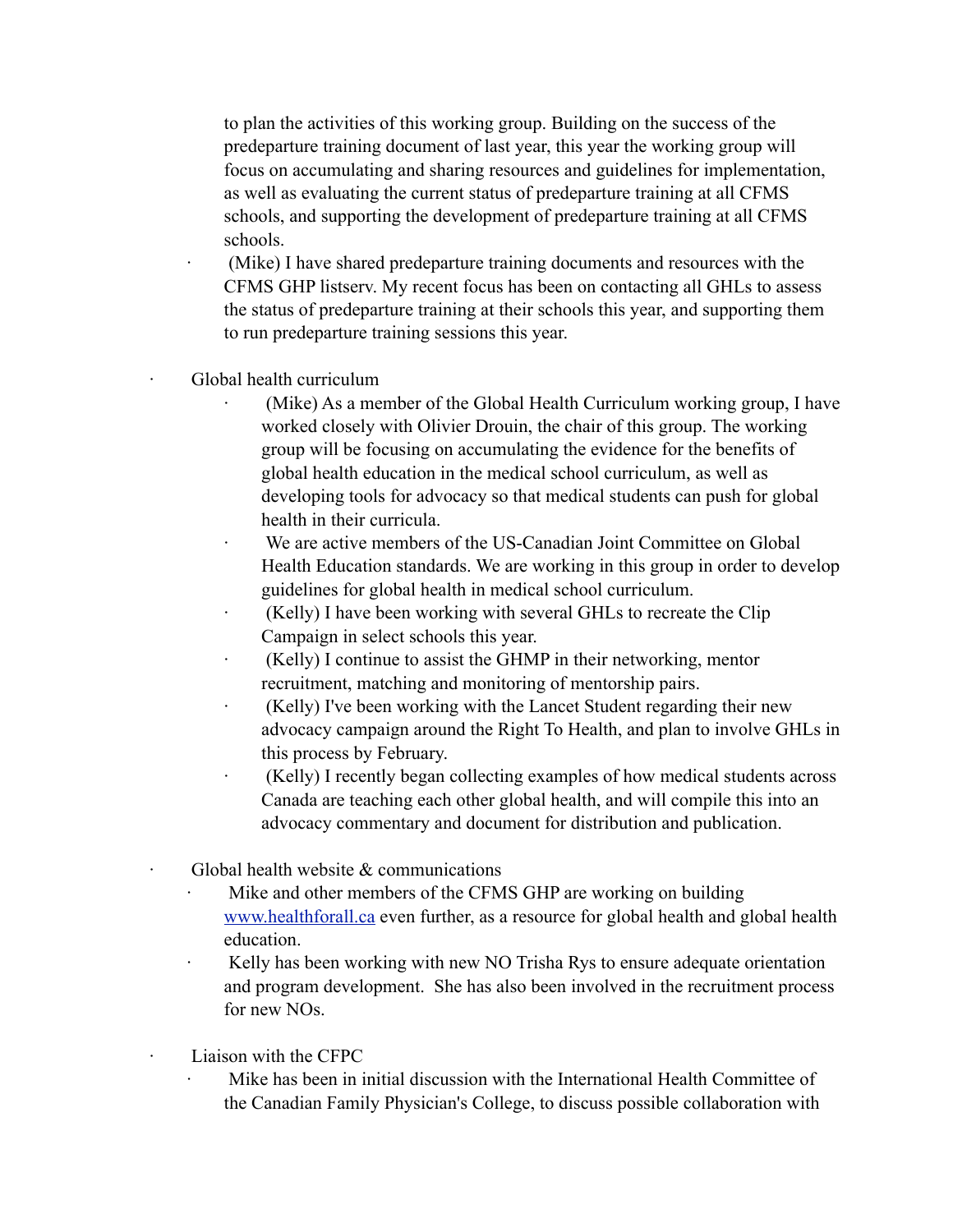to plan the activities of this working group. Building on the success of the predeparture training document of last year, this year the working group will focus on accumulating and sharing resources and guidelines for implementation, as well as evaluating the current status of predeparture training at all CFMS schools, and supporting the development of predeparture training at all CFMS schools.

- (Mike) I have shared predeparture training documents and resources with the CFMS GHP listserv. My recent focus has been on contacting all GHLs to assess the status of predeparture training at their schools this year, and supporting them to run predeparture training sessions this year.

- Global health curriculum
    - (Mike) As a member of the Global Health Curriculum working group, I have worked closely with Olivier Drouin, the chair of this group. The working group will be focusing on accumulating the evidence for the benefits of global health education in the medical school curriculum, as well as developing tools for advocacy so that medical students can push for global health in their curricula.
    - We are active members of the US-Canadian Joint Committee on Global Health Education standards. We are working in this group in order to develop guidelines for global health in medical school curriculum.
    - (Kelly) I have been working with several GHLs to recreate the Clip Campaign in select schools this year.
    - (Kelly) I continue to assist the GHMP in their networking, mentor recruitment, matching and monitoring of mentorship pairs.
    - (Kelly) I've been working with the Lancet Student regarding their new advocacy campaign around the Right To Health, and plan to involve GHLs in this process by February.
    - (Kelly) I recently began collecting examples of how medical students across Canada are teaching each other global health, and will compile this into an advocacy commentary and document for distribution and publication.

- Global health website & communications
    - Mike and other members of the CFMS GHP are working on building [www.healthforall.ca](http://www.healthforall.ca) even further, as a resource for global health and global health education.
    - Kelly has been working with new NO Trisha Rys to ensure adequate orientation and program development. She has also been involved in the recruitment process for new NOs.

- Liaison with the CFPC
    - Mike has been in initial discussion with the International Health Committee of the Canadian Family Physician's College, to discuss possible collaboration with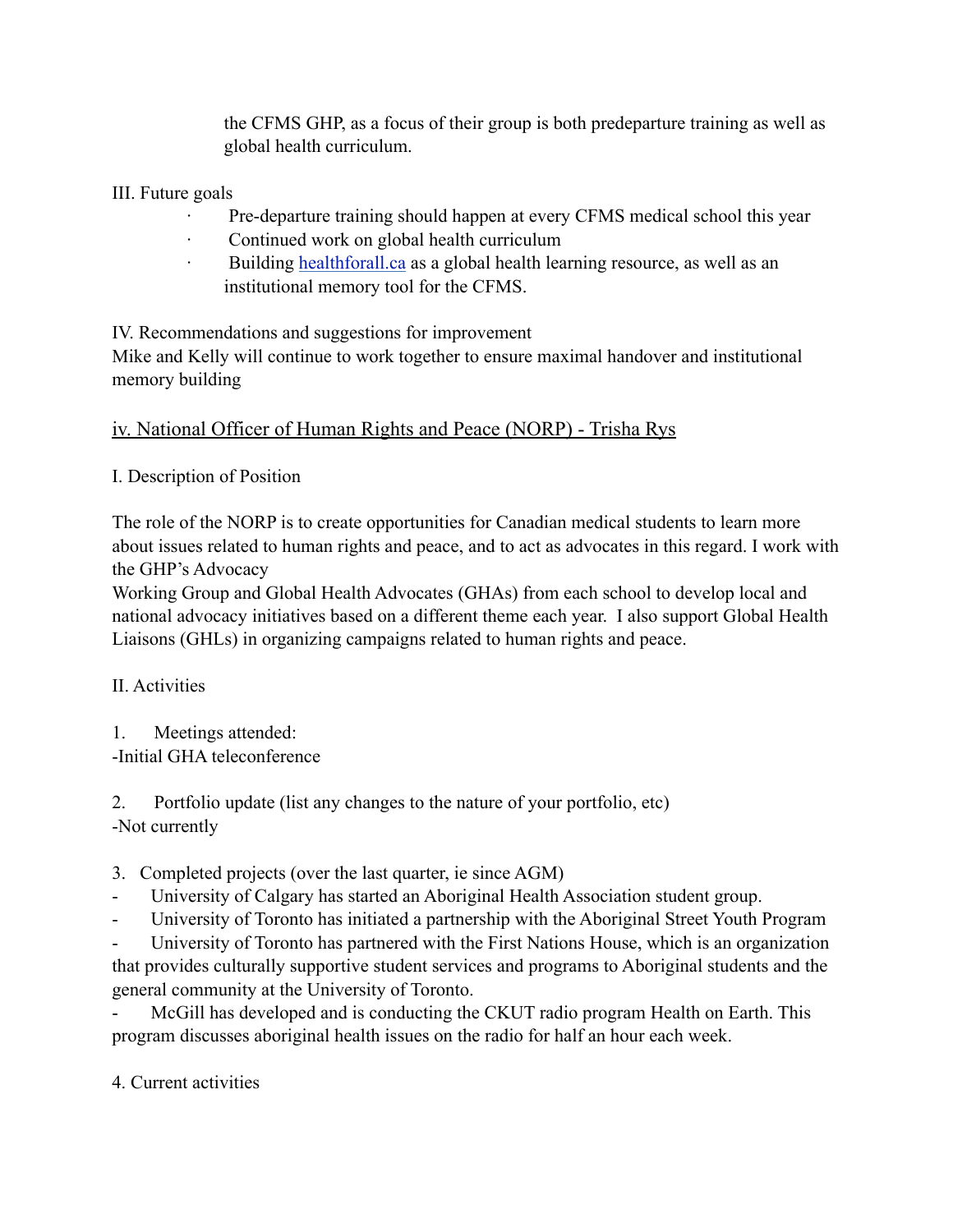the CFMS GHP, as a focus of their group is both predeparture training as well as global health curriculum.

III. Future goals

- Pre-departure training should happen at every CFMS medical school this year
- Continued work on global health curriculum
- Building [healthforall.ca](healthforall.ca) as a global health learning resource, as well as an institutional memory tool for the CFMS.

IV. Recommendations and suggestions for improvement

Mike and Kelly will continue to work together to ensure maximal handover and institutional memory building

### iv. National Officer of Human Rights and Peace (NORP) - Trisha Rys

I. Description of Position

The role of the NORP is to create opportunities for Canadian medical students to learn more about issues related to human rights and peace, and to act as advocates in this regard. I work with the GHP's Advocacy
Working Group and Global Health Advocates (GHAs) from each school to develop local and national advocacy initiatives based on a different theme each year. I also support Global Health Liaisons (GHLs) in organizing campaigns related to human rights and peace.

II. Activities

1. Meetings attended:
-Initial GHA teleconference

2. Portfolio update (list any changes to the nature of your portfolio, etc)
-Not currently

3. Completed projects (over the last quarter, ie since AGM)
- University of Calgary has started an Aboriginal Health Association student group.
- University of Toronto has initiated a partnership with the Aboriginal Street Youth Program
- University of Toronto has partnered with the First Nations House, which is an organization that provides culturally supportive student services and programs to Aboriginal students and the general community at the University of Toronto.
- McGill has developed and is conducting the CKUT radio program Health on Earth. This program discusses aboriginal health issues on the radio for half an hour each week.

4. Current activities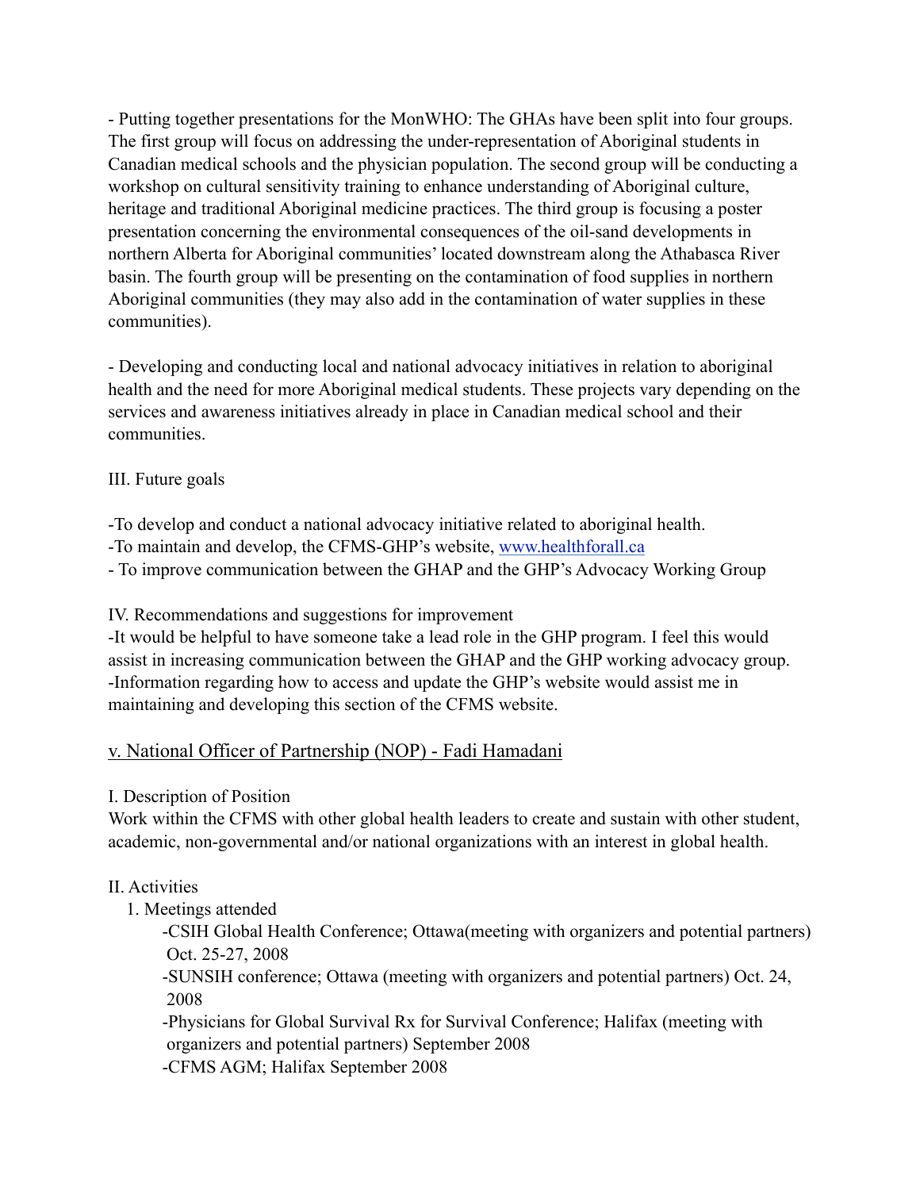- Putting together presentations for the MonWHO: The GHAs have been split into four groups. The first group will focus on addressing the under-representation of Aboriginal students in Canadian medical schools and the physician population. The second group will be conducting a workshop on cultural sensitivity training to enhance understanding of Aboriginal culture, heritage and traditional Aboriginal medicine practices. The third group is focusing a poster presentation concerning the environmental consequences of the oil-sand developments in northern Alberta for Aboriginal communities' located downstream along the Athabasca River basin. The fourth group will be presenting on the contamination of food supplies in northern Aboriginal communities (they may also add in the contamination of water supplies in these communities).

- Developing and conducting local and national advocacy initiatives in relation to aboriginal health and the need for more Aboriginal medical students. These projects vary depending on the services and awareness initiatives already in place in Canadian medical school and their communities.

III. Future goals

-To develop and conduct a national advocacy initiative related to aboriginal health.
-To maintain and develop, the CFMS-GHP's website, [www.healthforall.ca](http://www.healthforall.ca)
- To improve communication between the GHAP and the GHP's Advocacy Working Group

IV. Recommendations and suggestions for improvement
-It would be helpful to have someone take a lead role in the GHP program. I feel this would assist in increasing communication between the GHAP and the GHP working advocacy group.
-Information regarding how to access and update the GHP's website would assist me in maintaining and developing this section of the CFMS website.

## v. National Officer of Partnership (NOP) - Fadi Hamadani

I. Description of Position
Work within the CFMS with other global health leaders to create and sustain with other student, academic, non-governmental and/or national organizations with an interest in global health.

II. Activities

1. Meetings attended
    - -CSIH Global Health Conference; Ottawa(meeting with organizers and potential partners) Oct. 25-27, 2008
    - -SUNSIH conference; Ottawa (meeting with organizers and potential partners) Oct. 24, 2008
    - -Physicians for Global Survival Rx for Survival Conference; Halifax (meeting with organizers and potential partners) September 2008
    - -CFMS AGM; Halifax September 2008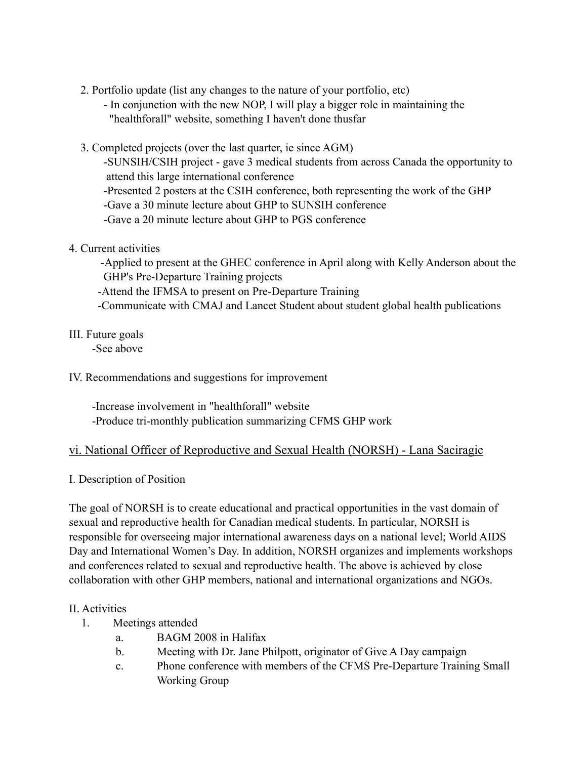2. Portfolio update (list any changes to the nature of your portfolio, etc)
   - In conjunction with the new NOP, I will play a bigger role in maintaining the "healthforall" website, something I haven't done thusfar

3. Completed projects (over the last quarter, ie since AGM)
   -SUNSIH/CSIH project - gave 3 medical students from across Canada the opportunity to attend this large international conference
   -Presented 2 posters at the CSIH conference, both representing the work of the GHP
   -Gave a 30 minute lecture about GHP to SUNSIH conference
   -Gave a 20 minute lecture about GHP to PGS conference

4. Current activities
   -Applied to present at the GHEC conference in April along with Kelly Anderson about the GHP's Pre-Departure Training projects
   -Attend the IFMSA to present on Pre-Departure Training
   -Communicate with CMAJ and Lancet Student about student global health publications

III. Future goals
   -See above

IV. Recommendations and suggestions for improvement

   -Increase involvement in "healthforall" website
   -Produce tri-monthly publication summarizing CFMS GHP work

## vi. National Officer of Reproductive and Sexual Health (NORSH) - Lana Saciragic

I. Description of Position

The goal of NORSH is to create educational and practical opportunities in the vast domain of sexual and reproductive health for Canadian medical students. In particular, NORSH is responsible for overseeing major international awareness days on a national level; World AIDS Day and International Women's Day. In addition, NORSH organizes and implements workshops and conferences related to sexual and reproductive health. The above is achieved by close collaboration with other GHP members, national and international organizations and NGOs.

II. Activities

1. Meetings attended
   a. BAGM 2008 in Halifax
   b. Meeting with Dr. Jane Philpott, originator of Give A Day campaign
   c. Phone conference with members of the CFMS Pre-Departure Training Small Working Group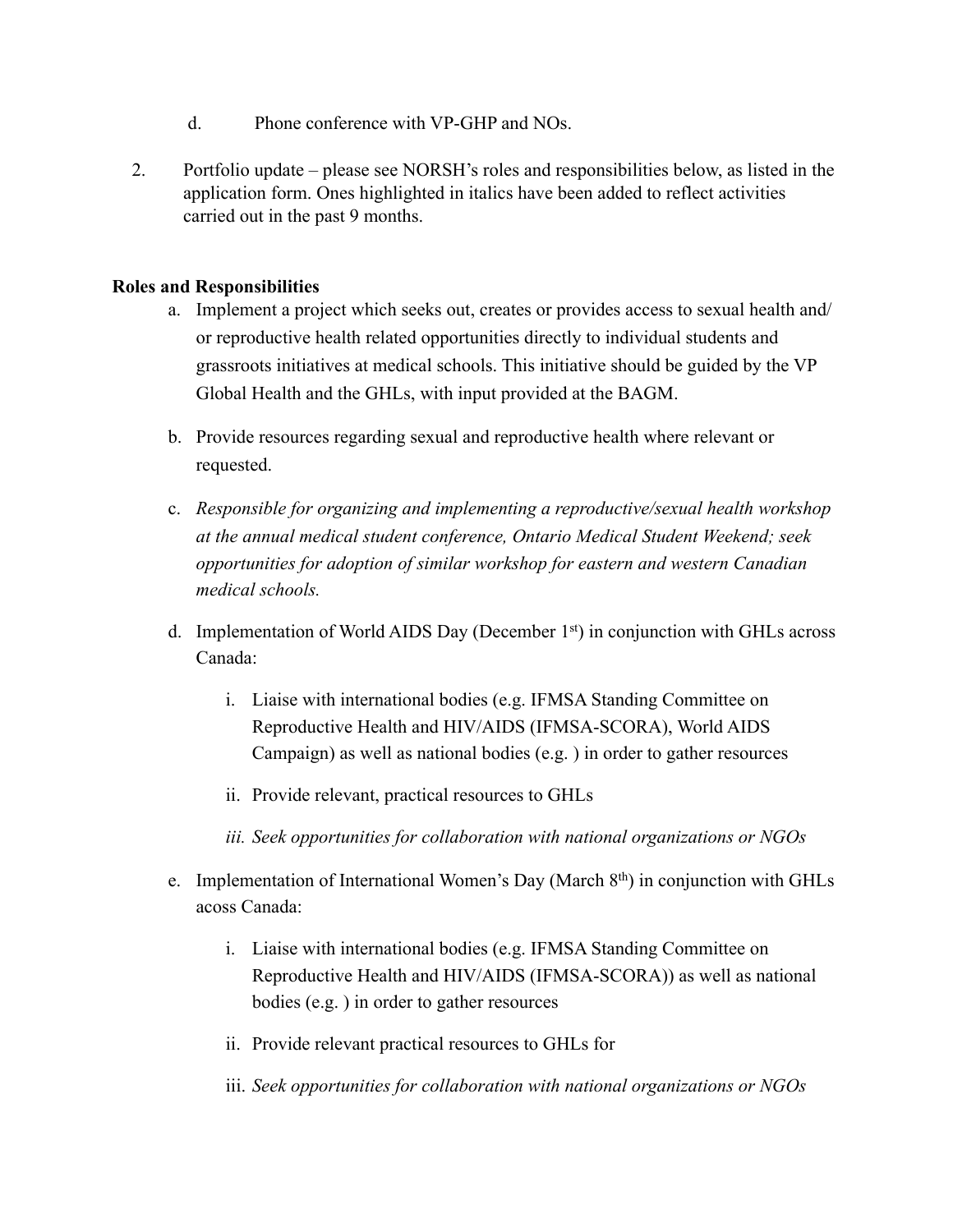d. Phone conference with VP-GHP and NOs.

2. Portfolio update – please see NORSH's roles and responsibilities below, as listed in the application form. Ones highlighted in italics have been added to reflect activities carried out in the past 9 months.

**Roles and Responsibilities**

a. Implement a project which seeks out, creates or provides access to sexual health and/ or reproductive health related opportunities directly to individual students and grassroots initiatives at medical schools. This initiative should be guided by the VP Global Health and the GHLs, with input provided at the BAGM.

b. Provide resources regarding sexual and reproductive health where relevant or requested.

c. *Responsible for organizing and implementing a reproductive/sexual health workshop at the annual medical student conference, Ontario Medical Student Weekend; seek opportunities for adoption of similar workshop for eastern and western Canadian medical schools.*

d. Implementation of World AIDS Day (December 1st) in conjunction with GHLs across Canada:

   i. Liaise with international bodies (e.g. IFMSA Standing Committee on Reproductive Health and HIV/AIDS (IFMSA-SCORA), World AIDS Campaign) as well as national bodies (e.g. ) in order to gather resources

   ii. Provide relevant, practical resources to GHLs

   *iii. Seek opportunities for collaboration with national organizations or NGOs*

e. Implementation of International Women's Day (March 8th) in conjunction with GHLs acoss Canada:

   i. Liaise with international bodies (e.g. IFMSA Standing Committee on Reproductive Health and HIV/AIDS (IFMSA-SCORA)) as well as national bodies (e.g. ) in order to gather resources

   ii. Provide relevant practical resources to GHLs for

   iii. *Seek opportunities for collaboration with national organizations or NGOs*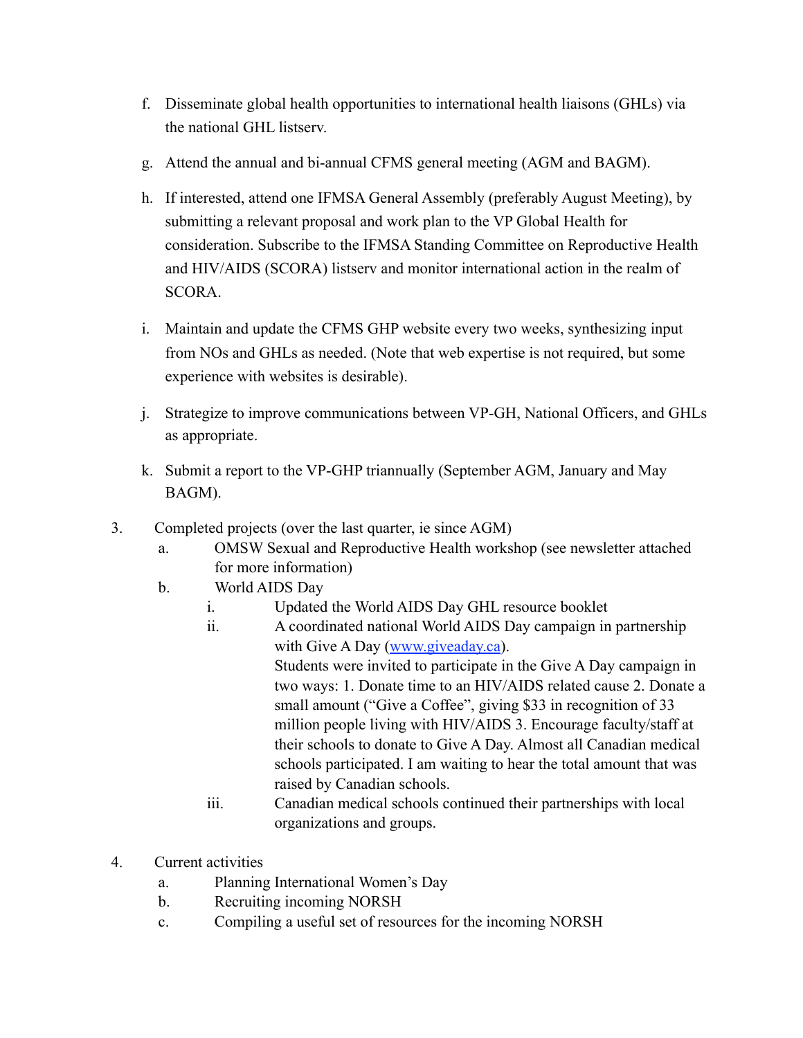f. Disseminate global health opportunities to international health liaisons (GHLs) via the national GHL listserv.

g. Attend the annual and bi-annual CFMS general meeting (AGM and BAGM).

h. If interested, attend one IFMSA General Assembly (preferably August Meeting), by submitting a relevant proposal and work plan to the VP Global Health for consideration. Subscribe to the IFMSA Standing Committee on Reproductive Health and HIV/AIDS (SCORA) listserv and monitor international action in the realm of SCORA.

i. Maintain and update the CFMS GHP website every two weeks, synthesizing input from NOs and GHLs as needed. (Note that web expertise is not required, but some experience with websites is desirable).

j. Strategize to improve communications between VP-GH, National Officers, and GHLs as appropriate.

k. Submit a report to the VP-GHP triannually (September AGM, January and May BAGM).

3. Completed projects (over the last quarter, ie since AGM)
   a. OMSW Sexual and Reproductive Health workshop (see newsletter attached for more information)
   b. World AIDS Day
      i. Updated the World AIDS Day GHL resource booklet
      ii. A coordinated national World AIDS Day campaign in partnership with Give A Day ([www.giveaday.ca](www.giveaday.ca)).
      Students were invited to participate in the Give A Day campaign in two ways: 1. Donate time to an HIV/AIDS related cause 2. Donate a small amount ("Give a Coffee", giving $33 in recognition of 33 million people living with HIV/AIDS 3. Encourage faculty/staff at their schools to donate to Give A Day. Almost all Canadian medical schools participated. I am waiting to hear the total amount that was raised by Canadian schools.
      iii. Canadian medical schools continued their partnerships with local organizations and groups.

4. Current activities
   a. Planning International Women's Day
   b. Recruiting incoming NORSH
   c. Compiling a useful set of resources for the incoming NORSH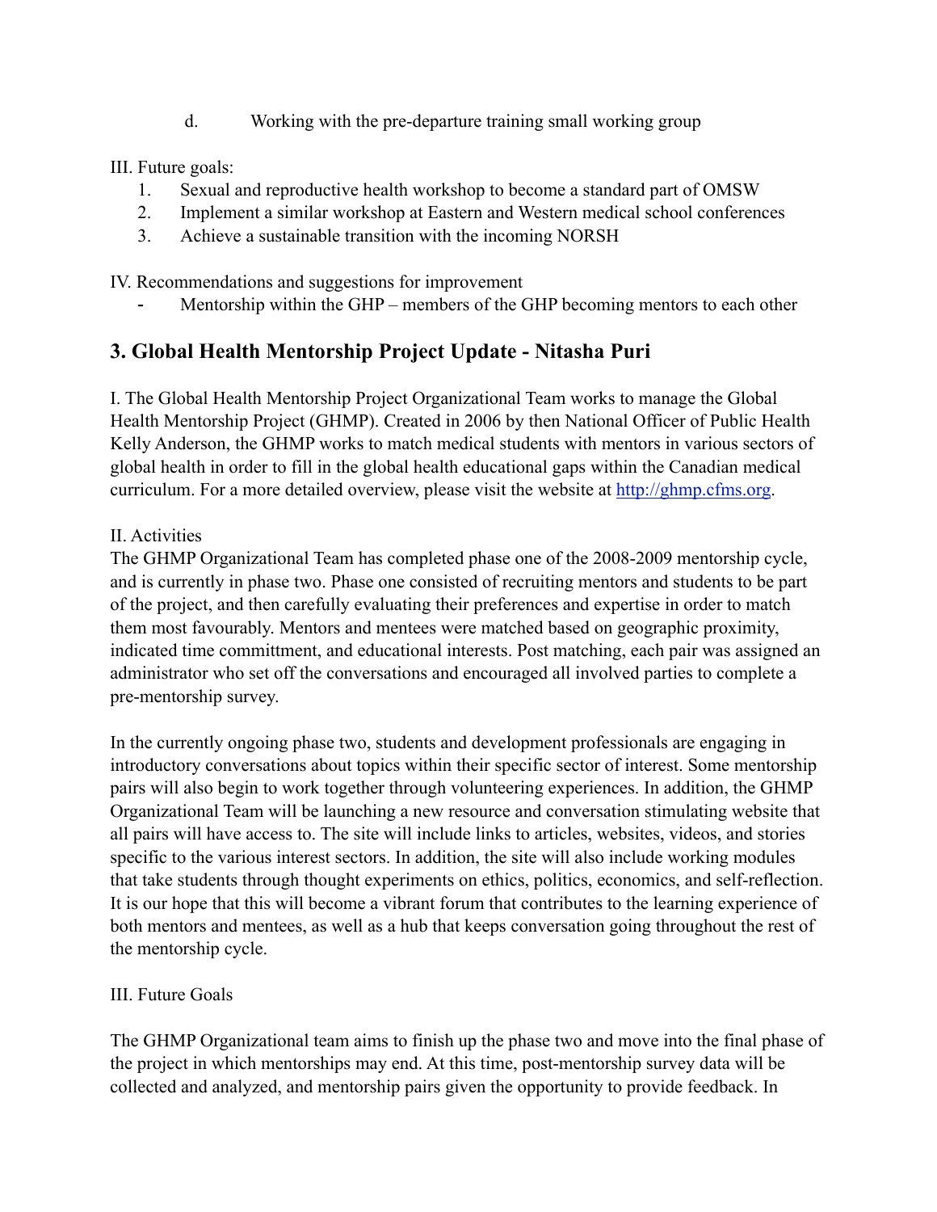d. Working with the pre-departure training small working group

III. Future goals:

1. Sexual and reproductive health workshop to become a standard part of OMSW
2. Implement a similar workshop at Eastern and Western medical school conferences
3. Achieve a sustainable transition with the incoming NORSH

IV. Recommendations and suggestions for improvement

- Mentorship within the GHP – members of the GHP becoming mentors to each other

## 3. Global Health Mentorship Project Update - Nitasha Puri

I. The Global Health Mentorship Project Organizational Team works to manage the Global Health Mentorship Project (GHMP). Created in 2006 by then National Officer of Public Health Kelly Anderson, the GHMP works to match medical students with mentors in various sectors of global health in order to fill in the global health educational gaps within the Canadian medical curriculum. For a more detailed overview, please visit the website at http://ghmp.cfms.org.

II. Activities

The GHMP Organizational Team has completed phase one of the 2008-2009 mentorship cycle, and is currently in phase two. Phase one consisted of recruiting mentors and students to be part of the project, and then carefully evaluating their preferences and expertise in order to match them most favourably. Mentors and mentees were matched based on geographic proximity, indicated time committment, and educational interests. Post matching, each pair was assigned an administrator who set off the conversations and encouraged all involved parties to complete a pre-mentorship survey.

In the currently ongoing phase two, students and development professionals are engaging in introductory conversations about topics within their specific sector of interest. Some mentorship pairs will also begin to work together through volunteering experiences. In addition, the GHMP Organizational Team will be launching a new resource and conversation stimulating website that all pairs will have access to. The site will include links to articles, websites, videos, and stories specific to the various interest sectors. In addition, the site will also include working modules that take students through thought experiments on ethics, politics, economics, and self-reflection. It is our hope that this will become a vibrant forum that contributes to the learning experience of both mentors and mentees, as well as a hub that keeps conversation going throughout the rest of the mentorship cycle.

III. Future Goals

The GHMP Organizational team aims to finish up the phase two and move into the final phase of the project in which mentorships may end. At this time, post-mentorship survey data will be collected and analyzed, and mentorship pairs given the opportunity to provide feedback. In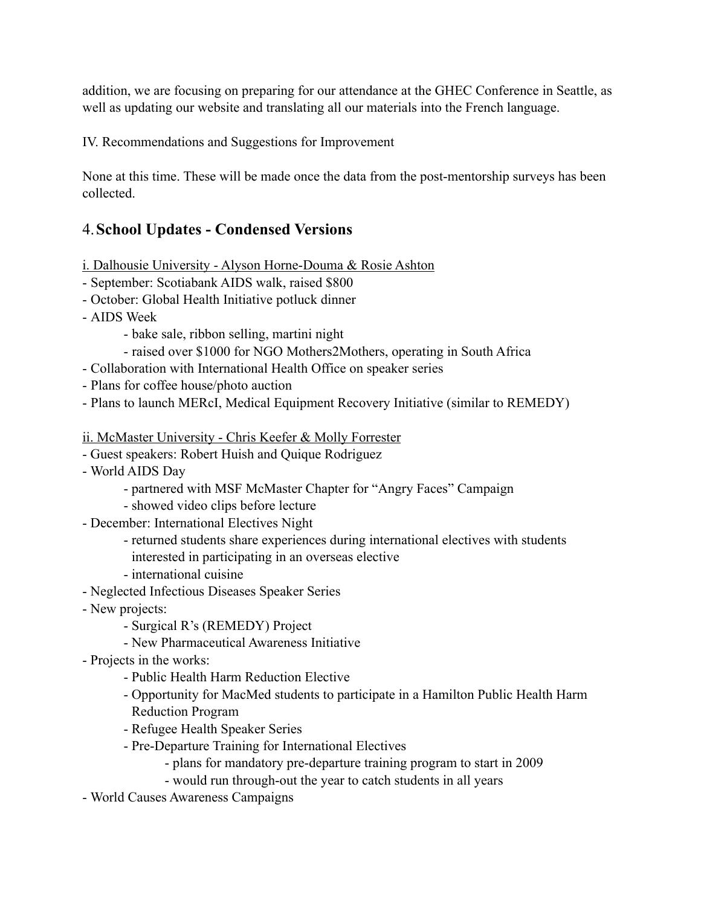addition, we are focusing on preparing for our attendance at the GHEC Conference in Seattle, as well as updating our website and translating all our materials into the French language.

IV. Recommendations and Suggestions for Improvement

None at this time. These will be made once the data from the post-mentorship surveys has been collected.

## 4. School Updates - Condensed Versions

i. Dalhousie University - Alyson Horne-Douma & Rosie Ashton

- September: Scotiabank AIDS walk, raised $800
- October: Global Health Initiative potluck dinner
- AIDS Week
    - bake sale, ribbon selling, martini night
    - raised over $1000 for NGO Mothers2Mothers, operating in South Africa
- Collaboration with International Health Office on speaker series
- Plans for coffee house/photo auction
- Plans to launch MERcI, Medical Equipment Recovery Initiative (similar to REMEDY)

ii. McMaster University - Chris Keefer & Molly Forrester

- Guest speakers: Robert Huish and Quique Rodriguez
- World AIDS Day
    - partnered with MSF McMaster Chapter for "Angry Faces" Campaign
    - showed video clips before lecture
- December: International Electives Night
    - returned students share experiences during international electives with students interested in participating in an overseas elective
    - international cuisine
- Neglected Infectious Diseases Speaker Series
- New projects:
    - Surgical R's (REMEDY) Project
    - New Pharmaceutical Awareness Initiative
- Projects in the works:
    - Public Health Harm Reduction Elective
    - Opportunity for MacMed students to participate in a Hamilton Public Health Harm Reduction Program
    - Refugee Health Speaker Series
    - Pre-Departure Training for International Electives
        - plans for mandatory pre-departure training program to start in 2009
        - would run through-out the year to catch students in all years
- World Causes Awareness Campaigns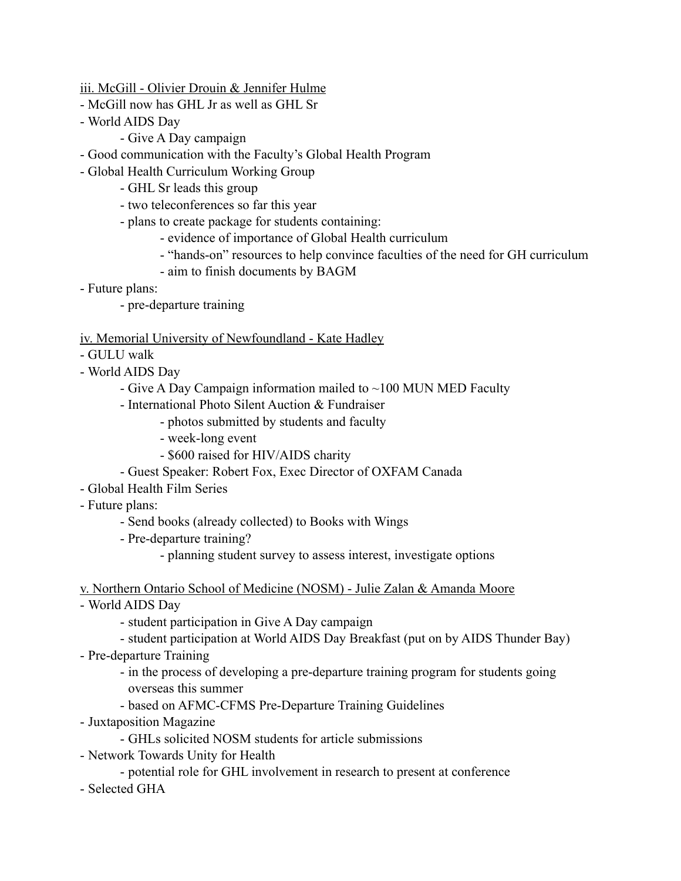iii. McGill - Olivier Drouin & Jennifer Hulme

- McGill now has GHL Jr as well as GHL Sr
- World AIDS Day
    - Give A Day campaign
- Good communication with the Faculty's Global Health Program
- Global Health Curriculum Working Group
    - GHL Sr leads this group
    - two teleconferences so far this year
    - plans to create package for students containing:
        - evidence of importance of Global Health curriculum
        - "hands-on" resources to help convince faculties of the need for GH curriculum
        - aim to finish documents by BAGM
- Future plans:
    - pre-departure training

iv. Memorial University of Newfoundland - Kate Hadley

- GULU walk
- World AIDS Day
    - Give A Day Campaign information mailed to ~100 MUN MED Faculty
    - International Photo Silent Auction & Fundraiser
        - photos submitted by students and faculty
        - week-long event
        - $600 raised for HIV/AIDS charity
    - Guest Speaker: Robert Fox, Exec Director of OXFAM Canada
- Global Health Film Series
- Future plans:
    - Send books (already collected) to Books with Wings
    - Pre-departure training?
        - planning student survey to assess interest, investigate options

v. Northern Ontario School of Medicine (NOSM) - Julie Zalan & Amanda Moore

- World AIDS Day
    - student participation in Give A Day campaign
    - student participation at World AIDS Day Breakfast (put on by AIDS Thunder Bay)
- Pre-departure Training
    - in the process of developing a pre-departure training program for students going overseas this summer
    - based on AFMC-CFMS Pre-Departure Training Guidelines
- Juxtaposition Magazine
    - GHLs solicited NOSM students for article submissions
- Network Towards Unity for Health
    - potential role for GHL involvement in research to present at conference
- Selected GHA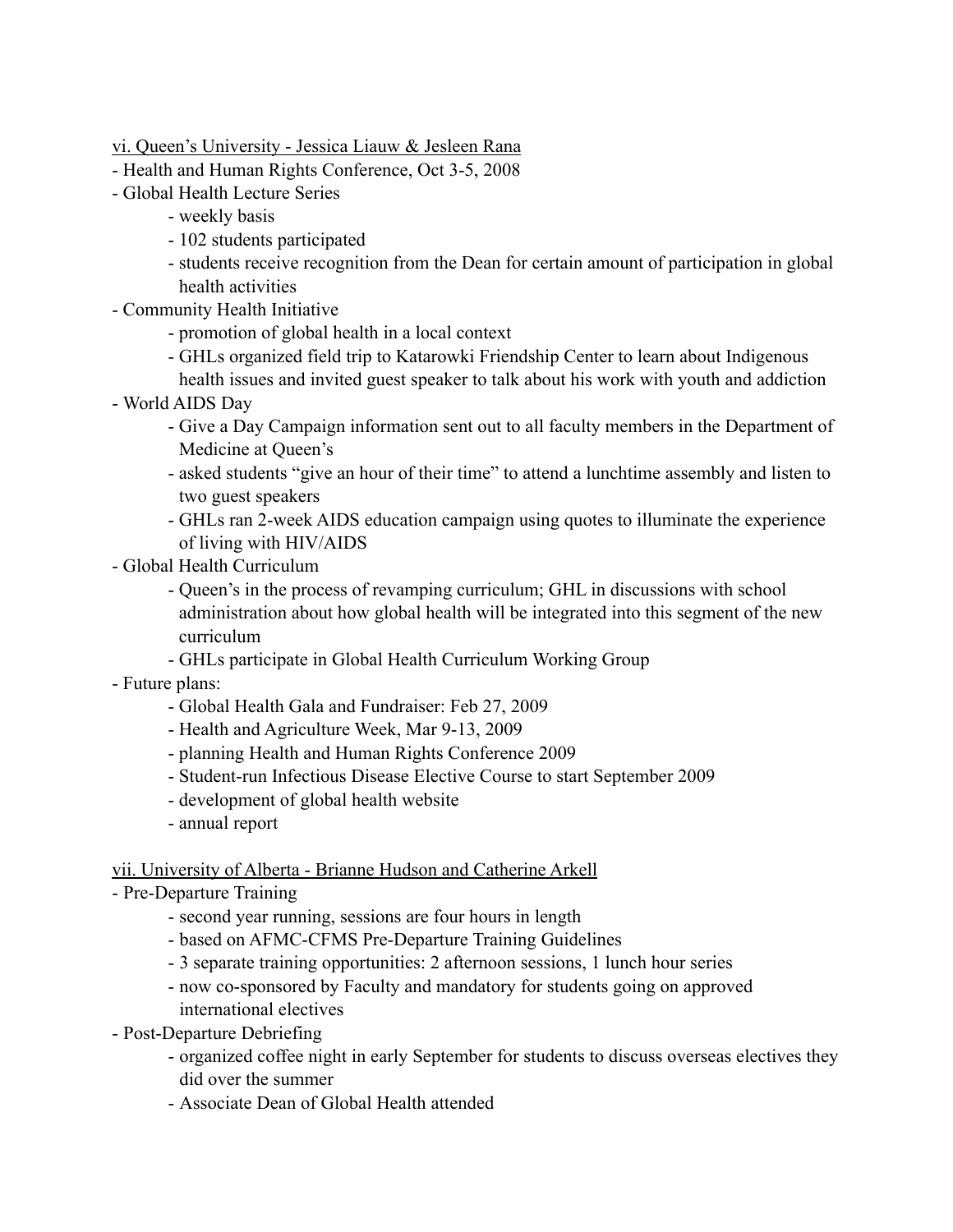vi. Queen's University - Jessica Liauw & Jesleen Rana

- Health and Human Rights Conference, Oct 3-5, 2008
- Global Health Lecture Series
    - weekly basis
    - 102 students participated
    - students receive recognition from the Dean for certain amount of participation in global health activities
- Community Health Initiative
    - promotion of global health in a local context
    - GHLs organized field trip to Katarowki Friendship Center to learn about Indigenous health issues and invited guest speaker to talk about his work with youth and addiction
- World AIDS Day
    - Give a Day Campaign information sent out to all faculty members in the Department of Medicine at Queen's
    - asked students "give an hour of their time" to attend a lunchtime assembly and listen to two guest speakers
    - GHLs ran 2-week AIDS education campaign using quotes to illuminate the experience of living with HIV/AIDS
- Global Health Curriculum
    - Queen's in the process of revamping curriculum; GHL in discussions with school administration about how global health will be integrated into this segment of the new curriculum
    - GHLs participate in Global Health Curriculum Working Group
- Future plans:
    - Global Health Gala and Fundraiser: Feb 27, 2009
    - Health and Agriculture Week, Mar 9-13, 2009
    - planning Health and Human Rights Conference 2009
    - Student-run Infectious Disease Elective Course to start September 2009
    - development of global health website
    - annual report

vii. University of Alberta - Brianne Hudson and Catherine Arkell

- Pre-Departure Training
    - second year running, sessions are four hours in length
    - based on AFMC-CFMS Pre-Departure Training Guidelines
    - 3 separate training opportunities: 2 afternoon sessions, 1 lunch hour series
    - now co-sponsored by Faculty and mandatory for students going on approved international electives
- Post-Departure Debriefing
    - organized coffee night in early September for students to discuss overseas electives they did over the summer
    - Associate Dean of Global Health attended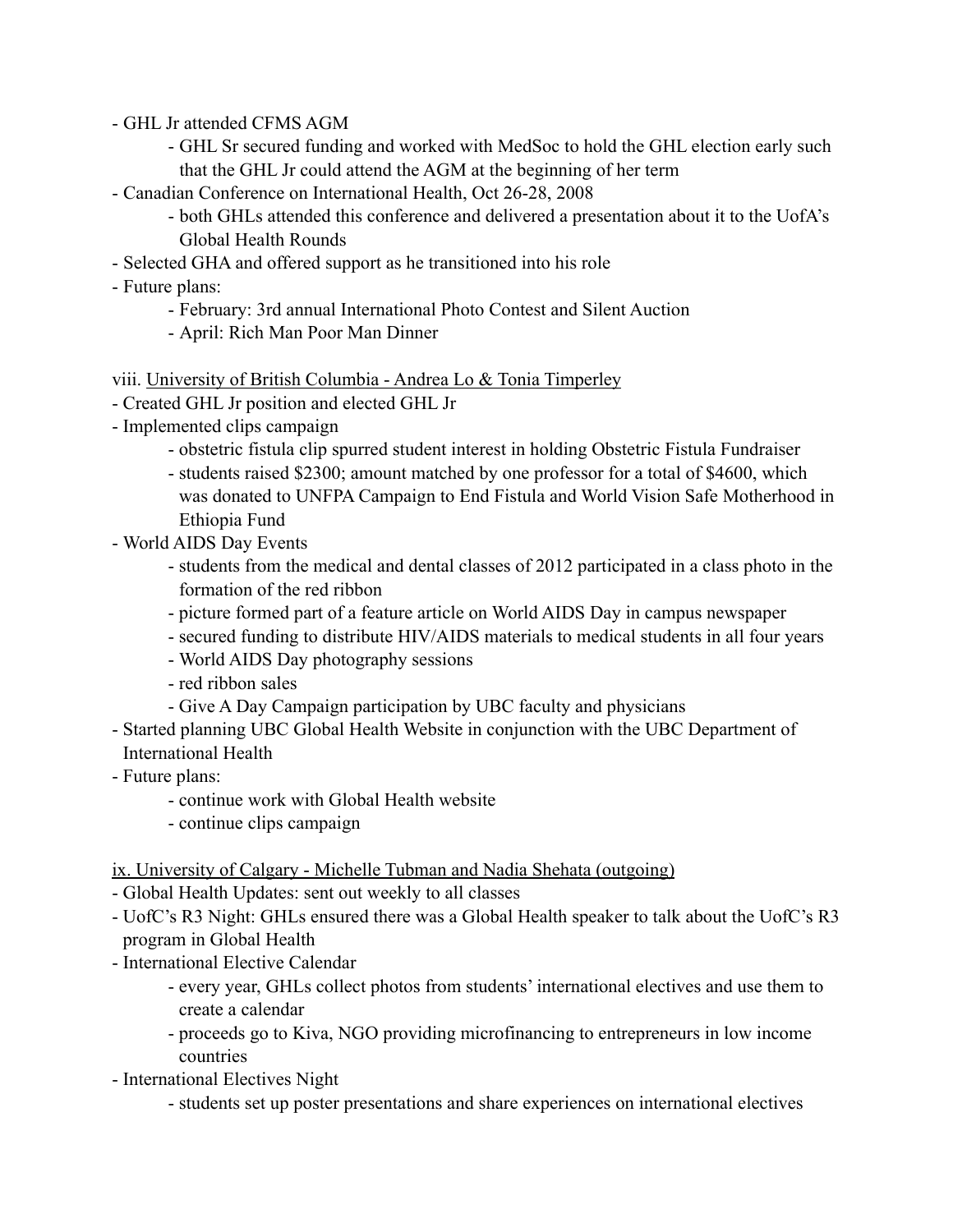- GHL Jr attended CFMS AGM
    - GHL Sr secured funding and worked with MedSoc to hold the GHL election early such that the GHL Jr could attend the AGM at the beginning of her term
- Canadian Conference on International Health, Oct 26-28, 2008
    - both GHLs attended this conference and delivered a presentation about it to the UofA's Global Health Rounds
- Selected GHA and offered support as he transitioned into his role
- Future plans:
    - February: 3rd annual International Photo Contest and Silent Auction
    - April: Rich Man Poor Man Dinner

viii. <u>University of British Columbia - Andrea Lo & Tonia Timperley</u>

- Created GHL Jr position and elected GHL Jr
- Implemented clips campaign
    - obstetric fistula clip spurred student interest in holding Obstetric Fistula Fundraiser
    - students raised $2300; amount matched by one professor for a total of $4600, which was donated to UNFPA Campaign to End Fistula and World Vision Safe Motherhood in Ethiopia Fund
- World AIDS Day Events
    - students from the medical and dental classes of 2012 participated in a class photo in the formation of the red ribbon
    - picture formed part of a feature article on World AIDS Day in campus newspaper
    - secured funding to distribute HIV/AIDS materials to medical students in all four years
    - World AIDS Day photography sessions
    - red ribbon sales
    - Give A Day Campaign participation by UBC faculty and physicians
- Started planning UBC Global Health Website in conjunction with the UBC Department of International Health
- Future plans:
    - continue work with Global Health website
    - continue clips campaign

ix. <u>University of Calgary - Michelle Tubman and Nadia Shehata (outgoing)</u>

- Global Health Updates: sent out weekly to all classes
- UofC's R3 Night: GHLs ensured there was a Global Health speaker to talk about the UofC's R3 program in Global Health
- International Elective Calendar
    - every year, GHLs collect photos from students' international electives and use them to create a calendar
    - proceeds go to Kiva, NGO providing microfinancing to entrepreneurs in low income countries
- International Electives Night
    - students set up poster presentations and share experiences on international electives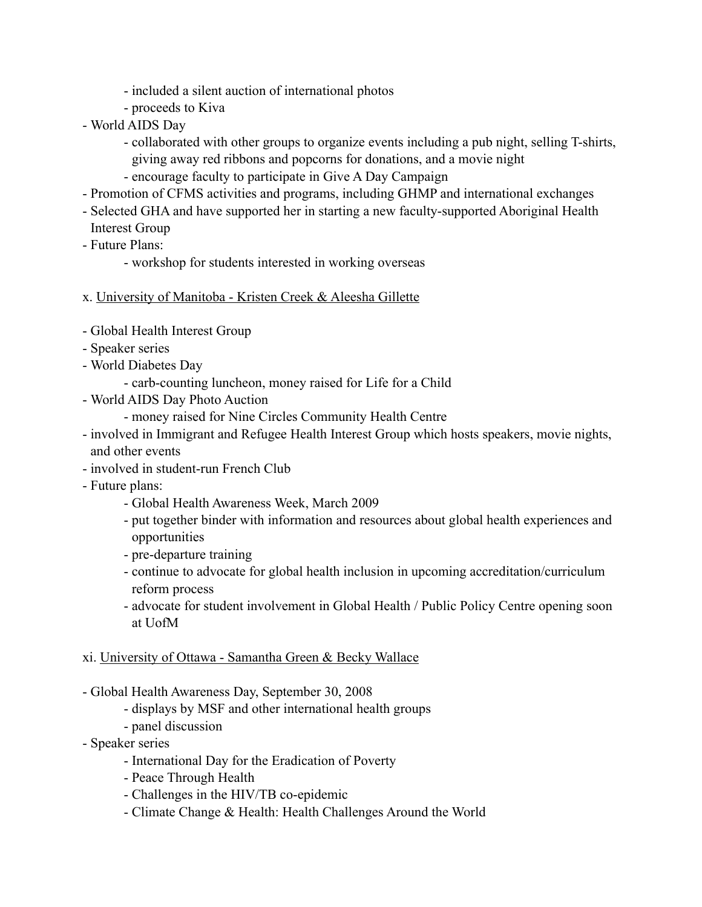- included a silent auction of international photos
    - proceeds to Kiva
- World AIDS Day
    - collaborated with other groups to organize events including a pub night, selling T-shirts, giving away red ribbons and popcorns for donations, and a movie night
    - encourage faculty to participate in Give A Day Campaign
- Promotion of CFMS activities and programs, including GHMP and international exchanges
- Selected GHA and have supported her in starting a new faculty-supported Aboriginal Health Interest Group
- Future Plans:
    - workshop for students interested in working overseas

x. <u>University of Manitoba - Kristen Creek & Aleesha Gillette</u>

- Global Health Interest Group
- Speaker series
- World Diabetes Day
    - carb-counting luncheon, money raised for Life for a Child
- World AIDS Day Photo Auction
    - money raised for Nine Circles Community Health Centre
- involved in Immigrant and Refugee Health Interest Group which hosts speakers, movie nights, and other events
- involved in student-run French Club
- Future plans:
    - Global Health Awareness Week, March 2009
    - put together binder with information and resources about global health experiences and opportunities
    - pre-departure training
    - continue to advocate for global health inclusion in upcoming accreditation/curriculum reform process
    - advocate for student involvement in Global Health / Public Policy Centre opening soon at UofM

xi. <u>University of Ottawa - Samantha Green & Becky Wallace</u>

- Global Health Awareness Day, September 30, 2008
    - displays by MSF and other international health groups
    - panel discussion
- Speaker series
    - International Day for the Eradication of Poverty
    - Peace Through Health
    - Challenges in the HIV/TB co-epidemic
    - Climate Change & Health: Health Challenges Around the World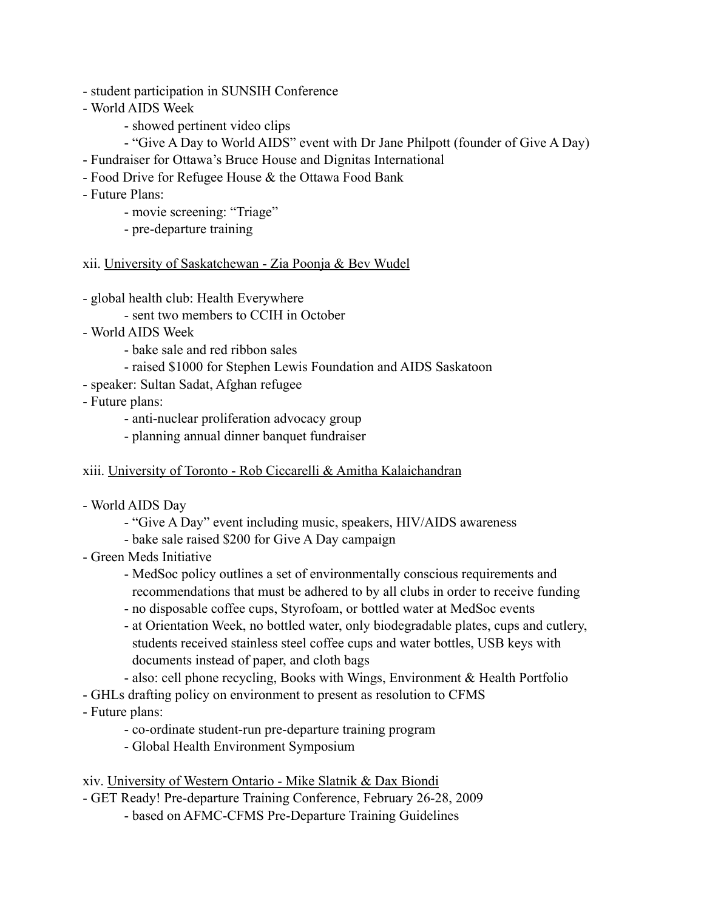- student participation in SUNSIH Conference
- World AIDS Week
    - showed pertinent video clips
    - “Give A Day to World AIDS” event with Dr Jane Philpott (founder of Give A Day)
- Fundraiser for Ottawa’s Bruce House and Dignitas International
- Food Drive for Refugee House & the Ottawa Food Bank
- Future Plans:
    - movie screening: “Triage”
    - pre-departure training

xii. <u>University of Saskatchewan - Zia Poonja & Bev Wudel</u>

- global health club: Health Everywhere
    - sent two members to CCIH in October
- World AIDS Week
    - bake sale and red ribbon sales
    - raised $1000 for Stephen Lewis Foundation and AIDS Saskatoon
- speaker: Sultan Sadat, Afghan refugee
- Future plans:
    - anti-nuclear proliferation advocacy group
    - planning annual dinner banquet fundraiser

xiii. <u>University of Toronto - Rob Ciccarelli & Amitha Kalaichandran</u>

- World AIDS Day
    - “Give A Day” event including music, speakers, HIV/AIDS awareness
    - bake sale raised $200 for Give A Day campaign
- Green Meds Initiative
    - MedSoc policy outlines a set of environmentally conscious requirements and recommendations that must be adhered to by all clubs in order to receive funding
    - no disposable coffee cups, Styrofoam, or bottled water at MedSoc events
    - at Orientation Week, no bottled water, only biodegradable plates, cups and cutlery, students received stainless steel coffee cups and water bottles, USB keys with documents instead of paper, and cloth bags
    - also: cell phone recycling, Books with Wings, Environment & Health Portfolio
- GHLs drafting policy on environment to present as resolution to CFMS
- Future plans:
    - co-ordinate student-run pre-departure training program
    - Global Health Environment Symposium

xiv. <u>University of Western Ontario - Mike Slatnik & Dax Biondi</u>
- GET Ready! Pre-departure Training Conference, February 26-28, 2009
    - based on AFMC-CFMS Pre-Departure Training Guidelines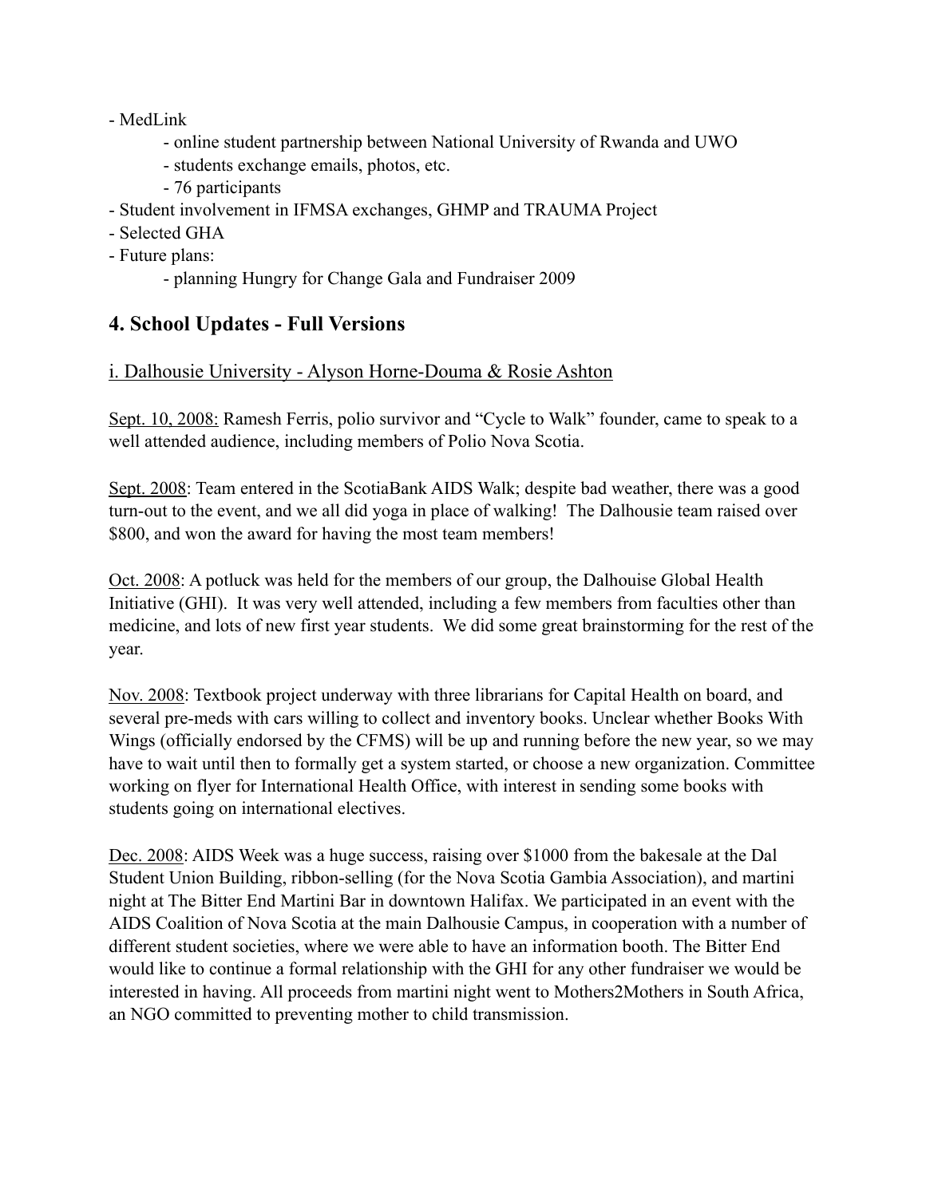- MedLink
    - online student partnership between National University of Rwanda and UWO
    - students exchange emails, photos, etc.
    - 76 participants
- Student involvement in IFMSA exchanges, GHMP and TRAUMA Project
- Selected GHA
- Future plans:
    - planning Hungry for Change Gala and Fundraiser 2009

## 4. School Updates - Full Versions

### i. Dalhousie University - Alyson Horne-Douma & Rosie Ashton

Sept. 10, 2008: Ramesh Ferris, polio survivor and "Cycle to Walk" founder, came to speak to a well attended audience, including members of Polio Nova Scotia.

Sept. 2008: Team entered in the ScotiaBank AIDS Walk; despite bad weather, there was a good turn-out to the event, and we all did yoga in place of walking! The Dalhousie team raised over $800, and won the award for having the most team members!

Oct. 2008: A potluck was held for the members of our group, the Dalhouise Global Health Initiative (GHI). It was very well attended, including a few members from faculties other than medicine, and lots of new first year students. We did some great brainstorming for the rest of the year.

Nov. 2008: Textbook project underway with three librarians for Capital Health on board, and several pre-meds with cars willing to collect and inventory books. Unclear whether Books With Wings (officially endorsed by the CFMS) will be up and running before the new year, so we may have to wait until then to formally get a system started, or choose a new organization. Committee working on flyer for International Health Office, with interest in sending some books with students going on international electives.

Dec. 2008: AIDS Week was a huge success, raising over $1000 from the bakesale at the Dal Student Union Building, ribbon-selling (for the Nova Scotia Gambia Association), and martini night at The Bitter End Martini Bar in downtown Halifax. We participated in an event with the AIDS Coalition of Nova Scotia at the main Dalhousie Campus, in cooperation with a number of different student societies, where we were able to have an information booth. The Bitter End would like to continue a formal relationship with the GHI for any other fundraiser we would be interested in having. All proceeds from martini night went to Mothers2Mothers in South Africa, an NGO committed to preventing mother to child transmission.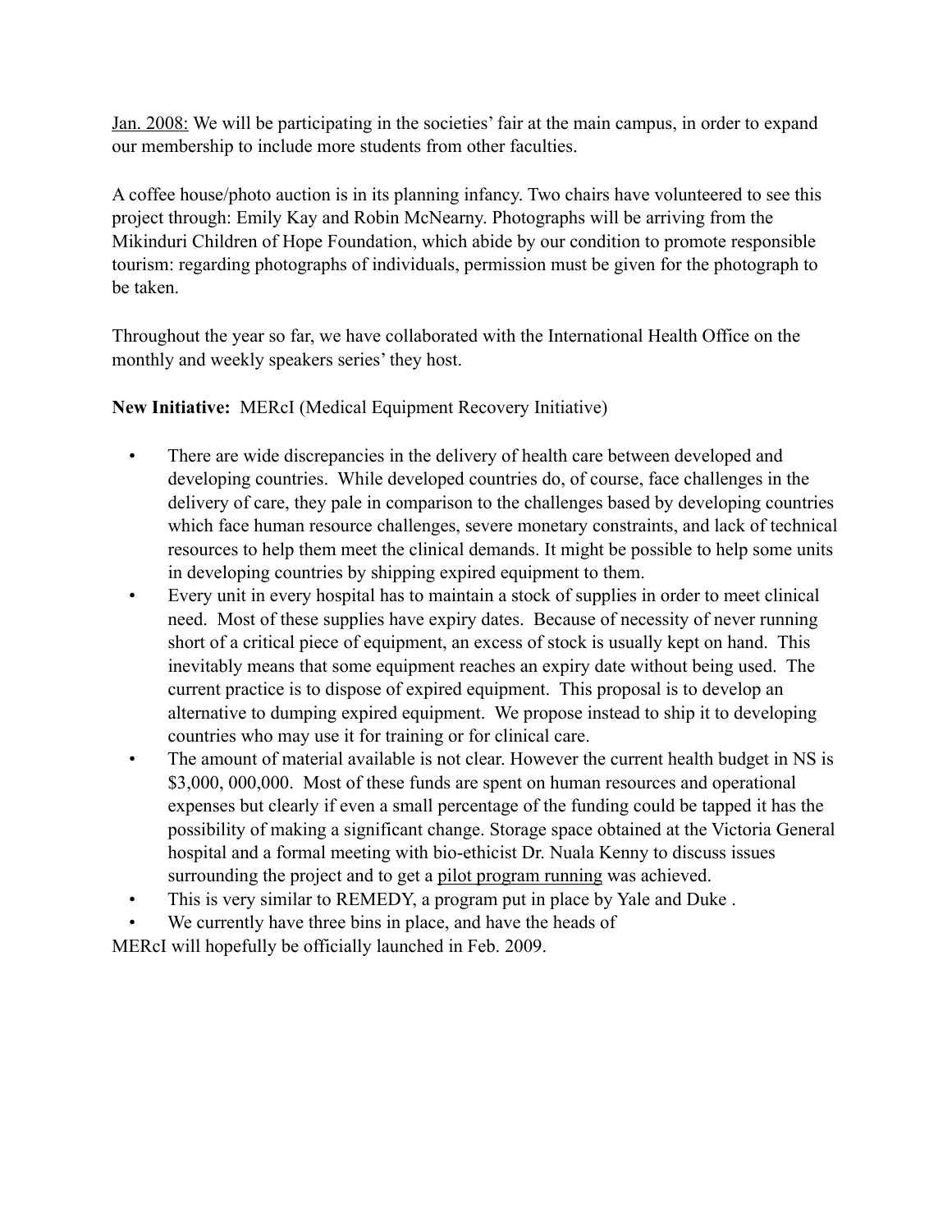Jan. 2008: We will be participating in the societies' fair at the main campus, in order to expand our membership to include more students from other faculties.

A coffee house/photo auction is in its planning infancy. Two chairs have volunteered to see this project through: Emily Kay and Robin McNearny. Photographs will be arriving from the Mikinduri Children of Hope Foundation, which abide by our condition to promote responsible tourism: regarding photographs of individuals, permission must be given for the photograph to be taken.

Throughout the year so far, we have collaborated with the International Health Office on the monthly and weekly speakers series' they host.

**New Initiative:** MERcI (Medical Equipment Recovery Initiative)

- There are wide discrepancies in the delivery of health care between developed and developing countries. While developed countries do, of course, face challenges in the delivery of care, they pale in comparison to the challenges based by developing countries which face human resource challenges, severe monetary constraints, and lack of technical resources to help them meet the clinical demands. It might be possible to help some units in developing countries by shipping expired equipment to them.
- Every unit in every hospital has to maintain a stock of supplies in order to meet clinical need. Most of these supplies have expiry dates. Because of necessity of never running short of a critical piece of equipment, an excess of stock is usually kept on hand. This inevitably means that some equipment reaches an expiry date without being used. The current practice is to dispose of expired equipment. This proposal is to develop an alternative to dumping expired equipment. We propose instead to ship it to developing countries who may use it for training or for clinical care.
- The amount of material available is not clear. However the current health budget in NS is $3,000, 000,000. Most of these funds are spent on human resources and operational expenses but clearly if even a small percentage of the funding could be tapped it has the possibility of making a significant change. Storage space obtained at the Victoria General hospital and a formal meeting with bio-ethicist Dr. Nuala Kenny to discuss issues surrounding the project and to get a pilot program running was achieved.
- This is very similar to REMEDY, a program put in place by Yale and Duke .
- We currently have three bins in place, and have the heads of

MERcI will hopefully be officially launched in Feb. 2009.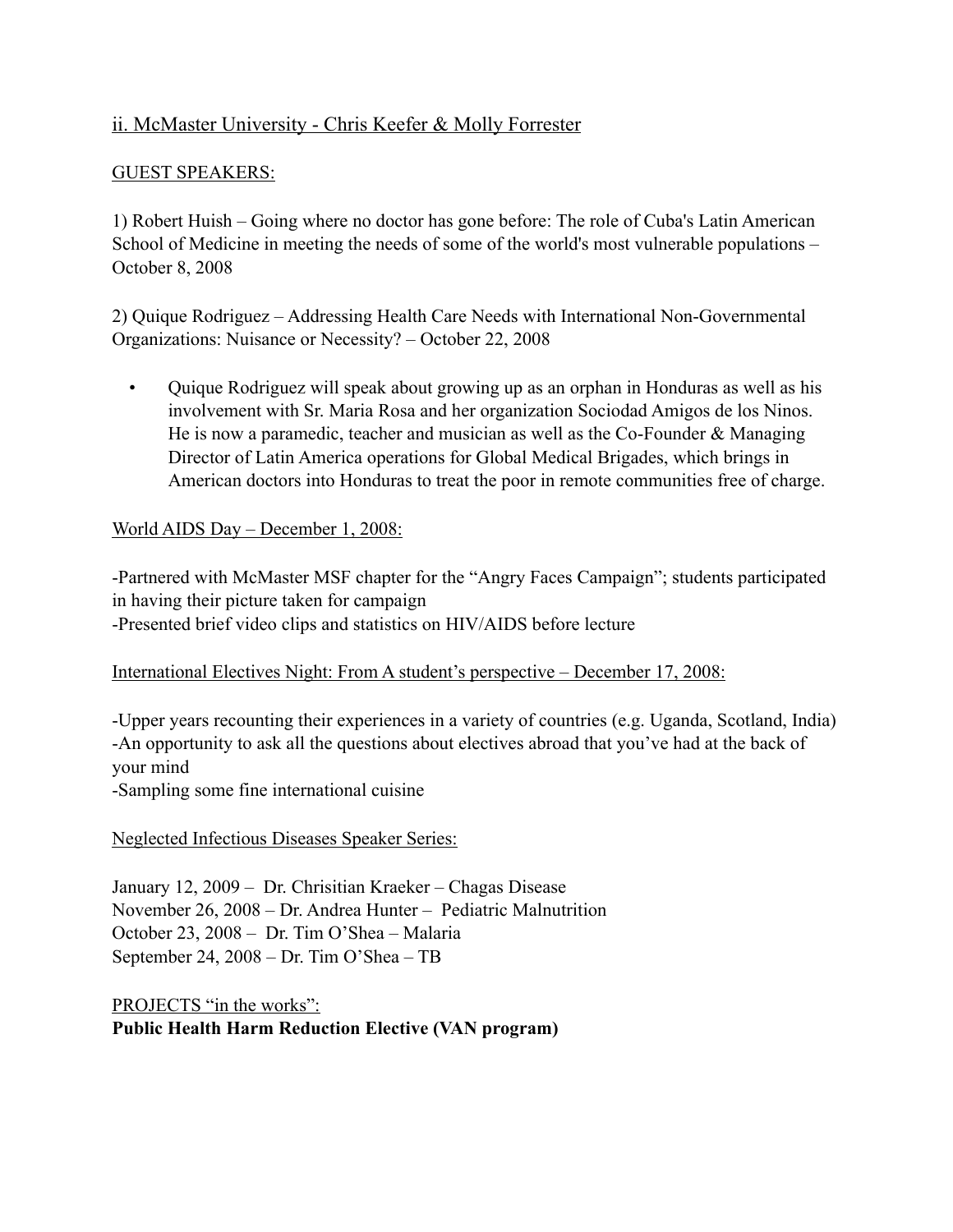## ii. McMaster University - Chris Keefer & Molly Forrester

GUEST SPEAKERS:

1) Robert Huish – Going where no doctor has gone before: The role of Cuba's Latin American School of Medicine in meeting the needs of some of the world's most vulnerable populations – October 8, 2008

2) Quique Rodriguez – Addressing Health Care Needs with International Non-Governmental Organizations: Nuisance or Necessity? – October 22, 2008

- Quique Rodriguez will speak about growing up as an orphan in Honduras as well as his involvement with Sr. Maria Rosa and her organization Sociodad Amigos de los Ninos. He is now a paramedic, teacher and musician as well as the Co-Founder & Managing Director of Latin America operations for Global Medical Brigades, which brings in American doctors into Honduras to treat the poor in remote communities free of charge.

World AIDS Day – December 1, 2008:

-Partnered with McMaster MSF chapter for the "Angry Faces Campaign"; students participated in having their picture taken for campaign
-Presented brief video clips and statistics on HIV/AIDS before lecture

International Electives Night: From A student's perspective – December 17, 2008:

-Upper years recounting their experiences in a variety of countries (e.g. Uganda, Scotland, India)
-An opportunity to ask all the questions about electives abroad that you've had at the back of your mind
-Sampling some fine international cuisine

Neglected Infectious Diseases Speaker Series:

January 12, 2009 – Dr. Chrisitian Kraeker – Chagas Disease
November 26, 2008 – Dr. Andrea Hunter – Pediatric Malnutrition
October 23, 2008 – Dr. Tim O'Shea – Malaria
September 24, 2008 – Dr. Tim O'Shea – TB

PROJECTS "in the works":
**Public Health Harm Reduction Elective (VAN program)**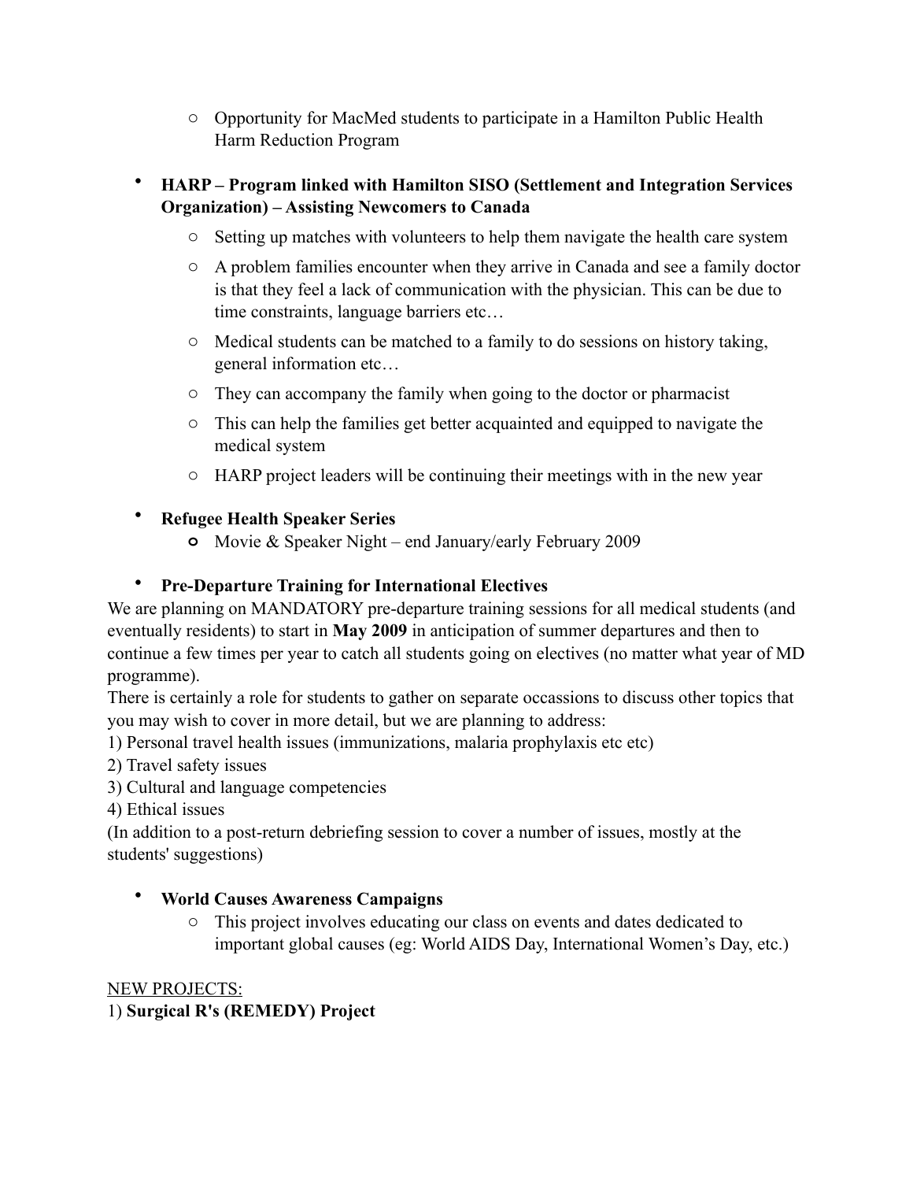- Opportunity for MacMed students to participate in a Hamilton Public Health Harm Reduction Program

- **HARP – Program linked with Hamilton SISO (Settlement and Integration Services Organization) – Assisting Newcomers to Canada**
  - Setting up matches with volunteers to help them navigate the health care system
  - A problem families encounter when they arrive in Canada and see a family doctor is that they feel a lack of communication with the physician. This can be due to time constraints, language barriers etc…
  - Medical students can be matched to a family to do sessions on history taking, general information etc…
  - They can accompany the family when going to the doctor or pharmacist
  - This can help the families get better acquainted and equipped to navigate the medical system
  - HARP project leaders will be continuing their meetings with in the new year

- **Refugee Health Speaker Series**
  - Movie & Speaker Night – end January/early February 2009

- **Pre-Departure Training for International Electives**

We are planning on MANDATORY pre-departure training sessions for all medical students (and eventually residents) to start in **May 2009** in anticipation of summer departures and then to continue a few times per year to catch all students going on electives (no matter what year of MD programme).

There is certainly a role for students to gather on separate occassions to discuss other topics that you may wish to cover in more detail, but we are planning to address:

1) Personal travel health issues (immunizations, malaria prophylaxis etc etc)
2) Travel safety issues
3) Cultural and language competencies
4) Ethical issues

(In addition to a post-return debriefing session to cover a number of issues, mostly at the students' suggestions)

- **World Causes Awareness Campaigns**
  - This project involves educating our class on events and dates dedicated to important global causes (eg: World AIDS Day, International Women's Day, etc.)

<u>NEW PROJECTS:</u>

1) **Surgical R's (REMEDY) Project**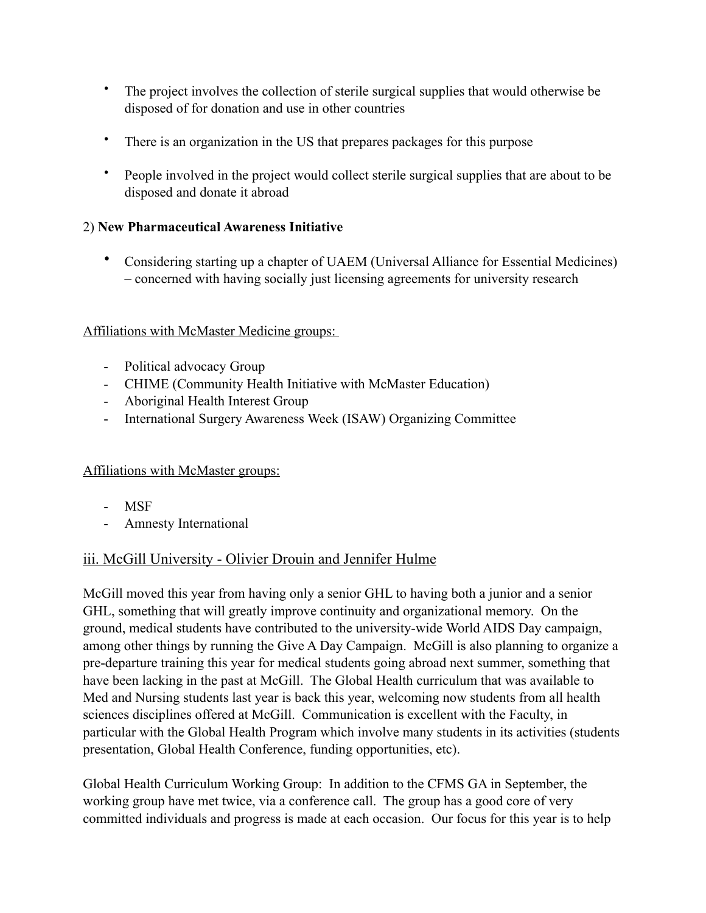- The project involves the collection of sterile surgical supplies that would otherwise be disposed of for donation and use in other countries

- There is an organization in the US that prepares packages for this purpose

- People involved in the project would collect sterile surgical supplies that are about to be disposed and donate it abroad

2) **New Pharmaceutical Awareness Initiative**

- Considering starting up a chapter of UAEM (Universal Alliance for Essential Medicines) – concerned with having socially just licensing agreements for university research

<u>Affiliations with McMaster Medicine groups:</u>

- Political advocacy Group
- CHIME (Community Health Initiative with McMaster Education)
- Aboriginal Health Interest Group
- International Surgery Awareness Week (ISAW) Organizing Committee

<u>Affiliations with McMaster groups:</u>

- MSF
- Amnesty International

## iii. McGill University - Olivier Drouin and Jennifer Hulme

McGill moved this year from having only a senior GHL to having both a junior and a senior GHL, something that will greatly improve continuity and organizational memory. On the ground, medical students have contributed to the university-wide World AIDS Day campaign, among other things by running the Give A Day Campaign. McGill is also planning to organize a pre-departure training this year for medical students going abroad next summer, something that have been lacking in the past at McGill. The Global Health curriculum that was available to Med and Nursing students last year is back this year, welcoming now students from all health sciences disciplines offered at McGill. Communication is excellent with the Faculty, in particular with the Global Health Program which involve many students in its activities (students presentation, Global Health Conference, funding opportunities, etc).

Global Health Curriculum Working Group: In addition to the CFMS GA in September, the working group have met twice, via a conference call. The group has a good core of very committed individuals and progress is made at each occasion. Our focus for this year is to help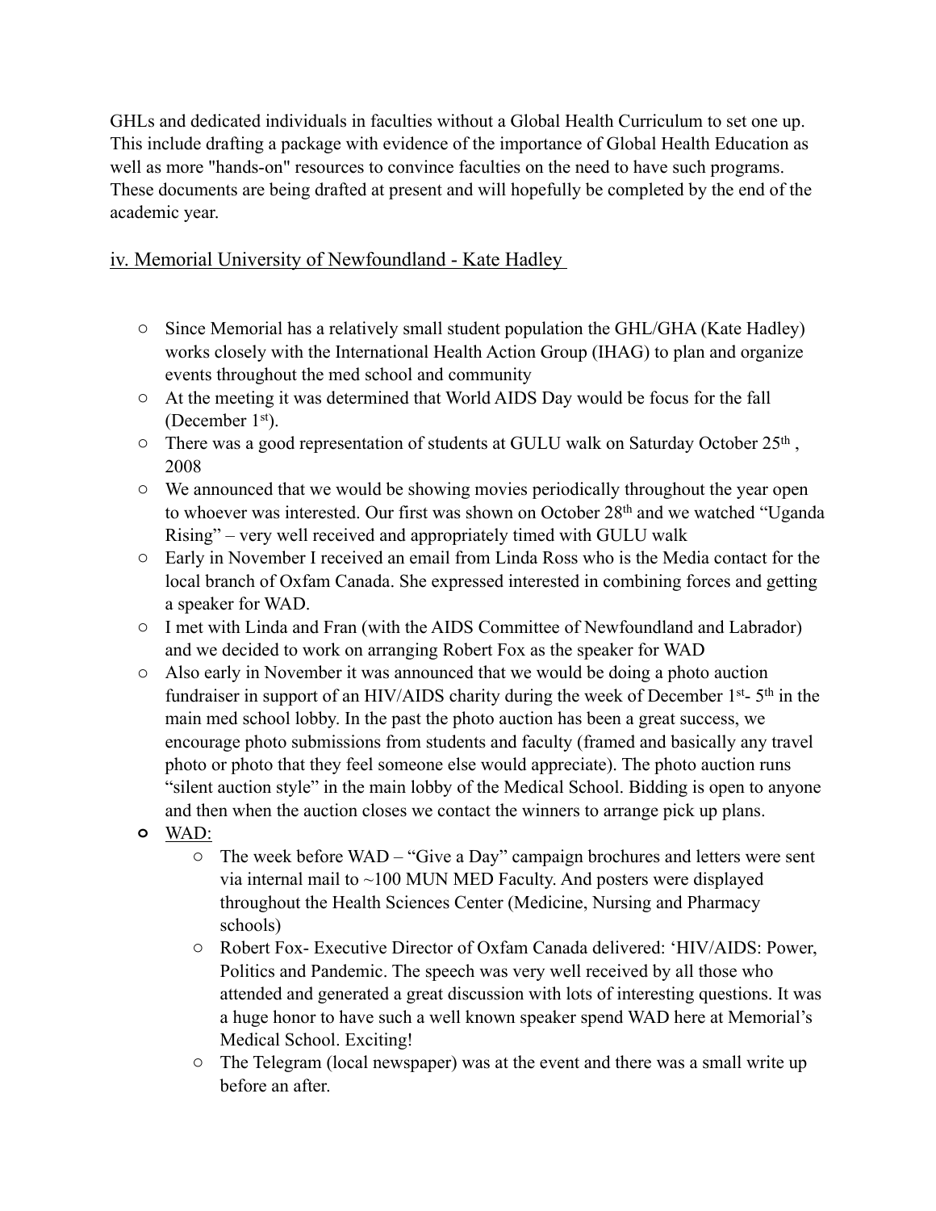GHLs and dedicated individuals in faculties without a Global Health Curriculum to set one up. This include drafting a package with evidence of the importance of Global Health Education as well as more "hands-on" resources to convince faculties on the need to have such programs. These documents are being drafted at present and will hopefully be completed by the end of the academic year.

<u>iv. Memorial University of Newfoundland - Kate Hadley</u>

- Since Memorial has a relatively small student population the GHL/GHA (Kate Hadley) works closely with the International Health Action Group (IHAG) to plan and organize events throughout the med school and community
- At the meeting it was determined that World AIDS Day would be focus for the fall (December 1st).
- There was a good representation of students at GULU walk on Saturday October 25th , 2008
- We announced that we would be showing movies periodically throughout the year open to whoever was interested. Our first was shown on October 28th and we watched "Uganda Rising" – very well received and appropriately timed with GULU walk
- Early in November I received an email from Linda Ross who is the Media contact for the local branch of Oxfam Canada. She expressed interested in combining forces and getting a speaker for WAD.
- I met with Linda and Fran (with the AIDS Committee of Newfoundland and Labrador) and we decided to work on arranging Robert Fox as the speaker for WAD
- Also early in November it was announced that we would be doing a photo auction fundraiser in support of an HIV/AIDS charity during the week of December 1st- 5th in the main med school lobby. In the past the photo auction has been a great success, we encourage photo submissions from students and faculty (framed and basically any travel photo or photo that they feel someone else would appreciate). The photo auction runs "silent auction style" in the main lobby of the Medical School. Bidding is open to anyone and then when the auction closes we contact the winners to arrange pick up plans.
- <u>WAD:</u>
  - The week before WAD – "Give a Day" campaign brochures and letters were sent via internal mail to ~100 MUN MED Faculty. And posters were displayed throughout the Health Sciences Center (Medicine, Nursing and Pharmacy schools)
  - Robert Fox- Executive Director of Oxfam Canada delivered: 'HIV/AIDS: Power, Politics and Pandemic. The speech was very well received by all those who attended and generated a great discussion with lots of interesting questions. It was a huge honor to have such a well known speaker spend WAD here at Memorial's Medical School. Exciting!
  - The Telegram (local newspaper) was at the event and there was a small write up before an after.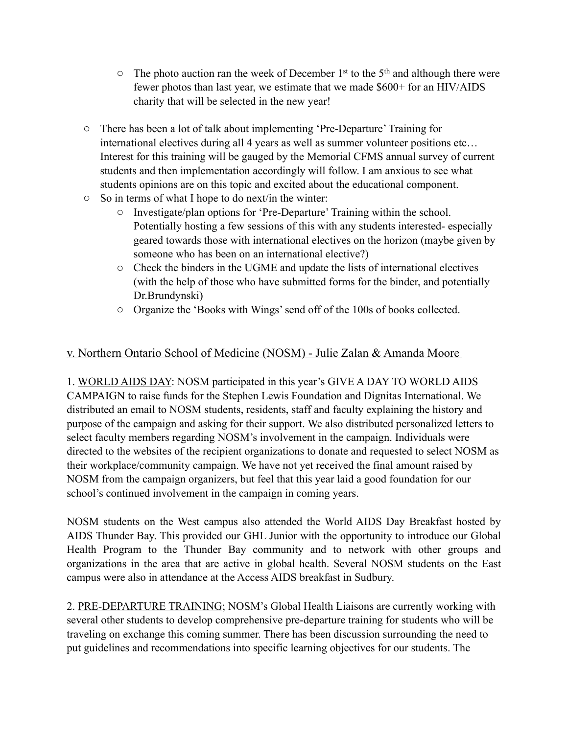- The photo auction ran the week of December 1st to the 5th and although there were fewer photos than last year, we estimate that we made $600+ for an HIV/AIDS charity that will be selected in the new year!

    - There has been a lot of talk about implementing 'Pre-Departure' Training for international electives during all 4 years as well as summer volunteer positions etc… Interest for this training will be gauged by the Memorial CFMS annual survey of current students and then implementation accordingly will follow. I am anxious to see what students opinions are on this topic and excited about the educational component.
    - So in terms of what I hope to do next/in the winter:
        - Investigate/plan options for 'Pre-Departure' Training within the school. Potentially hosting a few sessions of this with any students interested- especially geared towards those with international electives on the horizon (maybe given by someone who has been on an international elective?)
        - Check the binders in the UGME and update the lists of international electives (with the help of those who have submitted forms for the binder, and potentially Dr.Brundynski)
        - Organize the 'Books with Wings' send off of the 100s of books collected.

## v. Northern Ontario School of Medicine (NOSM) - Julie Zalan & Amanda Moore

1. WORLD AIDS DAY: NOSM participated in this year's GIVE A DAY TO WORLD AIDS CAMPAIGN to raise funds for the Stephen Lewis Foundation and Dignitas International. We distributed an email to NOSM students, residents, staff and faculty explaining the history and purpose of the campaign and asking for their support. We also distributed personalized letters to select faculty members regarding NOSM's involvement in the campaign. Individuals were directed to the websites of the recipient organizations to donate and requested to select NOSM as their workplace/community campaign. We have not yet received the final amount raised by NOSM from the campaign organizers, but feel that this year laid a good foundation for our school's continued involvement in the campaign in coming years.

NOSM students on the West campus also attended the World AIDS Day Breakfast hosted by AIDS Thunder Bay. This provided our GHL Junior with the opportunity to introduce our Global Health Program to the Thunder Bay community and to network with other groups and organizations in the area that are active in global health. Several NOSM students on the East campus were also in attendance at the Access AIDS breakfast in Sudbury.

2. PRE-DEPARTURE TRAINING; NOSM's Global Health Liaisons are currently working with several other students to develop comprehensive pre-departure training for students who will be traveling on exchange this coming summer. There has been discussion surrounding the need to put guidelines and recommendations into specific learning objectives for our students. The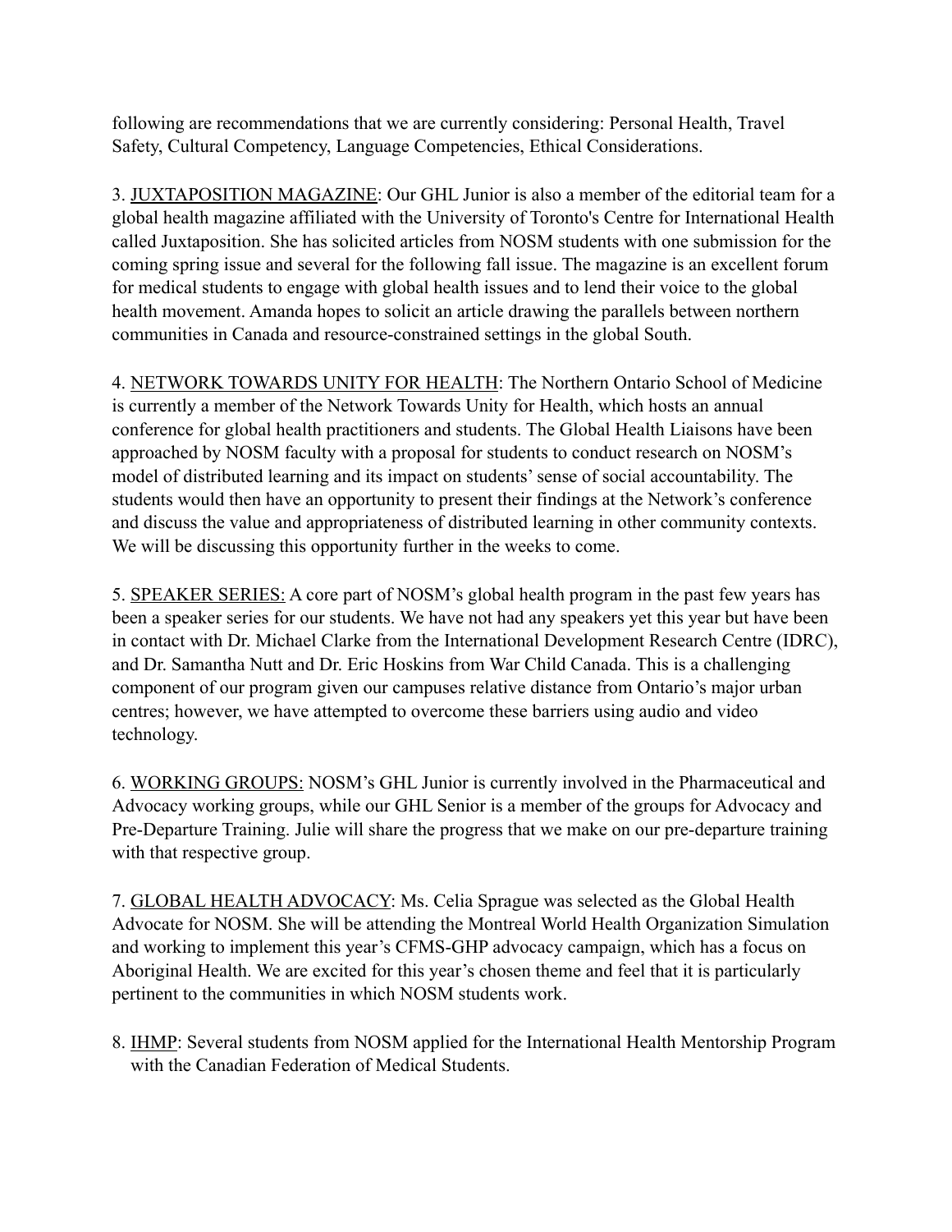following are recommendations that we are currently considering: Personal Health, Travel Safety, Cultural Competency, Language Competencies, Ethical Considerations.

3. JUXTAPOSITION MAGAZINE: Our GHL Junior is also a member of the editorial team for a global health magazine affiliated with the University of Toronto's Centre for International Health called Juxtaposition. She has solicited articles from NOSM students with one submission for the coming spring issue and several for the following fall issue. The magazine is an excellent forum for medical students to engage with global health issues and to lend their voice to the global health movement. Amanda hopes to solicit an article drawing the parallels between northern communities in Canada and resource-constrained settings in the global South.

4. NETWORK TOWARDS UNITY FOR HEALTH: The Northern Ontario School of Medicine is currently a member of the Network Towards Unity for Health, which hosts an annual conference for global health practitioners and students. The Global Health Liaisons have been approached by NOSM faculty with a proposal for students to conduct research on NOSM's model of distributed learning and its impact on students' sense of social accountability. The students would then have an opportunity to present their findings at the Network's conference and discuss the value and appropriateness of distributed learning in other community contexts. We will be discussing this opportunity further in the weeks to come.

5. SPEAKER SERIES: A core part of NOSM's global health program in the past few years has been a speaker series for our students. We have not had any speakers yet this year but have been in contact with Dr. Michael Clarke from the International Development Research Centre (IDRC), and Dr. Samantha Nutt and Dr. Eric Hoskins from War Child Canada. This is a challenging component of our program given our campuses relative distance from Ontario's major urban centres; however, we have attempted to overcome these barriers using audio and video technology.

6. WORKING GROUPS: NOSM's GHL Junior is currently involved in the Pharmaceutical and Advocacy working groups, while our GHL Senior is a member of the groups for Advocacy and Pre-Departure Training. Julie will share the progress that we make on our pre-departure training with that respective group.

7. GLOBAL HEALTH ADVOCACY: Ms. Celia Sprague was selected as the Global Health Advocate for NOSM. She will be attending the Montreal World Health Organization Simulation and working to implement this year's CFMS-GHP advocacy campaign, which has a focus on Aboriginal Health. We are excited for this year's chosen theme and feel that it is particularly pertinent to the communities in which NOSM students work.

8. IHMP: Several students from NOSM applied for the International Health Mentorship Program with the Canadian Federation of Medical Students.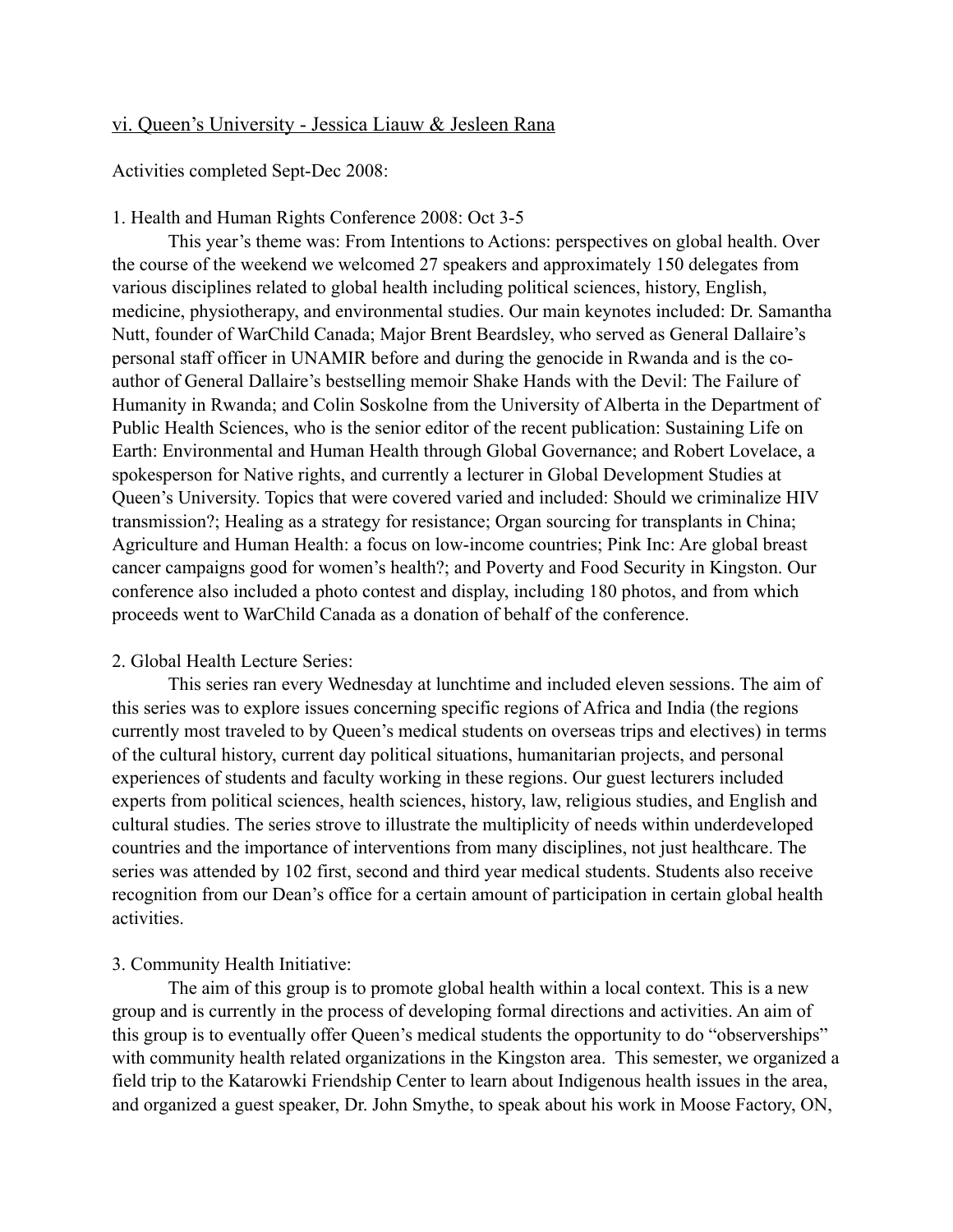## vi. Queen's University - Jessica Liauw & Jesleen Rana

Activities completed Sept-Dec 2008:

1. Health and Human Rights Conference 2008: Oct 3-5

This year's theme was: From Intentions to Actions: perspectives on global health. Over the course of the weekend we welcomed 27 speakers and approximately 150 delegates from various disciplines related to global health including political sciences, history, English, medicine, physiotherapy, and environmental studies. Our main keynotes included: Dr. Samantha Nutt, founder of WarChild Canada; Major Brent Beardsley, who served as General Dallaire's personal staff officer in UNAMIR before and during the genocide in Rwanda and is the co-author of General Dallaire's bestselling memoir Shake Hands with the Devil: The Failure of Humanity in Rwanda; and Colin Soskolne from the University of Alberta in the Department of Public Health Sciences, who is the senior editor of the recent publication: Sustaining Life on Earth: Environmental and Human Health through Global Governance; and Robert Lovelace, a spokesperson for Native rights, and currently a lecturer in Global Development Studies at Queen's University. Topics that were covered varied and included: Should we criminalize HIV transmission?; Healing as a strategy for resistance; Organ sourcing for transplants in China; Agriculture and Human Health: a focus on low-income countries; Pink Inc: Are global breast cancer campaigns good for women's health?; and Poverty and Food Security in Kingston. Our conference also included a photo contest and display, including 180 photos, and from which proceeds went to WarChild Canada as a donation of behalf of the conference.

2. Global Health Lecture Series:

This series ran every Wednesday at lunchtime and included eleven sessions. The aim of this series was to explore issues concerning specific regions of Africa and India (the regions currently most traveled to by Queen's medical students on overseas trips and electives) in terms of the cultural history, current day political situations, humanitarian projects, and personal experiences of students and faculty working in these regions. Our guest lecturers included experts from political sciences, health sciences, history, law, religious studies, and English and cultural studies. The series strove to illustrate the multiplicity of needs within underdeveloped countries and the importance of interventions from many disciplines, not just healthcare. The series was attended by 102 first, second and third year medical students. Students also receive recognition from our Dean's office for a certain amount of participation in certain global health activities.

3. Community Health Initiative:

The aim of this group is to promote global health within a local context. This is a new group and is currently in the process of developing formal directions and activities. An aim of this group is to eventually offer Queen's medical students the opportunity to do "observerships" with community health related organizations in the Kingston area. This semester, we organized a field trip to the Katarowki Friendship Center to learn about Indigenous health issues in the area, and organized a guest speaker, Dr. John Smythe, to speak about his work in Moose Factory, ON,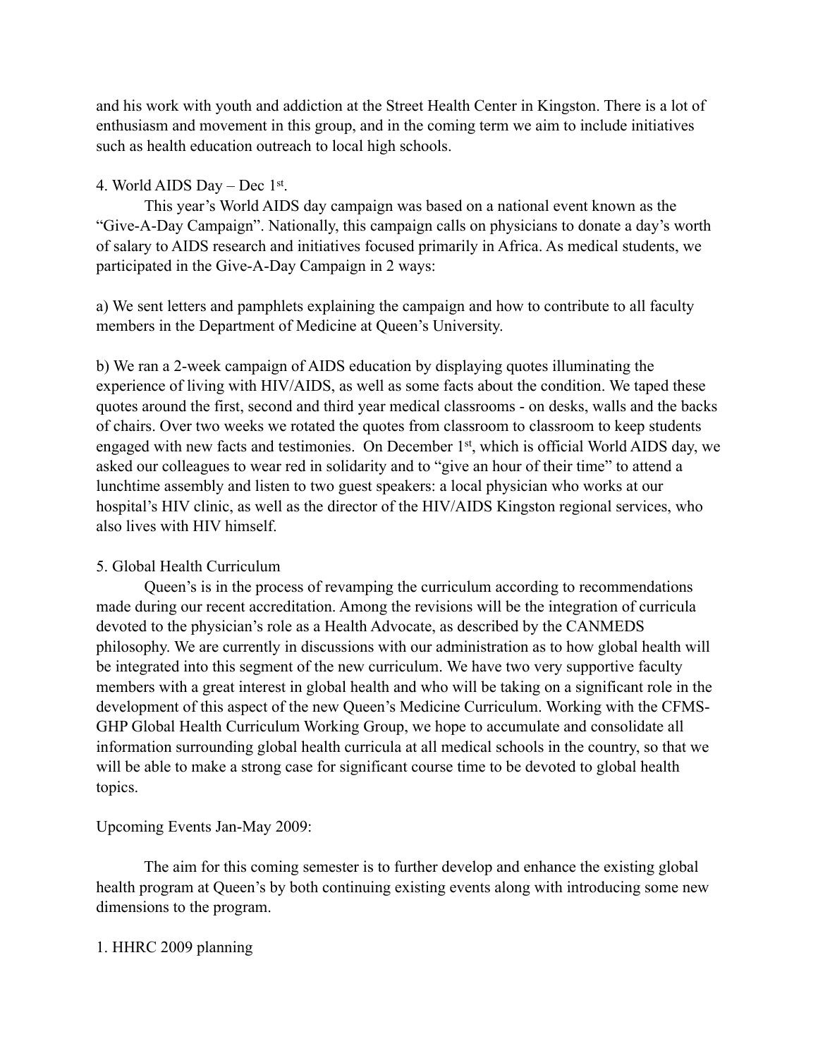and his work with youth and addiction at the Street Health Center in Kingston. There is a lot of enthusiasm and movement in this group, and in the coming term we aim to include initiatives such as health education outreach to local high schools.

4. World AIDS Day – Dec 1st.

This year's World AIDS day campaign was based on a national event known as the "Give-A-Day Campaign". Nationally, this campaign calls on physicians to donate a day's worth of salary to AIDS research and initiatives focused primarily in Africa. As medical students, we participated in the Give-A-Day Campaign in 2 ways:

a) We sent letters and pamphlets explaining the campaign and how to contribute to all faculty members in the Department of Medicine at Queen's University.

b) We ran a 2-week campaign of AIDS education by displaying quotes illuminating the experience of living with HIV/AIDS, as well as some facts about the condition. We taped these quotes around the first, second and third year medical classrooms - on desks, walls and the backs of chairs. Over two weeks we rotated the quotes from classroom to classroom to keep students engaged with new facts and testimonies. On December 1st, which is official World AIDS day, we asked our colleagues to wear red in solidarity and to "give an hour of their time" to attend a lunchtime assembly and listen to two guest speakers: a local physician who works at our hospital's HIV clinic, as well as the director of the HIV/AIDS Kingston regional services, who also lives with HIV himself.

5. Global Health Curriculum

Queen's is in the process of revamping the curriculum according to recommendations made during our recent accreditation. Among the revisions will be the integration of curricula devoted to the physician's role as a Health Advocate, as described by the CANMEDS philosophy. We are currently in discussions with our administration as to how global health will be integrated into this segment of the new curriculum. We have two very supportive faculty members with a great interest in global health and who will be taking on a significant role in the development of this aspect of the new Queen's Medicine Curriculum. Working with the CFMS-GHP Global Health Curriculum Working Group, we hope to accumulate and consolidate all information surrounding global health curricula at all medical schools in the country, so that we will be able to make a strong case for significant course time to be devoted to global health topics.

Upcoming Events Jan-May 2009:

The aim for this coming semester is to further develop and enhance the existing global health program at Queen's by both continuing existing events along with introducing some new dimensions to the program.

1. HHRC 2009 planning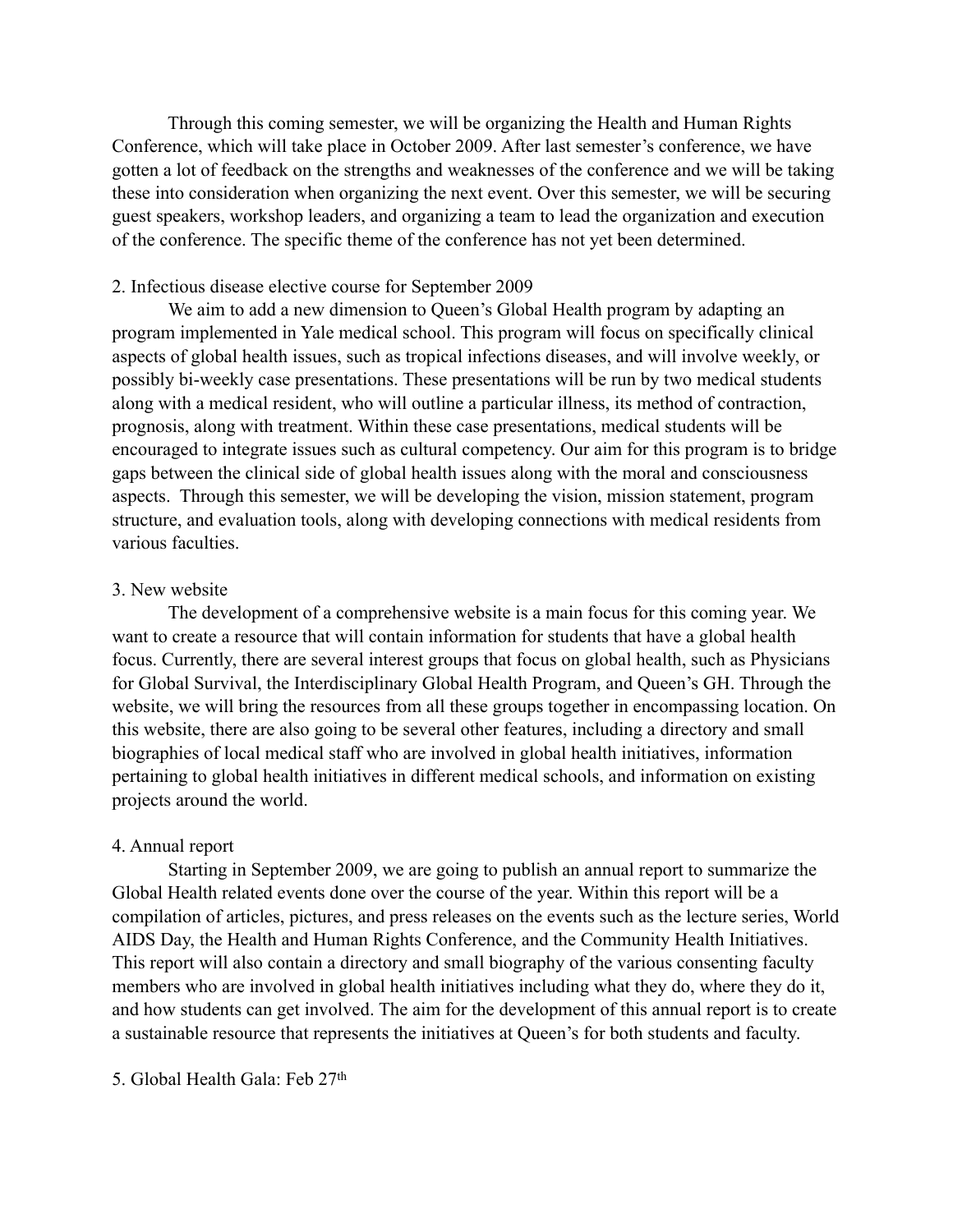Through this coming semester, we will be organizing the Health and Human Rights Conference, which will take place in October 2009. After last semester's conference, we have gotten a lot of feedback on the strengths and weaknesses of the conference and we will be taking these into consideration when organizing the next event. Over this semester, we will be securing guest speakers, workshop leaders, and organizing a team to lead the organization and execution of the conference. The specific theme of the conference has not yet been determined.

2. Infectious disease elective course for September 2009

We aim to add a new dimension to Queen's Global Health program by adapting an program implemented in Yale medical school. This program will focus on specifically clinical aspects of global health issues, such as tropical infections diseases, and will involve weekly, or possibly bi-weekly case presentations. These presentations will be run by two medical students along with a medical resident, who will outline a particular illness, its method of contraction, prognosis, along with treatment. Within these case presentations, medical students will be encouraged to integrate issues such as cultural competency. Our aim for this program is to bridge gaps between the clinical side of global health issues along with the moral and consciousness aspects. Through this semester, we will be developing the vision, mission statement, program structure, and evaluation tools, along with developing connections with medical residents from various faculties.

3. New website

The development of a comprehensive website is a main focus for this coming year. We want to create a resource that will contain information for students that have a global health focus. Currently, there are several interest groups that focus on global health, such as Physicians for Global Survival, the Interdisciplinary Global Health Program, and Queen's GH. Through the website, we will bring the resources from all these groups together in encompassing location. On this website, there are also going to be several other features, including a directory and small biographies of local medical staff who are involved in global health initiatives, information pertaining to global health initiatives in different medical schools, and information on existing projects around the world.

4. Annual report

Starting in September 2009, we are going to publish an annual report to summarize the Global Health related events done over the course of the year. Within this report will be a compilation of articles, pictures, and press releases on the events such as the lecture series, World AIDS Day, the Health and Human Rights Conference, and the Community Health Initiatives. This report will also contain a directory and small biography of the various consenting faculty members who are involved in global health initiatives including what they do, where they do it, and how students can get involved. The aim for the development of this annual report is to create a sustainable resource that represents the initiatives at Queen's for both students and faculty.

5. Global Health Gala: Feb 27th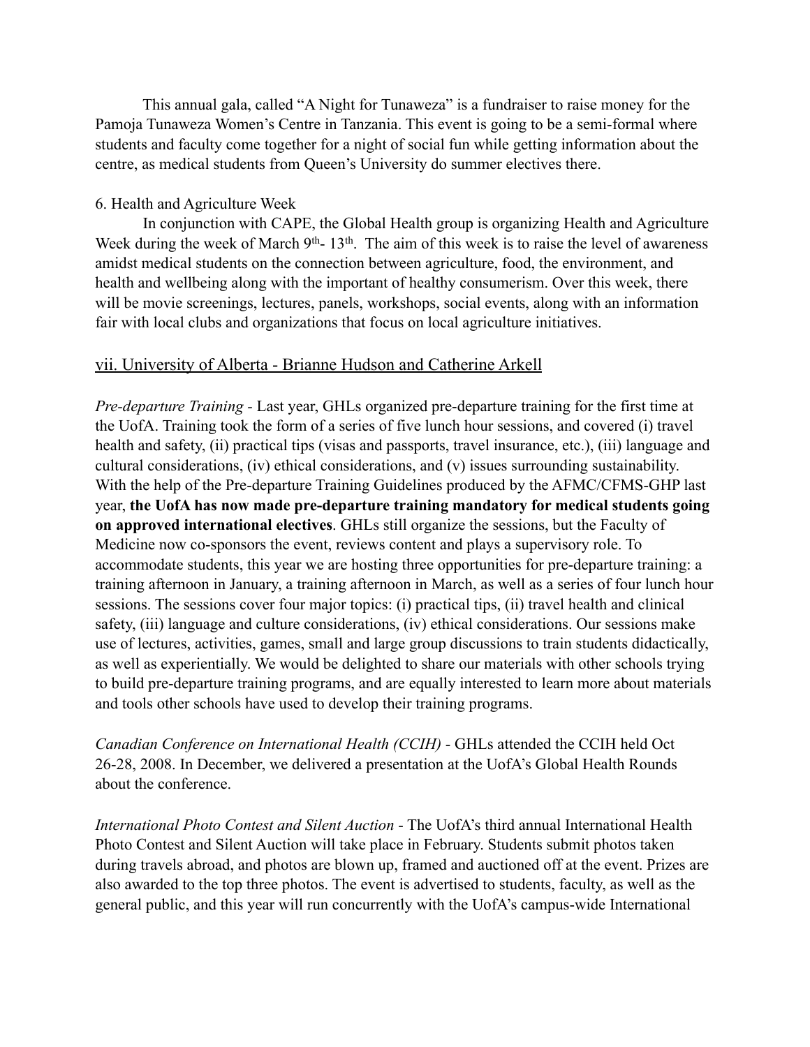This annual gala, called "A Night for Tunaweza" is a fundraiser to raise money for the Pamoja Tunaweza Women's Centre in Tanzania. This event is going to be a semi-formal where students and faculty come together for a night of social fun while getting information about the centre, as medical students from Queen's University do summer electives there.

6. Health and Agriculture Week

In conjunction with CAPE, the Global Health group is organizing Health and Agriculture Week during the week of March 9th- 13th. The aim of this week is to raise the level of awareness amidst medical students on the connection between agriculture, food, the environment, and health and wellbeing along with the important of healthy consumerism. Over this week, there will be movie screenings, lectures, panels, workshops, social events, along with an information fair with local clubs and organizations that focus on local agriculture initiatives.

### vii. University of Alberta - Brianne Hudson and Catherine Arkell

*Pre-departure Training* - Last year, GHLs organized pre-departure training for the first time at the UofA. Training took the form of a series of five lunch hour sessions, and covered (i) travel health and safety, (ii) practical tips (visas and passports, travel insurance, etc.), (iii) language and cultural considerations, (iv) ethical considerations, and (v) issues surrounding sustainability. With the help of the Pre-departure Training Guidelines produced by the AFMC/CFMS-GHP last year, **the UofA has now made pre-departure training mandatory for medical students going on approved international electives**. GHLs still organize the sessions, but the Faculty of Medicine now co-sponsors the event, reviews content and plays a supervisory role. To accommodate students, this year we are hosting three opportunities for pre-departure training: a training afternoon in January, a training afternoon in March, as well as a series of four lunch hour sessions. The sessions cover four major topics: (i) practical tips, (ii) travel health and clinical safety, (iii) language and culture considerations, (iv) ethical considerations. Our sessions make use of lectures, activities, games, small and large group discussions to train students didactically, as well as experientially. We would be delighted to share our materials with other schools trying to build pre-departure training programs, and are equally interested to learn more about materials and tools other schools have used to develop their training programs.

*Canadian Conference on International Health (CCIH)* - GHLs attended the CCIH held Oct 26-28, 2008. In December, we delivered a presentation at the UofA's Global Health Rounds about the conference.

*International Photo Contest and Silent Auction* - The UofA's third annual International Health Photo Contest and Silent Auction will take place in February. Students submit photos taken during travels abroad, and photos are blown up, framed and auctioned off at the event. Prizes are also awarded to the top three photos. The event is advertised to students, faculty, as well as the general public, and this year will run concurrently with the UofA's campus-wide International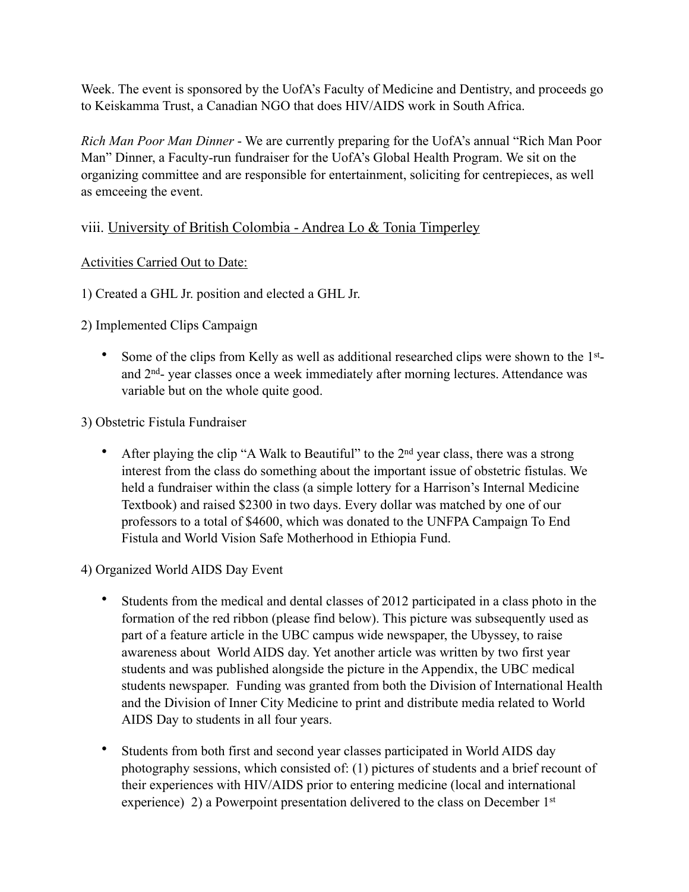Week. The event is sponsored by the UofA's Faculty of Medicine and Dentistry, and proceeds go to Keiskamma Trust, a Canadian NGO that does HIV/AIDS work in South Africa.

*Rich Man Poor Man Dinner* - We are currently preparing for the UofA's annual "Rich Man Poor Man" Dinner, a Faculty-run fundraiser for the UofA's Global Health Program. We sit on the organizing committee and are responsible for entertainment, soliciting for centrepieces, as well as emceeing the event.

### viii. University of British Colombia - Andrea Lo & Tonia Timperley

Activities Carried Out to Date:

1) Created a GHL Jr. position and elected a GHL Jr.

2) Implemented Clips Campaign

- Some of the clips from Kelly as well as additional researched clips were shown to the 1st- and 2nd- year classes once a week immediately after morning lectures. Attendance was variable but on the whole quite good.

3) Obstetric Fistula Fundraiser

- After playing the clip "A Walk to Beautiful" to the 2nd year class, there was a strong interest from the class do something about the important issue of obstetric fistulas. We held a fundraiser within the class (a simple lottery for a Harrison's Internal Medicine Textbook) and raised $2300 in two days. Every dollar was matched by one of our professors to a total of $4600, which was donated to the UNFPA Campaign To End Fistula and World Vision Safe Motherhood in Ethiopia Fund.

4) Organized World AIDS Day Event

- Students from the medical and dental classes of 2012 participated in a class photo in the formation of the red ribbon (please find below). This picture was subsequently used as part of a feature article in the UBC campus wide newspaper, the Ubyssey, to raise awareness about World AIDS day. Yet another article was written by two first year students and was published alongside the picture in the Appendix, the UBC medical students newspaper. Funding was granted from both the Division of International Health and the Division of Inner City Medicine to print and distribute media related to World AIDS Day to students in all four years.
- Students from both first and second year classes participated in World AIDS day photography sessions, which consisted of: (1) pictures of students and a brief recount of their experiences with HIV/AIDS prior to entering medicine (local and international experience) 2) a Powerpoint presentation delivered to the class on December 1st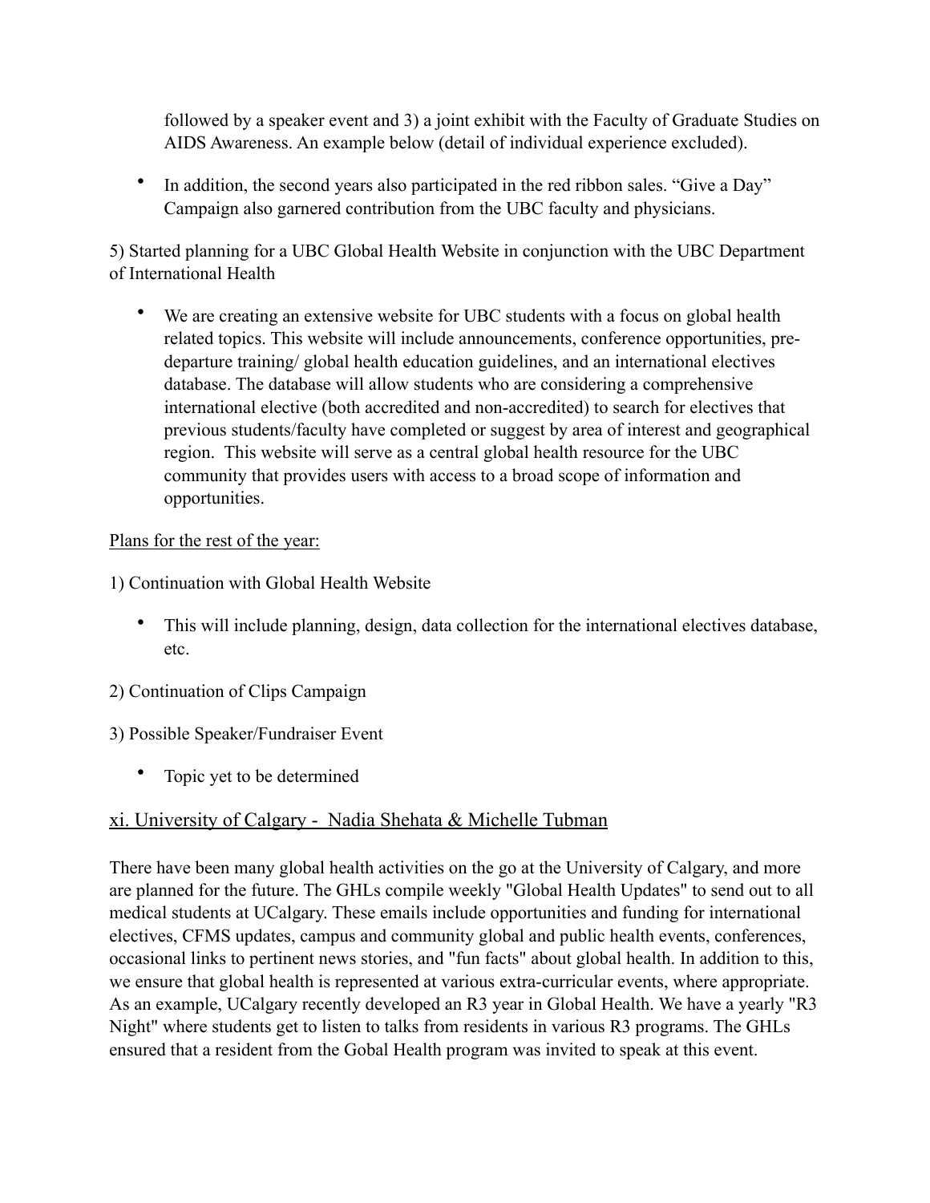followed by a speaker event and 3) a joint exhibit with the Faculty of Graduate Studies on AIDS Awareness. An example below (detail of individual experience excluded).

- In addition, the second years also participated in the red ribbon sales. “Give a Day” Campaign also garnered contribution from the UBC faculty and physicians.

5) Started planning for a UBC Global Health Website in conjunction with the UBC Department of International Health

- We are creating an extensive website for UBC students with a focus on global health related topics. This website will include announcements, conference opportunities, pre-departure training/ global health education guidelines, and an international electives database. The database will allow students who are considering a comprehensive international elective (both accredited and non-accredited) to search for electives that previous students/faculty have completed or suggest by area of interest and geographical region.  This website will serve as a central global health resource for the UBC community that provides users with access to a broad scope of information and opportunities.

<u>Plans for the rest of the year:</u>

1) Continuation with Global Health Website

- This will include planning, design, data collection for the international electives database, etc.

2) Continuation of Clips Campaign

3) Possible Speaker/Fundraiser Event

- Topic yet to be determined

## <u>xi. University of Calgary -  Nadia Shehata & Michelle Tubman</u>

There have been many global health activities on the go at the University of Calgary, and more are planned for the future. The GHLs compile weekly "Global Health Updates" to send out to all medical students at UCalgary. These emails include opportunities and funding for international electives, CFMS updates, campus and community global and public health events, conferences, occasional links to pertinent news stories, and "fun facts" about global health. In addition to this, we ensure that global health is represented at various extra-curricular events, where appropriate. As an example, UCalgary recently developed an R3 year in Global Health. We have a yearly "R3 Night" where students get to listen to talks from residents in various R3 programs. The GHLs ensured that a resident from the Gobal Health program was invited to speak at this event.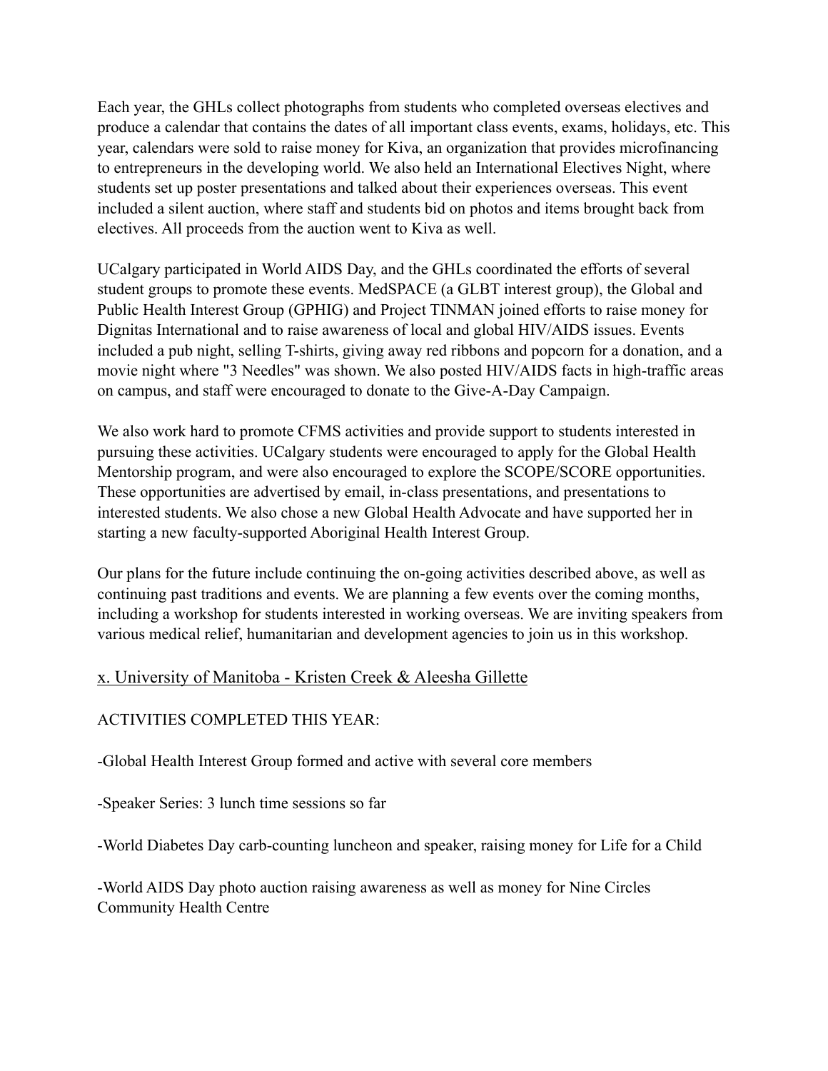Each year, the GHLs collect photographs from students who completed overseas electives and produce a calendar that contains the dates of all important class events, exams, holidays, etc. This year, calendars were sold to raise money for Kiva, an organization that provides microfinancing to entrepreneurs in the developing world. We also held an International Electives Night, where students set up poster presentations and talked about their experiences overseas. This event included a silent auction, where staff and students bid on photos and items brought back from electives. All proceeds from the auction went to Kiva as well.

UCalgary participated in World AIDS Day, and the GHLs coordinated the efforts of several student groups to promote these events. MedSPACE (a GLBT interest group), the Global and Public Health Interest Group (GPHIG) and Project TINMAN joined efforts to raise money for Dignitas International and to raise awareness of local and global HIV/AIDS issues. Events included a pub night, selling T-shirts, giving away red ribbons and popcorn for a donation, and a movie night where "3 Needles" was shown. We also posted HIV/AIDS facts in high-traffic areas on campus, and staff were encouraged to donate to the Give-A-Day Campaign.

We also work hard to promote CFMS activities and provide support to students interested in pursuing these activities. UCalgary students were encouraged to apply for the Global Health Mentorship program, and were also encouraged to explore the SCOPE/SCORE opportunities. These opportunities are advertised by email, in-class presentations, and presentations to interested students. We also chose a new Global Health Advocate and have supported her in starting a new faculty-supported Aboriginal Health Interest Group.

Our plans for the future include continuing the on-going activities described above, as well as continuing past traditions and events. We are planning a few events over the coming months, including a workshop for students interested in working overseas. We are inviting speakers from various medical relief, humanitarian and development agencies to join us in this workshop.

## x. University of Manitoba - Kristen Creek & Aleesha Gillette

ACTIVITIES COMPLETED THIS YEAR:

-Global Health Interest Group formed and active with several core members

-Speaker Series: 3 lunch time sessions so far

-World Diabetes Day carb-counting luncheon and speaker, raising money for Life for a Child

-World AIDS Day photo auction raising awareness as well as money for Nine Circles Community Health Centre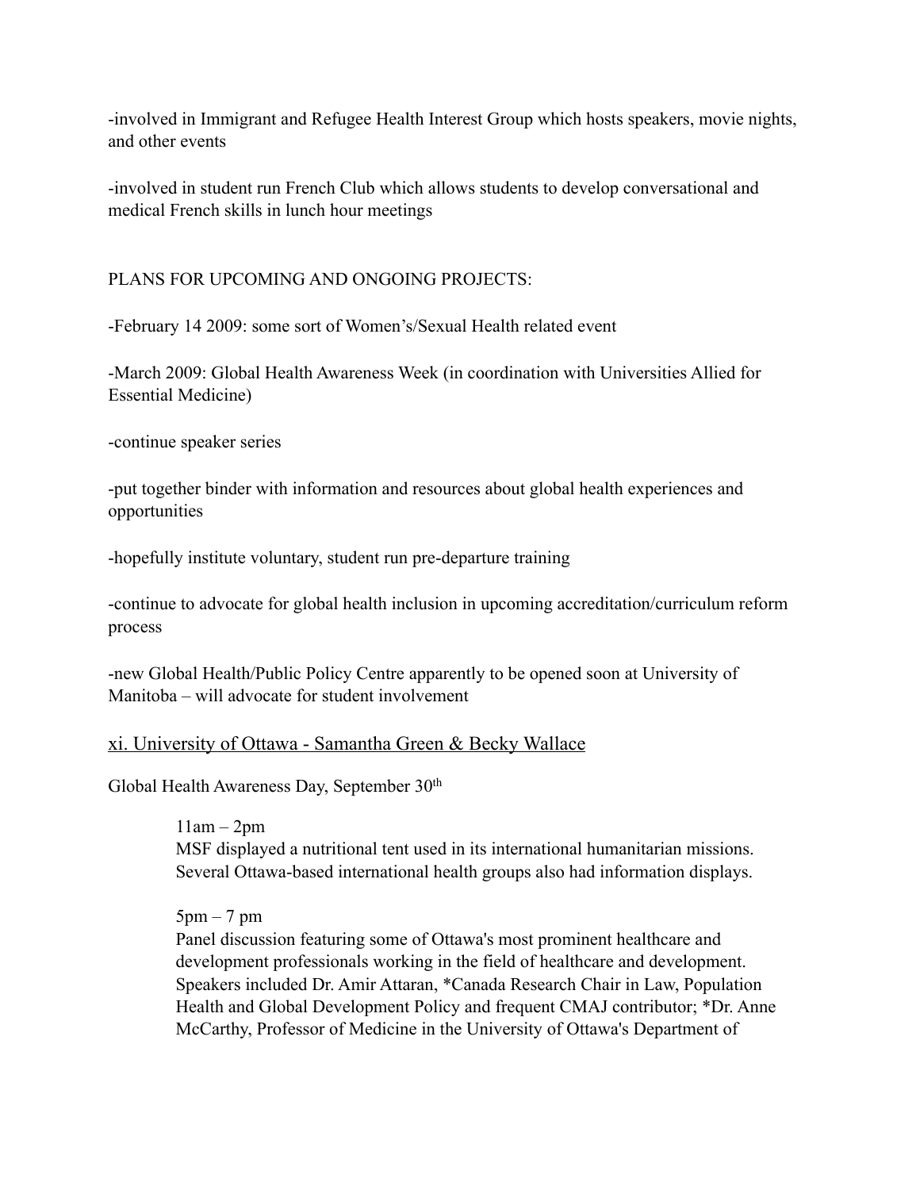-involved in Immigrant and Refugee Health Interest Group which hosts speakers, movie nights, and other events

-involved in student run French Club which allows students to develop conversational and medical French skills in lunch hour meetings

PLANS FOR UPCOMING AND ONGOING PROJECTS:

-February 14 2009: some sort of Women's/Sexual Health related event

-March 2009: Global Health Awareness Week (in coordination with Universities Allied for Essential Medicine)

-continue speaker series

-put together binder with information and resources about global health experiences and opportunities

-hopefully institute voluntary, student run pre-departure training

-continue to advocate for global health inclusion in upcoming accreditation/curriculum reform process

-new Global Health/Public Policy Centre apparently to be opened soon at University of Manitoba – will advocate for student involvement

### xi. University of Ottawa - Samantha Green & Becky Wallace

Global Health Awareness Day, September 30th

> 11am – 2pm
> MSF displayed a nutritional tent used in its international humanitarian missions. Several Ottawa-based international health groups also had information displays.
>
> 5pm – 7 pm
> Panel discussion featuring some of Ottawa's most prominent healthcare and development professionals working in the field of healthcare and development. Speakers included Dr. Amir Attaran, *Canada Research Chair in Law, Population Health and Global Development Policy and frequent CMAJ contributor; *Dr. Anne McCarthy, Professor of Medicine in the University of Ottawa's Department of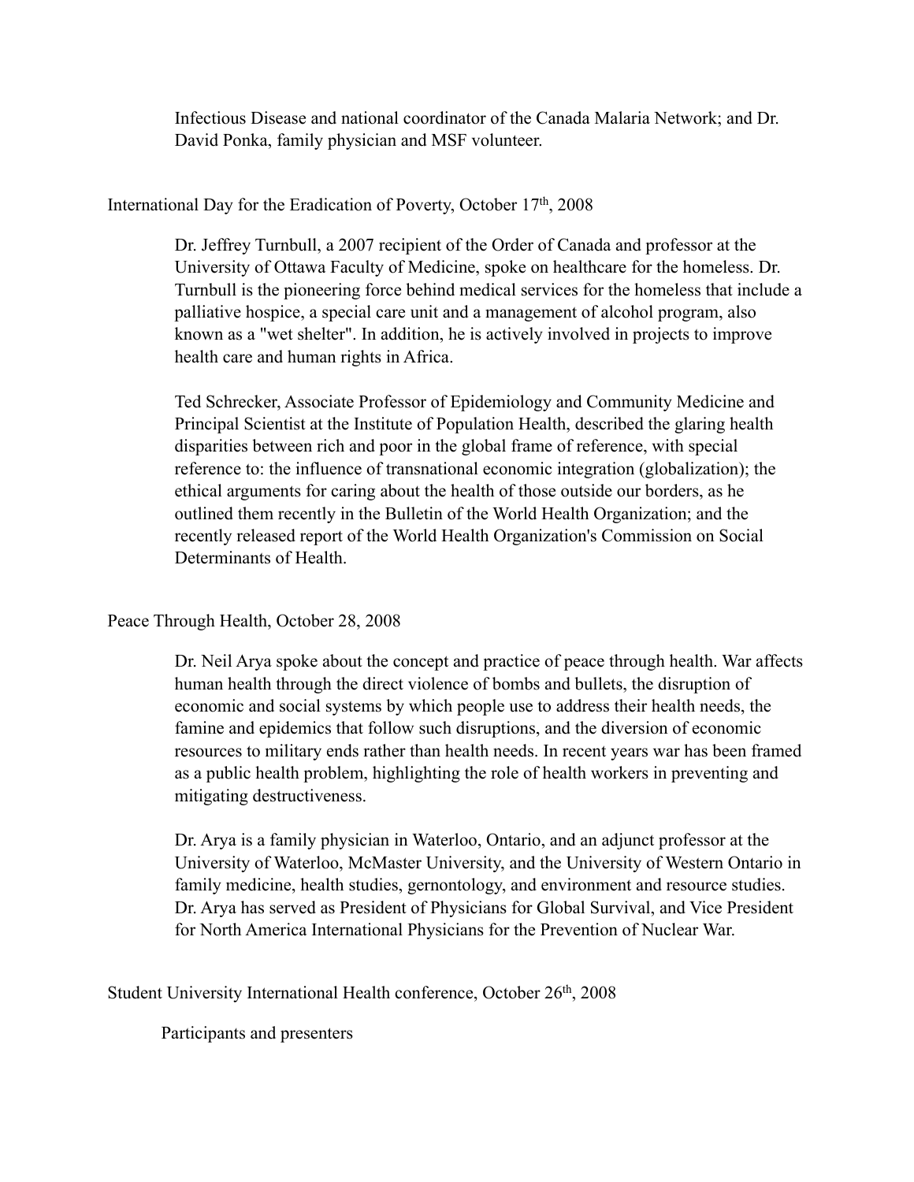Infectious Disease and national coordinator of the Canada Malaria Network; and Dr. David Ponka, family physician and MSF volunteer.

International Day for the Eradication of Poverty, October 17th, 2008

Dr. Jeffrey Turnbull, a 2007 recipient of the Order of Canada and professor at the University of Ottawa Faculty of Medicine, spoke on healthcare for the homeless. Dr. Turnbull is the pioneering force behind medical services for the homeless that include a palliative hospice, a special care unit and a management of alcohol program, also known as a "wet shelter". In addition, he is actively involved in projects to improve health care and human rights in Africa.

Ted Schrecker, Associate Professor of Epidemiology and Community Medicine and Principal Scientist at the Institute of Population Health, described the glaring health disparities between rich and poor in the global frame of reference, with special reference to: the influence of transnational economic integration (globalization); the ethical arguments for caring about the health of those outside our borders, as he outlined them recently in the Bulletin of the World Health Organization; and the recently released report of the World Health Organization's Commission on Social Determinants of Health.

Peace Through Health, October 28, 2008

Dr. Neil Arya spoke about the concept and practice of peace through health. War affects human health through the direct violence of bombs and bullets, the disruption of economic and social systems by which people use to address their health needs, the famine and epidemics that follow such disruptions, and the diversion of economic resources to military ends rather than health needs. In recent years war has been framed as a public health problem, highlighting the role of health workers in preventing and mitigating destructiveness.

Dr. Arya is a family physician in Waterloo, Ontario, and an adjunct professor at the University of Waterloo, McMaster University, and the University of Western Ontario in family medicine, health studies, gernontology, and environment and resource studies. Dr. Arya has served as President of Physicians for Global Survival, and Vice President for North America International Physicians for the Prevention of Nuclear War.

Student University International Health conference, October 26th, 2008

Participants and presenters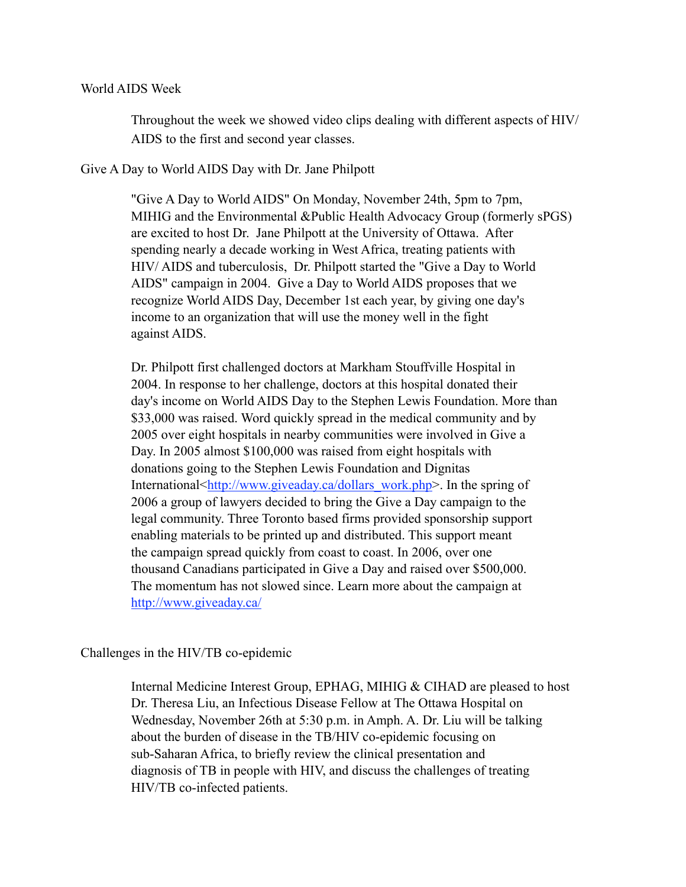World AIDS Week

Throughout the week we showed video clips dealing with different aspects of HIV/AIDS to the first and second year classes.

Give A Day to World AIDS Day with Dr. Jane Philpott

"Give A Day to World AIDS" On Monday, November 24th, 5pm to 7pm, MIHIG and the Environmental &Public Health Advocacy Group (formerly sPGS) are excited to host Dr. Jane Philpott at the University of Ottawa. After spending nearly a decade working in West Africa, treating patients with HIV/ AIDS and tuberculosis, Dr. Philpott started the "Give a Day to World AIDS" campaign in 2004. Give a Day to World AIDS proposes that we recognize World AIDS Day, December 1st each year, by giving one day's income to an organization that will use the money well in the fight against AIDS.

Dr. Philpott first challenged doctors at Markham Stouffville Hospital in 2004. In response to her challenge, doctors at this hospital donated their day's income on World AIDS Day to the Stephen Lewis Foundation. More than $33,000 was raised. Word quickly spread in the medical community and by 2005 over eight hospitals in nearby communities were involved in Give a Day. In 2005 almost $100,000 was raised from eight hospitals with donations going to the Stephen Lewis Foundation and Dignitas International<http://www.giveaday.ca/dollars_work.php>. In the spring of 2006 a group of lawyers decided to bring the Give a Day campaign to the legal community. Three Toronto based firms provided sponsorship support enabling materials to be printed up and distributed. This support meant the campaign spread quickly from coast to coast. In 2006, over one thousand Canadians participated in Give a Day and raised over $500,000. The momentum has not slowed since. Learn more about the campaign at http://www.giveaday.ca/

Challenges in the HIV/TB co-epidemic

Internal Medicine Interest Group, EPHAG, MIHIG & CIHAD are pleased to host Dr. Theresa Liu, an Infectious Disease Fellow at The Ottawa Hospital on Wednesday, November 26th at 5:30 p.m. in Amph. A. Dr. Liu will be talking about the burden of disease in the TB/HIV co-epidemic focusing on sub-Saharan Africa, to briefly review the clinical presentation and diagnosis of TB in people with HIV, and discuss the challenges of treating HIV/TB co-infected patients.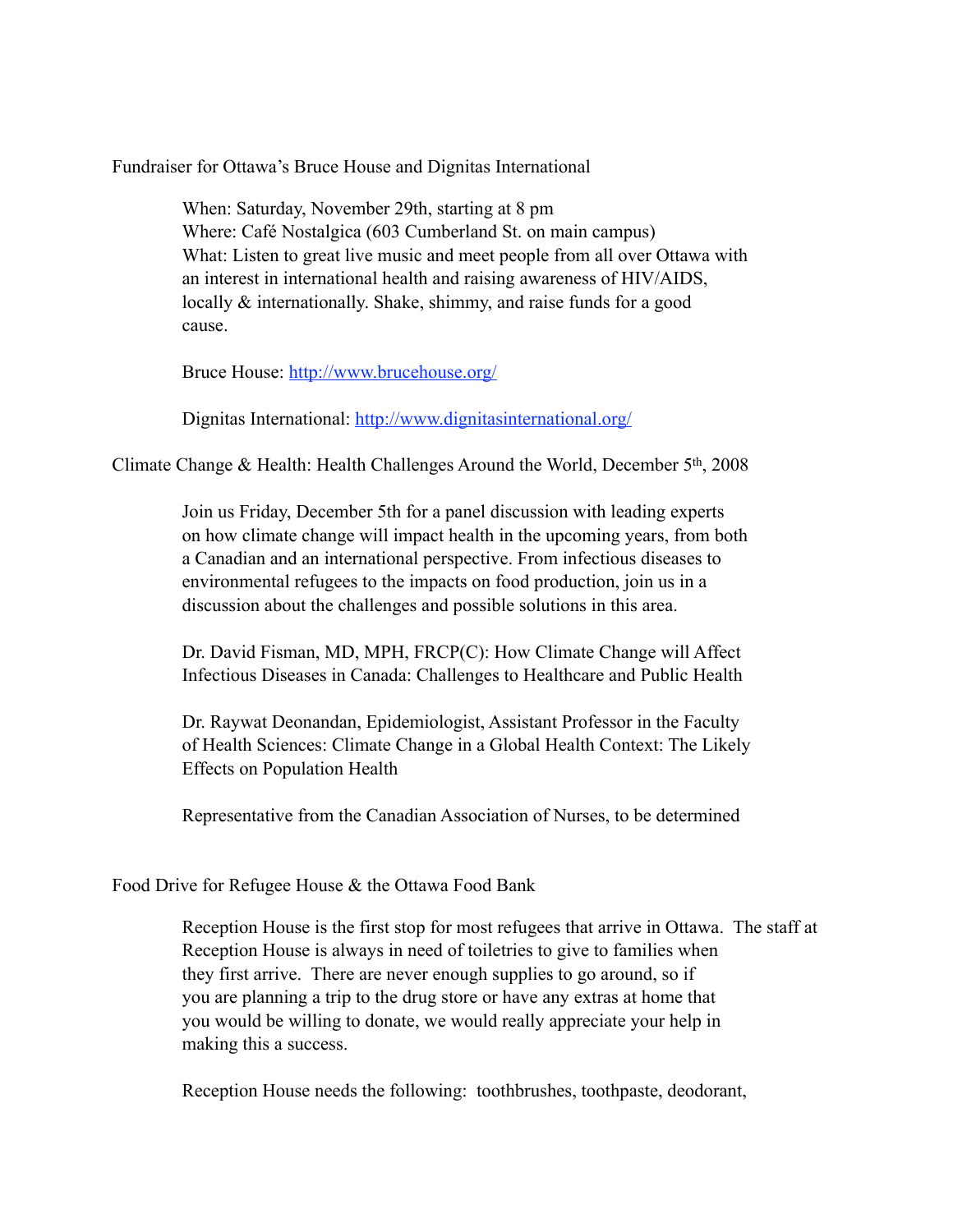Fundraiser for Ottawa's Bruce House and Dignitas International

When: Saturday, November 29th, starting at 8 pm
Where: Café Nostalgica (603 Cumberland St. on main campus)
What: Listen to great live music and meet people from all over Ottawa with an interest in international health and raising awareness of HIV/AIDS, locally & internationally. Shake, shimmy, and raise funds for a good cause.

Bruce House: http://www.brucehouse.org/

Dignitas International: http://www.dignitasinternational.org/

Climate Change & Health: Health Challenges Around the World, December 5th, 2008

Join us Friday, December 5th for a panel discussion with leading experts on how climate change will impact health in the upcoming years, from both a Canadian and an international perspective. From infectious diseases to environmental refugees to the impacts on food production, join us in a discussion about the challenges and possible solutions in this area.

Dr. David Fisman, MD, MPH, FRCP(C): How Climate Change will Affect Infectious Diseases in Canada: Challenges to Healthcare and Public Health

Dr. Raywat Deonandan, Epidemiologist, Assistant Professor in the Faculty of Health Sciences: Climate Change in a Global Health Context: The Likely Effects on Population Health

Representative from the Canadian Association of Nurses, to be determined

Food Drive for Refugee House & the Ottawa Food Bank

Reception House is the first stop for most refugees that arrive in Ottawa. The staff at Reception House is always in need of toiletries to give to families when they first arrive. There are never enough supplies to go around, so if you are planning a trip to the drug store or have any extras at home that you would be willing to donate, we would really appreciate your help in making this a success.

Reception House needs the following: toothbrushes, toothpaste, deodorant,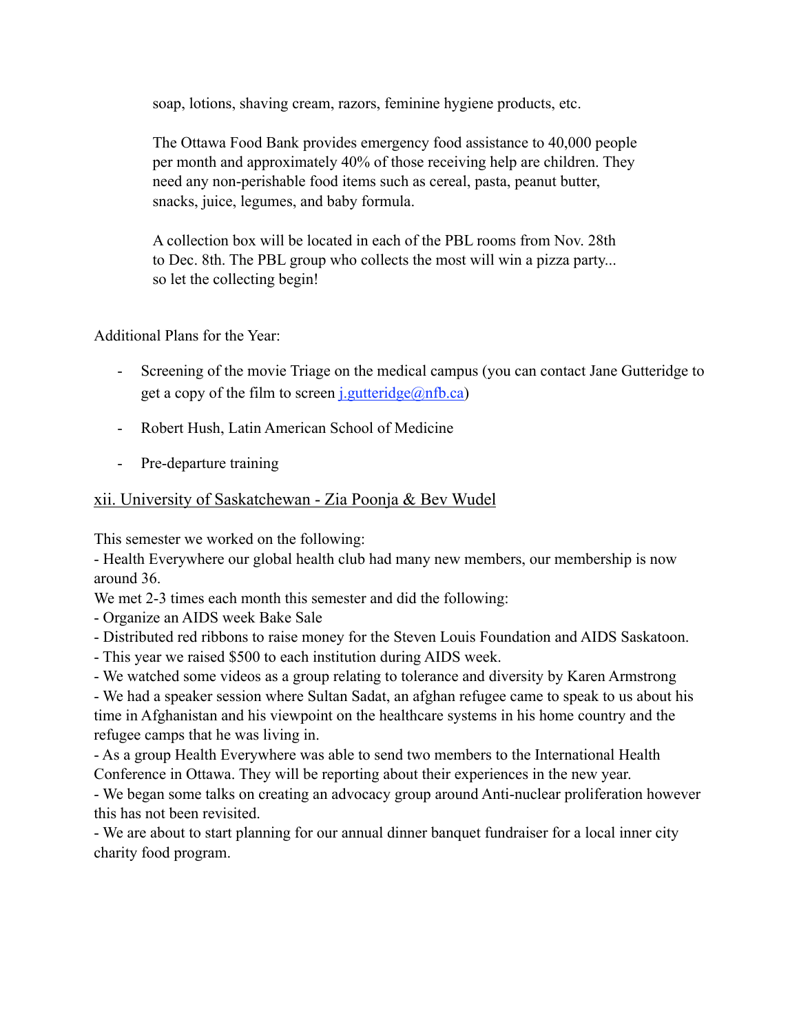soap, lotions, shaving cream, razors, feminine hygiene products, etc.

The Ottawa Food Bank provides emergency food assistance to 40,000 people per month and approximately 40% of those receiving help are children. They need any non-perishable food items such as cereal, pasta, peanut butter, snacks, juice, legumes, and baby formula.

A collection box will be located in each of the PBL rooms from Nov. 28th to Dec. 8th. The PBL group who collects the most will win a pizza party... so let the collecting begin!

Additional Plans for the Year:

- Screening of the movie Triage on the medical campus (you can contact Jane Gutteridge to get a copy of the film to screen [j.gutteridge@nfb.ca](mailto:j.gutteridge@nfb.ca))
- Robert Hush, Latin American School of Medicine
- Pre-departure training

## xii. University of Saskatchewan - Zia Poonja & Bev Wudel

This semester we worked on the following:
- Health Everywhere our global health club had many new members, our membership is now around 36.

We met 2-3 times each month this semester and did the following:
- Organize an AIDS week Bake Sale
- Distributed red ribbons to raise money for the Steven Louis Foundation and AIDS Saskatoon.
- This year we raised $500 to each institution during AIDS week.
- We watched some videos as a group relating to tolerance and diversity by Karen Armstrong
- We had a speaker session where Sultan Sadat, an afghan refugee came to speak to us about his time in Afghanistan and his viewpoint on the healthcare systems in his home country and the refugee camps that he was living in.
- As a group Health Everywhere was able to send two members to the International Health Conference in Ottawa. They will be reporting about their experiences in the new year.
- We began some talks on creating an advocacy group around Anti-nuclear proliferation however this has not been revisited.
- We are about to start planning for our annual dinner banquet fundraiser for a local inner city charity food program.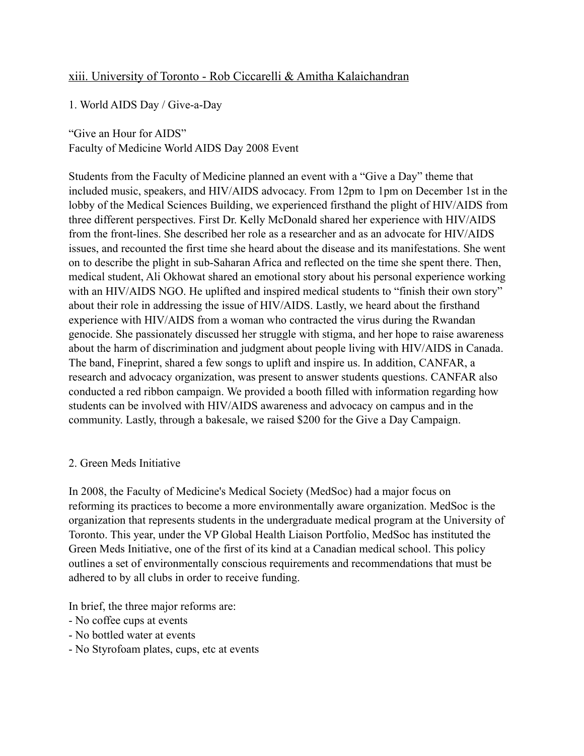## xiii. University of Toronto - Rob Ciccarelli & Amitha Kalaichandran

### 1. World AIDS Day / Give-a-Day

"Give an Hour for AIDS"
Faculty of Medicine World AIDS Day 2008 Event

Students from the Faculty of Medicine planned an event with a "Give a Day" theme that included music, speakers, and HIV/AIDS advocacy. From 12pm to 1pm on December 1st in the lobby of the Medical Sciences Building, we experienced firsthand the plight of HIV/AIDS from three different perspectives. First Dr. Kelly McDonald shared her experience with HIV/AIDS from the front-lines. She described her role as a researcher and as an advocate for HIV/AIDS issues, and recounted the first time she heard about the disease and its manifestations. She went on to describe the plight in sub-Saharan Africa and reflected on the time she spent there. Then, medical student, Ali Okhowat shared an emotional story about his personal experience working with an HIV/AIDS NGO. He uplifted and inspired medical students to "finish their own story" about their role in addressing the issue of HIV/AIDS. Lastly, we heard about the firsthand experience with HIV/AIDS from a woman who contracted the virus during the Rwandan genocide. She passionately discussed her struggle with stigma, and her hope to raise awareness about the harm of discrimination and judgment about people living with HIV/AIDS in Canada. The band, Fineprint, shared a few songs to uplift and inspire us. In addition, CANFAR, a research and advocacy organization, was present to answer students questions. CANFAR also conducted a red ribbon campaign. We provided a booth filled with information regarding how students can be involved with HIV/AIDS awareness and advocacy on campus and in the community. Lastly, through a bakesale, we raised $200 for the Give a Day Campaign.

### 2. Green Meds Initiative

In 2008, the Faculty of Medicine's Medical Society (MedSoc) had a major focus on reforming its practices to become a more environmentally aware organization. MedSoc is the organization that represents students in the undergraduate medical program at the University of Toronto. This year, under the VP Global Health Liaison Portfolio, MedSoc has instituted the Green Meds Initiative, one of the first of its kind at a Canadian medical school. This policy outlines a set of environmentally conscious requirements and recommendations that must be adhered to by all clubs in order to receive funding.

In brief, the three major reforms are:

- No coffee cups at events
- No bottled water at events
- No Styrofoam plates, cups, etc at events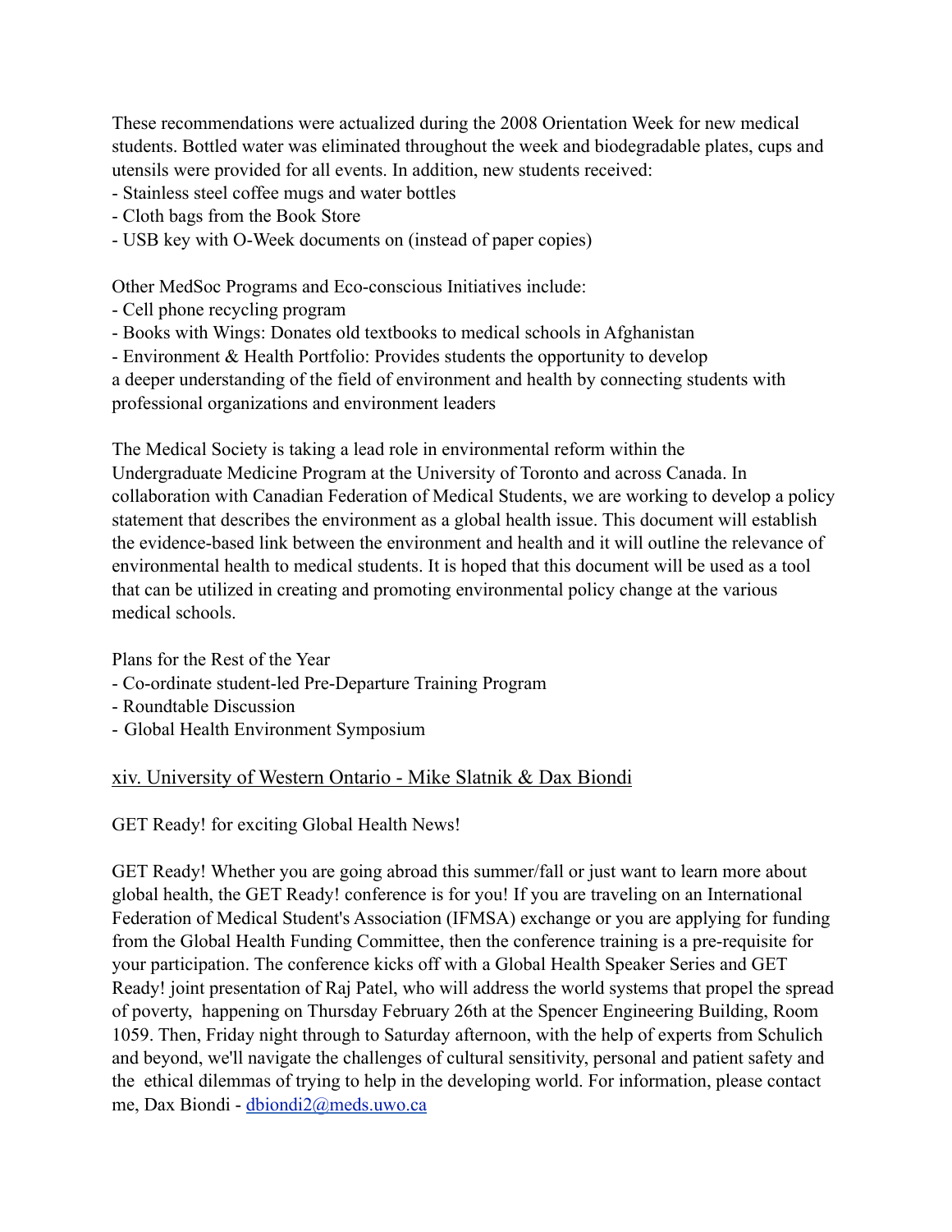These recommendations were actualized during the 2008 Orientation Week for new medical students. Bottled water was eliminated throughout the week and biodegradable plates, cups and utensils were provided for all events. In addition, new students received:

- Stainless steel coffee mugs and water bottles
- Cloth bags from the Book Store
- USB key with O-Week documents on (instead of paper copies)

Other MedSoc Programs and Eco-conscious Initiatives include:

- Cell phone recycling program
- Books with Wings: Donates old textbooks to medical schools in Afghanistan
- Environment & Health Portfolio: Provides students the opportunity to develop a deeper understanding of the field of environment and health by connecting students with professional organizations and environment leaders

The Medical Society is taking a lead role in environmental reform within the Undergraduate Medicine Program at the University of Toronto and across Canada. In collaboration with Canadian Federation of Medical Students, we are working to develop a policy statement that describes the environment as a global health issue. This document will establish the evidence-based link between the environment and health and it will outline the relevance of environmental health to medical students. It is hoped that this document will be used as a tool that can be utilized in creating and promoting environmental policy change at the various medical schools.

Plans for the Rest of the Year

- Co-ordinate student-led Pre-Departure Training Program
- Roundtable Discussion
- Global Health Environment Symposium

### xiv. University of Western Ontario - Mike Slatnik & Dax Biondi

GET Ready! for exciting Global Health News!

GET Ready! Whether you are going abroad this summer/fall or just want to learn more about global health, the GET Ready! conference is for you! If you are traveling on an International Federation of Medical Student's Association (IFMSA) exchange or you are applying for funding from the Global Health Funding Committee, then the conference training is a pre-requisite for your participation. The conference kicks off with a Global Health Speaker Series and GET Ready! joint presentation of Raj Patel, who will address the world systems that propel the spread of poverty, happening on Thursday February 26th at the Spencer Engineering Building, Room 1059. Then, Friday night through to Saturday afternoon, with the help of experts from Schulich and beyond, we'll navigate the challenges of cultural sensitivity, personal and patient safety and the ethical dilemmas of trying to help in the developing world. For information, please contact me, Dax Biondi - dbiondi2@meds.uwo.ca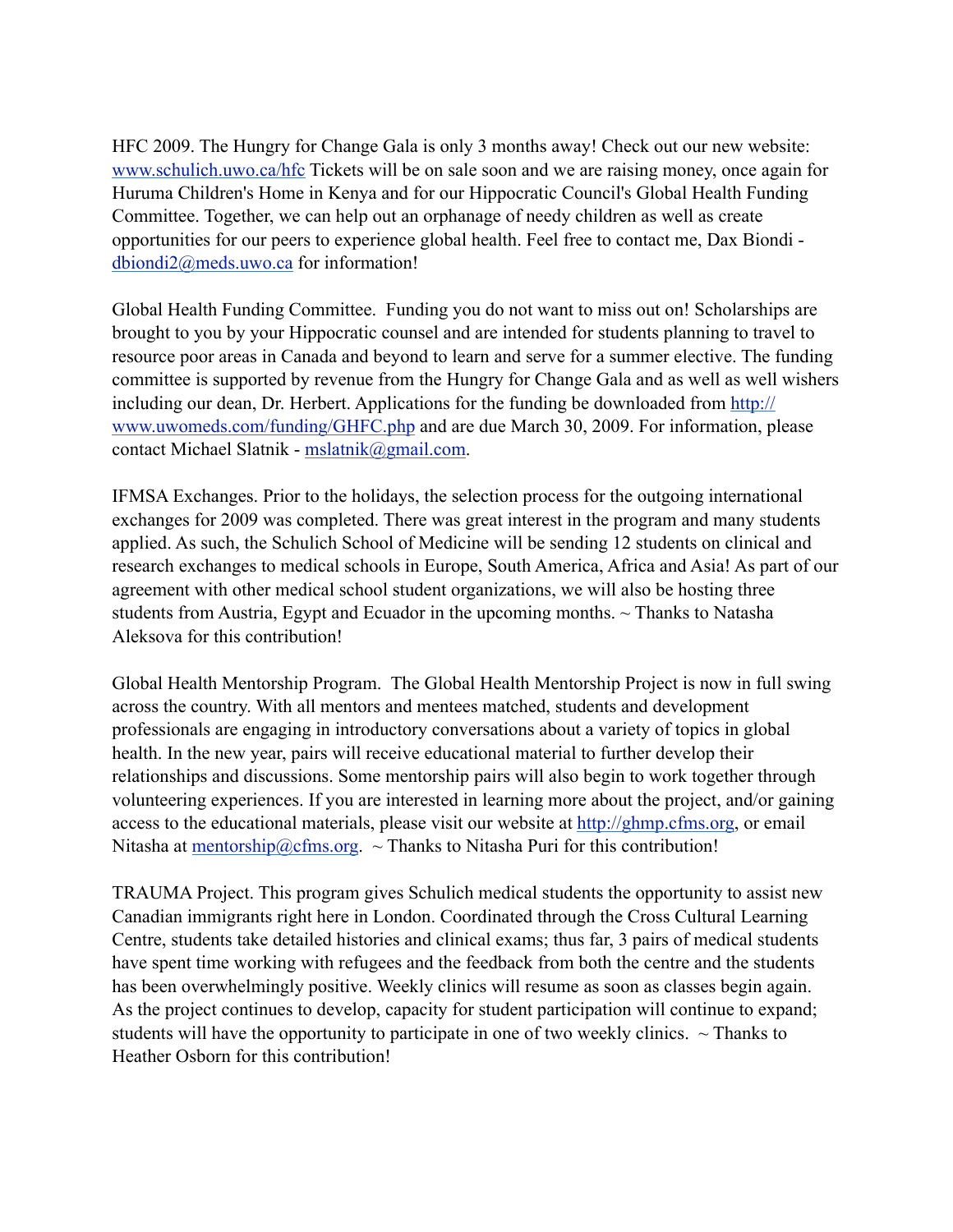HFC 2009. The Hungry for Change Gala is only 3 months away! Check out our new website: www.schulich.uwo.ca/hfc Tickets will be on sale soon and we are raising money, once again for Huruma Children's Home in Kenya and for our Hippocratic Council's Global Health Funding Committee. Together, we can help out an orphanage of needy children as well as create opportunities for our peers to experience global health. Feel free to contact me, Dax Biondi - dbiondi2@meds.uwo.ca for information!

Global Health Funding Committee. Funding you do not want to miss out on! Scholarships are brought to you by your Hippocratic counsel and are intended for students planning to travel to resource poor areas in Canada and beyond to learn and serve for a summer elective. The funding committee is supported by revenue from the Hungry for Change Gala and as well as well wishers including our dean, Dr. Herbert. Applications for the funding be downloaded from http://www.uwomeds.com/funding/GHFC.php and are due March 30, 2009. For information, please contact Michael Slatnik - mslatnik@gmail.com.

IFMSA Exchanges. Prior to the holidays, the selection process for the outgoing international exchanges for 2009 was completed. There was great interest in the program and many students applied. As such, the Schulich School of Medicine will be sending 12 students on clinical and research exchanges to medical schools in Europe, South America, Africa and Asia! As part of our agreement with other medical school student organizations, we will also be hosting three students from Austria, Egypt and Ecuador in the upcoming months. ~ Thanks to Natasha Aleksova for this contribution!

Global Health Mentorship Program. The Global Health Mentorship Project is now in full swing across the country. With all mentors and mentees matched, students and development professionals are engaging in introductory conversations about a variety of topics in global health. In the new year, pairs will receive educational material to further develop their relationships and discussions. Some mentorship pairs will also begin to work together through volunteering experiences. If you are interested in learning more about the project, and/or gaining access to the educational materials, please visit our website at http://ghmp.cfms.org, or email Nitasha at mentorship@cfms.org. ~ Thanks to Nitasha Puri for this contribution!

TRAUMA Project. This program gives Schulich medical students the opportunity to assist new Canadian immigrants right here in London. Coordinated through the Cross Cultural Learning Centre, students take detailed histories and clinical exams; thus far, 3 pairs of medical students have spent time working with refugees and the feedback from both the centre and the students has been overwhelmingly positive. Weekly clinics will resume as soon as classes begin again. As the project continues to develop, capacity for student participation will continue to expand; students will have the opportunity to participate in one of two weekly clinics. ~ Thanks to Heather Osborn for this contribution!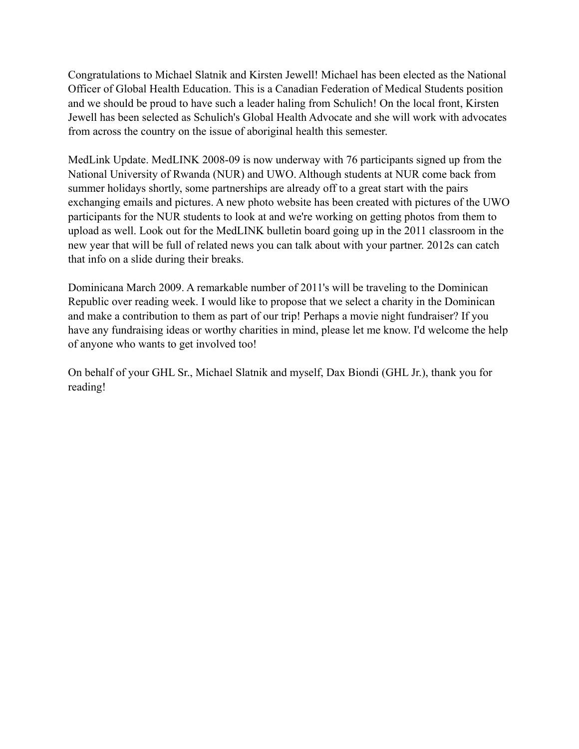Congratulations to Michael Slatnik and Kirsten Jewell! Michael has been elected as the National Officer of Global Health Education. This is a Canadian Federation of Medical Students position and we should be proud to have such a leader haling from Schulich! On the local front, Kirsten Jewell has been selected as Schulich's Global Health Advocate and she will work with advocates from across the country on the issue of aboriginal health this semester.

MedLink Update. MedLINK 2008-09 is now underway with 76 participants signed up from the National University of Rwanda (NUR) and UWO. Although students at NUR come back from summer holidays shortly, some partnerships are already off to a great start with the pairs exchanging emails and pictures. A new photo website has been created with pictures of the UWO participants for the NUR students to look at and we're working on getting photos from them to upload as well. Look out for the MedLINK bulletin board going up in the 2011 classroom in the new year that will be full of related news you can talk about with your partner. 2012s can catch that info on a slide during their breaks.

Dominicana March 2009. A remarkable number of 2011's will be traveling to the Dominican Republic over reading week. I would like to propose that we select a charity in the Dominican and make a contribution to them as part of our trip! Perhaps a movie night fundraiser? If you have any fundraising ideas or worthy charities in mind, please let me know. I'd welcome the help of anyone who wants to get involved too!

On behalf of your GHL Sr., Michael Slatnik and myself, Dax Biondi (GHL Jr.), thank you for reading!